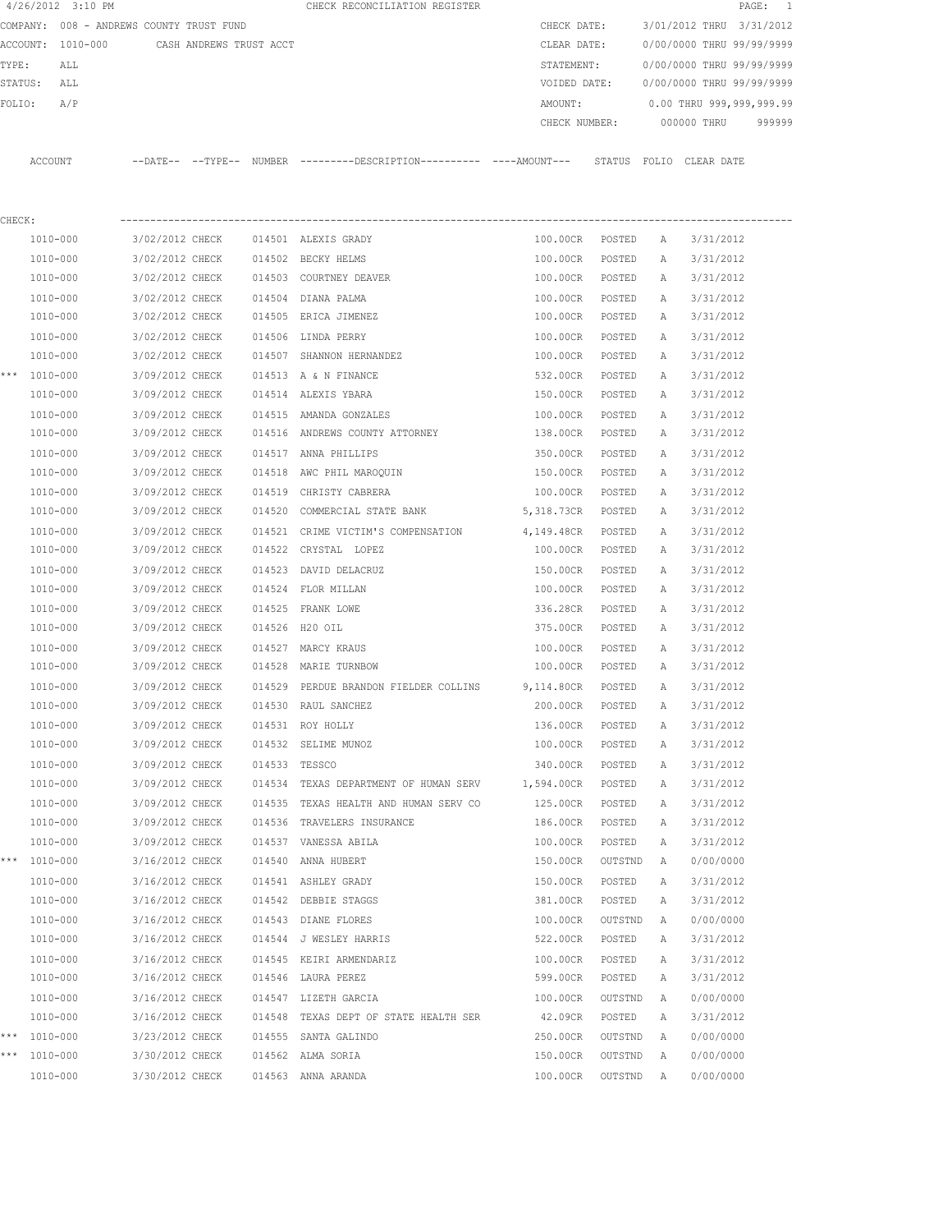4/26/2012 3:10 PM CHECK RECONCILIATION REGISTER

COMPANY: 008 - ANDREWS COUNTY TRUST FUND

ACCOUNT: 1010-000 CASH ANDREWS TRUST ACCT

TYPE: ALL

STATUS: ALL

FOLIO: A/P

CHECK DATE: 3/01/2012 THRU 3/31/2012

CLEAR DATE: 0/00/0000 THRU 99/99/9999

STATEMENT: 0/00/0000 THRU 99/99/9999

VOIDED DATE: 0/00/0000 THRU 99/99/9999

AMOUNT: 0.00 THRU 999,999,999.99

CHECK NUMBER: 000000 THRU 999999

CHECK:

| | ACCOUNT | DATE | TYPE | NUMBER | DESCRIPTION | AMOUNT | STATUS | FOLIO | CLEAR DATE |
|---|---|---|---|---|---|---|---|---|---|
| | 1010-000 | 3/02/2012 | CHECK | 014501 | ALEXIS GRADY | 100.00CR | POSTED | A | 3/31/2012 |
| | 1010-000 | 3/02/2012 | CHECK | 014502 | BECKY HELMS | 100.00CR | POSTED | A | 3/31/2012 |
| | 1010-000 | 3/02/2012 | CHECK | 014503 | COURTNEY DEAVER | 100.00CR | POSTED | A | 3/31/2012 |
| | 1010-000 | 3/02/2012 | CHECK | 014504 | DIANA PALMA | 100.00CR | POSTED | A | 3/31/2012 |
| | 1010-000 | 3/02/2012 | CHECK | 014505 | ERICA JIMENEZ | 100.00CR | POSTED | A | 3/31/2012 |
| | 1010-000 | 3/02/2012 | CHECK | 014506 | LINDA PERRY | 100.00CR | POSTED | A | 3/31/2012 |
| | 1010-000 | 3/02/2012 | CHECK | 014507 | SHANNON HERNANDEZ | 100.00CR | POSTED | A | 3/31/2012 |
| *** | 1010-000 | 3/09/2012 | CHECK | 014513 | A & N FINANCE | 532.00CR | POSTED | A | 3/31/2012 |
| | 1010-000 | 3/09/2012 | CHECK | 014514 | ALEXIS YBARA | 150.00CR | POSTED | A | 3/31/2012 |
| | 1010-000 | 3/09/2012 | CHECK | 014515 | AMANDA GONZALES | 100.00CR | POSTED | A | 3/31/2012 |
| | 1010-000 | 3/09/2012 | CHECK | 014516 | ANDREWS COUNTY ATTORNEY | 138.00CR | POSTED | A | 3/31/2012 |
| | 1010-000 | 3/09/2012 | CHECK | 014517 | ANNA PHILLIPS | 350.00CR | POSTED | A | 3/31/2012 |
| | 1010-000 | 3/09/2012 | CHECK | 014518 | AWC PHIL MAROQUIN | 150.00CR | POSTED | A | 3/31/2012 |
| | 1010-000 | 3/09/2012 | CHECK | 014519 | CHRISTY CABRERA | 100.00CR | POSTED | A | 3/31/2012 |
| | 1010-000 | 3/09/2012 | CHECK | 014520 | COMMERCIAL STATE BANK | 5,318.73CR | POSTED | A | 3/31/2012 |
| | 1010-000 | 3/09/2012 | CHECK | 014521 | CRIME VICTIM'S COMPENSATION | 4,149.48CR | POSTED | A | 3/31/2012 |
| | 1010-000 | 3/09/2012 | CHECK | 014522 | CRYSTAL LOPEZ | 100.00CR | POSTED | A | 3/31/2012 |
| | 1010-000 | 3/09/2012 | CHECK | 014523 | DAVID DELACRUZ | 150.00CR | POSTED | A | 3/31/2012 |
| | 1010-000 | 3/09/2012 | CHECK | 014524 | FLOR MILLAN | 100.00CR | POSTED | A | 3/31/2012 |
| | 1010-000 | 3/09/2012 | CHECK | 014525 | FRANK LOWE | 336.28CR | POSTED | A | 3/31/2012 |
| | 1010-000 | 3/09/2012 | CHECK | 014526 | H20 OIL | 375.00CR | POSTED | A | 3/31/2012 |
| | 1010-000 | 3/09/2012 | CHECK | 014527 | MARCY KRAUS | 100.00CR | POSTED | A | 3/31/2012 |
| | 1010-000 | 3/09/2012 | CHECK | 014528 | MARIE TURNBOW | 100.00CR | POSTED | A | 3/31/2012 |
| | 1010-000 | 3/09/2012 | CHECK | 014529 | PERDUE BRANDON FIELDER COLLINS | 9,114.80CR | POSTED | A | 3/31/2012 |
| | 1010-000 | 3/09/2012 | CHECK | 014530 | RAUL SANCHEZ | 200.00CR | POSTED | A | 3/31/2012 |
| | 1010-000 | 3/09/2012 | CHECK | 014531 | ROY HOLLY | 136.00CR | POSTED | A | 3/31/2012 |
| | 1010-000 | 3/09/2012 | CHECK | 014532 | SELIME MUNOZ | 100.00CR | POSTED | A | 3/31/2012 |
| | 1010-000 | 3/09/2012 | CHECK | 014533 | TESSCO | 340.00CR | POSTED | A | 3/31/2012 |
| | 1010-000 | 3/09/2012 | CHECK | 014534 | TEXAS DEPARTMENT OF HUMAN SERV | 1,594.00CR | POSTED | A | 3/31/2012 |
| | 1010-000 | 3/09/2012 | CHECK | 014535 | TEXAS HEALTH AND HUMAN SERV CO | 125.00CR | POSTED | A | 3/31/2012 |
| | 1010-000 | 3/09/2012 | CHECK | 014536 | TRAVELERS INSURANCE | 186.00CR | POSTED | A | 3/31/2012 |
| | 1010-000 | 3/09/2012 | CHECK | 014537 | VANESSA ABILA | 100.00CR | POSTED | A | 3/31/2012 |
| *** | 1010-000 | 3/16/2012 | CHECK | 014540 | ANNA HUBERT | 150.00CR | OUTSTND | A | 0/00/0000 |
| | 1010-000 | 3/16/2012 | CHECK | 014541 | ASHLEY GRADY | 150.00CR | POSTED | A | 3/31/2012 |
| | 1010-000 | 3/16/2012 | CHECK | 014542 | DEBBIE STAGGS | 381.00CR | POSTED | A | 3/31/2012 |
| | 1010-000 | 3/16/2012 | CHECK | 014543 | DIANE FLORES | 100.00CR | OUTSTND | A | 0/00/0000 |
| | 1010-000 | 3/16/2012 | CHECK | 014544 | J WESLEY HARRIS | 522.00CR | POSTED | A | 3/31/2012 |
| | 1010-000 | 3/16/2012 | CHECK | 014545 | KEIRI ARMENDARIZ | 100.00CR | POSTED | A | 3/31/2012 |
| | 1010-000 | 3/16/2012 | CHECK | 014546 | LAURA PEREZ | 599.00CR | POSTED | A | 3/31/2012 |
| | 1010-000 | 3/16/2012 | CHECK | 014547 | LIZETH GARCIA | 100.00CR | OUTSTND | A | 0/00/0000 |
| | 1010-000 | 3/16/2012 | CHECK | 014548 | TEXAS DEPT OF STATE HEALTH SER | 42.09CR | POSTED | A | 3/31/2012 |
| *** | 1010-000 | 3/23/2012 | CHECK | 014555 | SANTA GALINDO | 250.00CR | OUTSTND | A | 0/00/0000 |
| *** | 1010-000 | 3/30/2012 | CHECK | 014562 | ALMA SORIA | 150.00CR | OUTSTND | A | 0/00/0000 |
| | 1010-000 | 3/30/2012 | CHECK | 014563 | ANNA ARANDA | 100.00CR | OUTSTND | A | 0/00/0000 |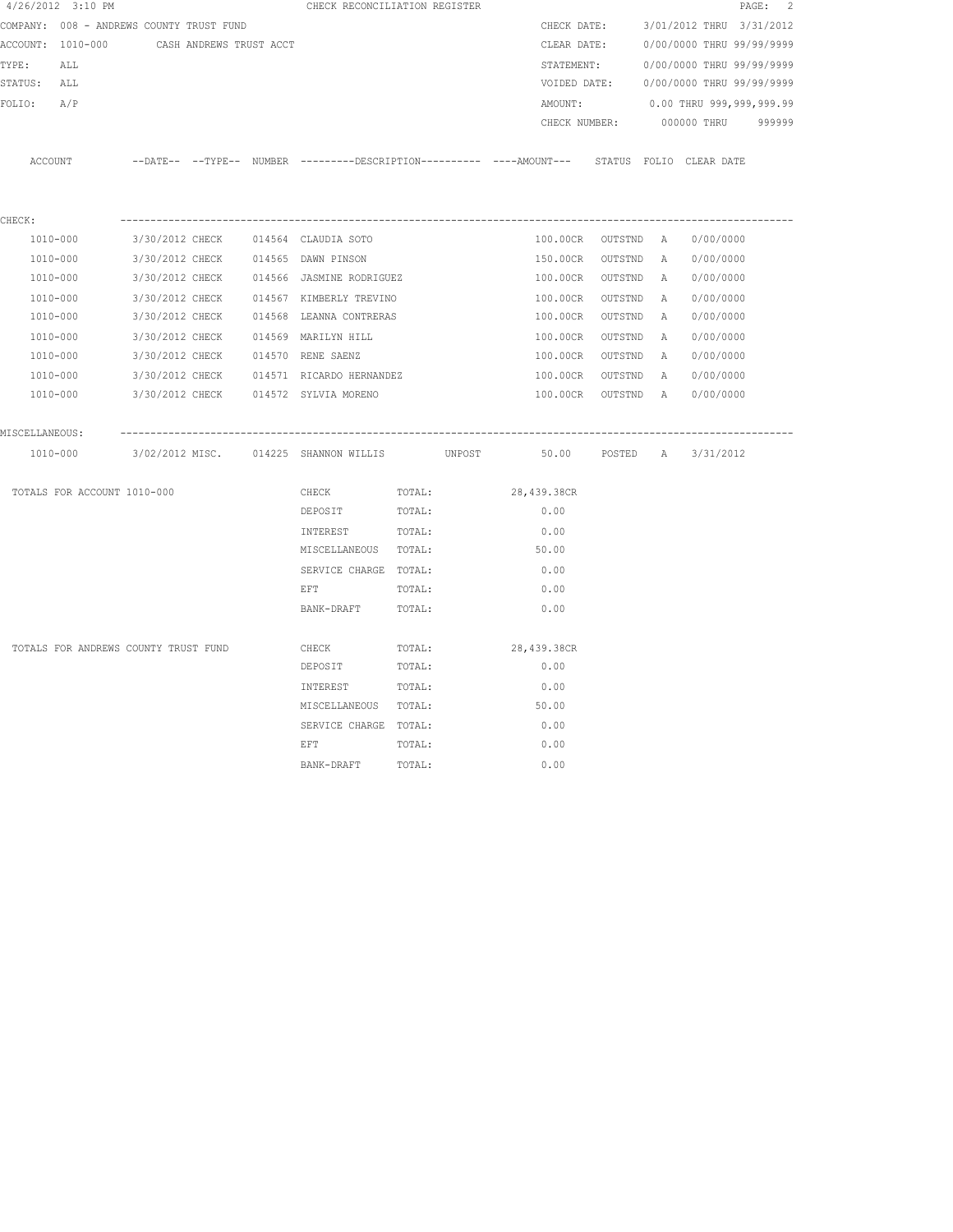4/26/2012 3:10 PM CHECK RECONCILIATION REGISTER

COMPANY: 008 - ANDREWS COUNTY TRUST FUND

ACCOUNT: 1010-000 CASH ANDREWS TRUST ACCT

TYPE: ALL

STATUS: ALL

FOLIO: A/P

CHECK DATE: 3/01/2012 THRU 3/31/2012

CLEAR DATE: 0/00/0000 THRU 99/99/9999

STATEMENT: 0/00/0000 THRU 99/99/9999

VOIDED DATE: 0/00/0000 THRU 99/99/9999

AMOUNT: 0.00 THRU 999,999,999.99

CHECK NUMBER: 000000 THRU 999999

| ACCOUNT | --DATE-- | --TYPE-- | NUMBER | ---------DESCRIPTION---------- | ----AMOUNT--- | STATUS | FOLIO | CLEAR DATE |
|---|---|---|---|---|---|---|---|---|
| CHECK: | | | | | | | | |
| 1010-000 | 3/30/2012 | CHECK | 014564 | CLAUDIA SOTO | 100.00CR | OUTSTND | A | 0/00/0000 |
| 1010-000 | 3/30/2012 | CHECK | 014565 | DAWN PINSON | 150.00CR | OUTSTND | A | 0/00/0000 |
| 1010-000 | 3/30/2012 | CHECK | 014566 | JASMINE RODRIGUEZ | 100.00CR | OUTSTND | A | 0/00/0000 |
| 1010-000 | 3/30/2012 | CHECK | 014567 | KIMBERLY TREVINO | 100.00CR | OUTSTND | A | 0/00/0000 |
| 1010-000 | 3/30/2012 | CHECK | 014568 | LEANNA CONTRERAS | 100.00CR | OUTSTND | A | 0/00/0000 |
| 1010-000 | 3/30/2012 | CHECK | 014569 | MARILYN HILL | 100.00CR | OUTSTND | A | 0/00/0000 |
| 1010-000 | 3/30/2012 | CHECK | 014570 | RENE SAENZ | 100.00CR | OUTSTND | A | 0/00/0000 |
| 1010-000 | 3/30/2012 | CHECK | 014571 | RICARDO HERNANDEZ | 100.00CR | OUTSTND | A | 0/00/0000 |
| 1010-000 | 3/30/2012 | CHECK | 014572 | SYLVIA MORENO | 100.00CR | OUTSTND | A | 0/00/0000 |
| MISCELLANEOUS: | | | | | | | | |
| 1010-000 | 3/02/2012 | MISC. | 014225 | SHANNON WILLIS UNPOST | 50.00 | POSTED | A | 3/31/2012 |

| TOTALS FOR ACCOUNT 1010-000 | | | |
|---|---|---|---|
| | CHECK | TOTAL: | 28,439.38CR |
| | DEPOSIT | TOTAL: | 0.00 |
| | INTEREST | TOTAL: | 0.00 |
| | MISCELLANEOUS | TOTAL: | 50.00 |
| | SERVICE CHARGE | TOTAL: | 0.00 |
| | EFT | TOTAL: | 0.00 |
| | BANK-DRAFT | TOTAL: | 0.00 |

| TOTALS FOR ANDREWS COUNTY TRUST FUND | | | |
|---|---|---|---|
| | CHECK | TOTAL: | 28,439.38CR |
| | DEPOSIT | TOTAL: | 0.00 |
| | INTEREST | TOTAL: | 0.00 |
| | MISCELLANEOUS | TOTAL: | 50.00 |
| | SERVICE CHARGE | TOTAL: | 0.00 |
| | EFT | TOTAL: | 0.00 |
| | BANK-DRAFT | TOTAL: | 0.00 |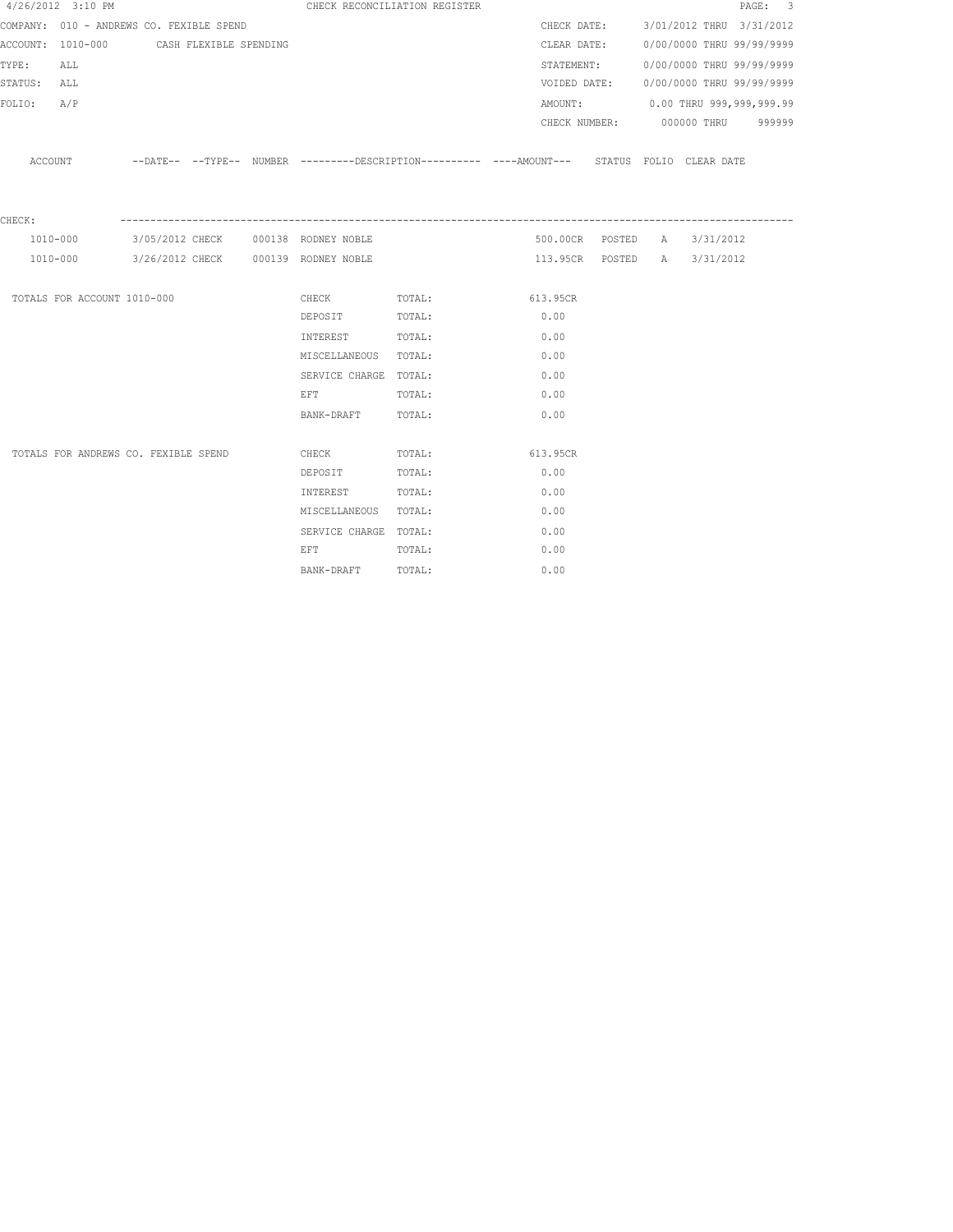4/26/2012 3:10 PM — CHECK RECONCILIATION REGISTER — PAGE: 3

COMPANY: 010 - ANDREWS CO. FEXIBLE SPEND
ACCOUNT: 1010-000 CASH FLEXIBLE SPENDING
TYPE: ALL
STATUS: ALL
FOLIO: A/P

CHECK DATE: 3/01/2012 THRU 3/31/2012
CLEAR DATE: 0/00/0000 THRU 99/99/9999
STATEMENT: 0/00/0000 THRU 99/99/9999
VOIDED DATE: 0/00/0000 THRU 99/99/9999
AMOUNT: 0.00 THRU 999,999,999.99
CHECK NUMBER: 000000 THRU 999999

CHECK:

| ACCOUNT | --DATE-- | --TYPE-- | NUMBER | ---------DESCRIPTION---------- | ----AMOUNT--- | STATUS | FOLIO | CLEAR DATE |
|---|---|---|---|---|---|---|---|---|
| 1010-000 | 3/05/2012 | CHECK | 000138 | RODNEY NOBLE | 500.00CR | POSTED | A | 3/31/2012 |
| 1010-000 | 3/26/2012 | CHECK | 000139 | RODNEY NOBLE | 113.95CR | POSTED | A | 3/31/2012 |

| TOTALS FOR ACCOUNT 1010-000 | | | |
|---|---|---|---|
| | CHECK | TOTAL: | 613.95CR |
| | DEPOSIT | TOTAL: | 0.00 |
| | INTEREST | TOTAL: | 0.00 |
| | MISCELLANEOUS | TOTAL: | 0.00 |
| | SERVICE CHARGE | TOTAL: | 0.00 |
| | EFT | TOTAL: | 0.00 |
| | BANK-DRAFT | TOTAL: | 0.00 |

| TOTALS FOR ANDREWS CO. FEXIBLE SPEND | | | |
|---|---|---|---|
| | CHECK | TOTAL: | 613.95CR |
| | DEPOSIT | TOTAL: | 0.00 |
| | INTEREST | TOTAL: | 0.00 |
| | MISCELLANEOUS | TOTAL: | 0.00 |
| | SERVICE CHARGE | TOTAL: | 0.00 |
| | EFT | TOTAL: | 0.00 |
| | BANK-DRAFT | TOTAL: | 0.00 |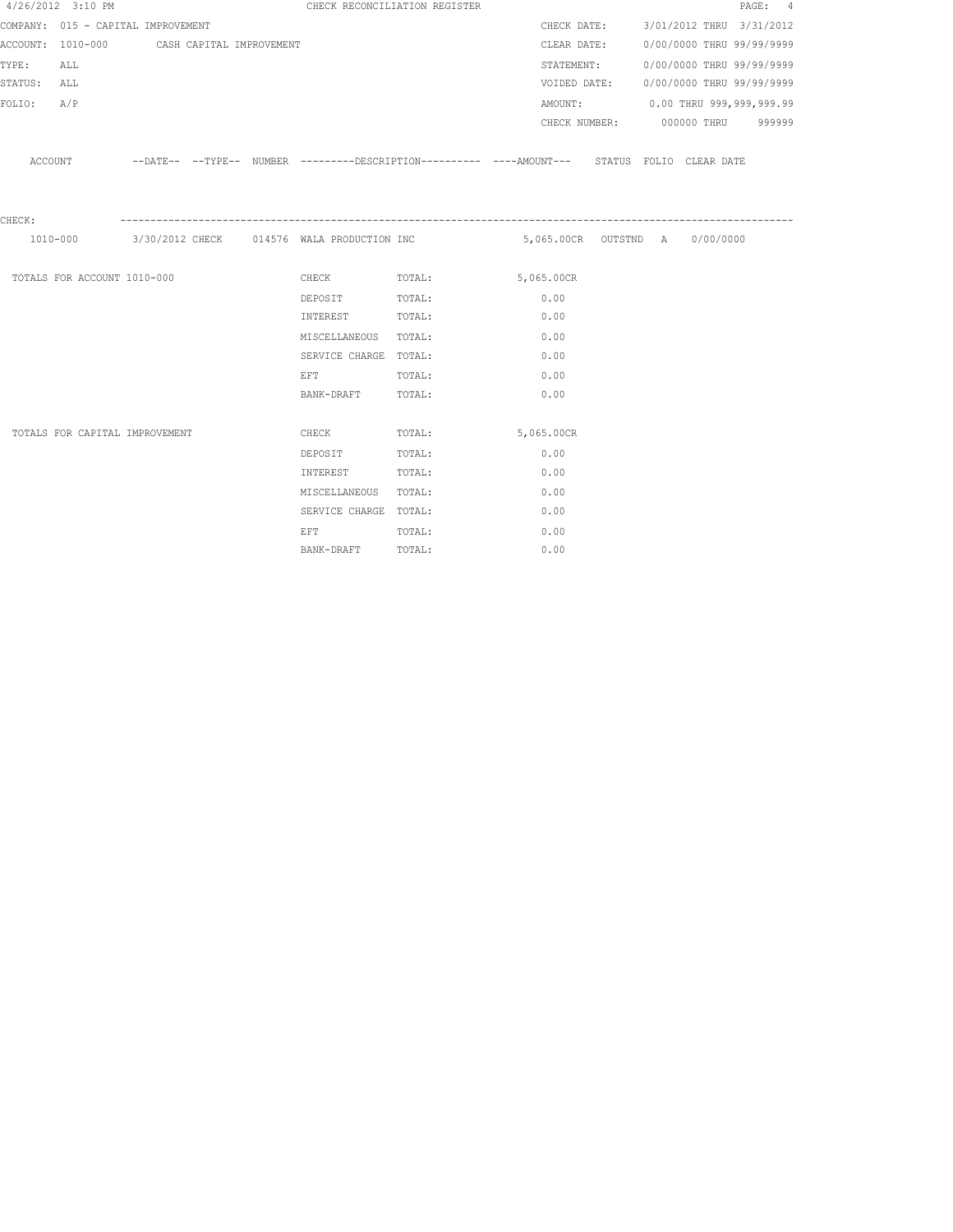4/26/2012 3:10 PM CHECK RECONCILIATION REGISTER

COMPANY: 015 - CAPITAL IMPROVEMENT

ACCOUNT: 1010-000 CASH CAPITAL IMPROVEMENT

TYPE: ALL

STATUS: ALL

FOLIO: A/P

CHECK DATE: 3/01/2012 THRU 3/31/2012

CLEAR DATE: 0/00/0000 THRU 99/99/9999

STATEMENT: 0/00/0000 THRU 99/99/9999

VOIDED DATE: 0/00/0000 THRU 99/99/9999

AMOUNT: 0.00 THRU 999,999,999.99

CHECK NUMBER: 000000 THRU 999999

| ACCOUNT | --DATE-- | --TYPE-- | NUMBER | ---------DESCRIPTION---------- | ----AMOUNT--- | STATUS | FOLIO | CLEAR DATE |
|---|---|---|---|---|---|---|---|---|
| CHECK: | | | | | | | | |
| 1010-000 | 3/30/2012 | CHECK | 014576 | WALA PRODUCTION INC | 5,065.00CR | OUTSTND | A | 0/00/0000 |

| | | | |
|---|---|---|---|
| TOTALS FOR ACCOUNT 1010-000 | CHECK | TOTAL: | 5,065.00CR |
| | DEPOSIT | TOTAL: | 0.00 |
| | INTEREST | TOTAL: | 0.00 |
| | MISCELLANEOUS | TOTAL: | 0.00 |
| | SERVICE CHARGE | TOTAL: | 0.00 |
| | EFT | TOTAL: | 0.00 |
| | BANK-DRAFT | TOTAL: | 0.00 |
| TOTALS FOR CAPITAL IMPROVEMENT | CHECK | TOTAL: | 5,065.00CR |
| | DEPOSIT | TOTAL: | 0.00 |
| | INTEREST | TOTAL: | 0.00 |
| | MISCELLANEOUS | TOTAL: | 0.00 |
| | SERVICE CHARGE | TOTAL: | 0.00 |
| | EFT | TOTAL: | 0.00 |
| | BANK-DRAFT | TOTAL: | 0.00 |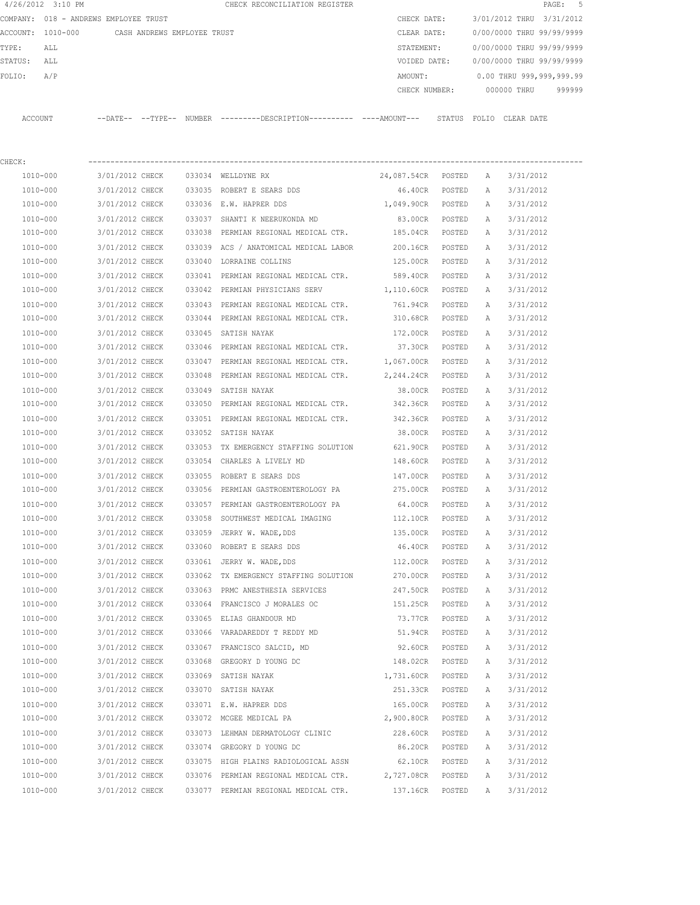4/26/2012 3:10 PM CHECK RECONCILIATION REGISTER

COMPANY: 018 - ANDREWS EMPLOYEE TRUST
ACCOUNT: 1010-000 CASH ANDREWS EMPLOYEE TRUST
TYPE: ALL
STATUS: ALL
FOLIO: A/P

CHECK DATE: 3/01/2012 THRU 3/31/2012
CLEAR DATE: 0/00/0000 THRU 99/99/9999
STATEMENT: 0/00/0000 THRU 99/99/9999
VOIDED DATE: 0/00/0000 THRU 99/99/9999
AMOUNT: 0.00 THRU 999,999,999.99
CHECK NUMBER: 000000 THRU 999999

CHECK:

| ACCOUNT | --DATE-- | --TYPE-- | NUMBER | ---------DESCRIPTION---------- | ----AMOUNT--- | STATUS | FOLIO | CLEAR DATE |
|---|---|---|---|---|---|---|---|---|
| 1010-000 | 3/01/2012 | CHECK | 033034 | WELLDYNE RX | 24,087.54CR | POSTED | A | 3/31/2012 |
| 1010-000 | 3/01/2012 | CHECK | 033035 | ROBERT E SEARS DDS | 46.40CR | POSTED | A | 3/31/2012 |
| 1010-000 | 3/01/2012 | CHECK | 033036 | E.W. HAPRER DDS | 1,049.90CR | POSTED | A | 3/31/2012 |
| 1010-000 | 3/01/2012 | CHECK | 033037 | SHANTI K NEERUKONDA MD | 83.00CR | POSTED | A | 3/31/2012 |
| 1010-000 | 3/01/2012 | CHECK | 033038 | PERMIAN REGIONAL MEDICAL CTR. | 185.04CR | POSTED | A | 3/31/2012 |
| 1010-000 | 3/01/2012 | CHECK | 033039 | ACS / ANATOMICAL MEDICAL LABOR | 200.16CR | POSTED | A | 3/31/2012 |
| 1010-000 | 3/01/2012 | CHECK | 033040 | LORRAINE COLLINS | 125.00CR | POSTED | A | 3/31/2012 |
| 1010-000 | 3/01/2012 | CHECK | 033041 | PERMIAN REGIONAL MEDICAL CTR. | 589.40CR | POSTED | A | 3/31/2012 |
| 1010-000 | 3/01/2012 | CHECK | 033042 | PERMIAN PHYSICIANS SERV | 1,110.60CR | POSTED | A | 3/31/2012 |
| 1010-000 | 3/01/2012 | CHECK | 033043 | PERMIAN REGIONAL MEDICAL CTR. | 761.94CR | POSTED | A | 3/31/2012 |
| 1010-000 | 3/01/2012 | CHECK | 033044 | PERMIAN REGIONAL MEDICAL CTR. | 310.68CR | POSTED | A | 3/31/2012 |
| 1010-000 | 3/01/2012 | CHECK | 033045 | SATISH NAYAK | 172.00CR | POSTED | A | 3/31/2012 |
| 1010-000 | 3/01/2012 | CHECK | 033046 | PERMIAN REGIONAL MEDICAL CTR. | 37.30CR | POSTED | A | 3/31/2012 |
| 1010-000 | 3/01/2012 | CHECK | 033047 | PERMIAN REGIONAL MEDICAL CTR. | 1,067.00CR | POSTED | A | 3/31/2012 |
| 1010-000 | 3/01/2012 | CHECK | 033048 | PERMIAN REGIONAL MEDICAL CTR. | 2,244.24CR | POSTED | A | 3/31/2012 |
| 1010-000 | 3/01/2012 | CHECK | 033049 | SATISH NAYAK | 38.00CR | POSTED | A | 3/31/2012 |
| 1010-000 | 3/01/2012 | CHECK | 033050 | PERMIAN REGIONAL MEDICAL CTR. | 342.36CR | POSTED | A | 3/31/2012 |
| 1010-000 | 3/01/2012 | CHECK | 033051 | PERMIAN REGIONAL MEDICAL CTR. | 342.36CR | POSTED | A | 3/31/2012 |
| 1010-000 | 3/01/2012 | CHECK | 033052 | SATISH NAYAK | 38.00CR | POSTED | A | 3/31/2012 |
| 1010-000 | 3/01/2012 | CHECK | 033053 | TX EMERGENCY STAFFING SOLUTION | 621.90CR | POSTED | A | 3/31/2012 |
| 1010-000 | 3/01/2012 | CHECK | 033054 | CHARLES A LIVELY MD | 148.60CR | POSTED | A | 3/31/2012 |
| 1010-000 | 3/01/2012 | CHECK | 033055 | ROBERT E SEARS DDS | 147.00CR | POSTED | A | 3/31/2012 |
| 1010-000 | 3/01/2012 | CHECK | 033056 | PERMIAN GASTROENTEROLOGY PA | 275.00CR | POSTED | A | 3/31/2012 |
| 1010-000 | 3/01/2012 | CHECK | 033057 | PERMIAN GASTROENTEROLOGY PA | 64.00CR | POSTED | A | 3/31/2012 |
| 1010-000 | 3/01/2012 | CHECK | 033058 | SOUTHWEST MEDICAL IMAGING | 112.10CR | POSTED | A | 3/31/2012 |
| 1010-000 | 3/01/2012 | CHECK | 033059 | JERRY W. WADE,DDS | 135.00CR | POSTED | A | 3/31/2012 |
| 1010-000 | 3/01/2012 | CHECK | 033060 | ROBERT E SEARS DDS | 46.40CR | POSTED | A | 3/31/2012 |
| 1010-000 | 3/01/2012 | CHECK | 033061 | JERRY W. WADE,DDS | 112.00CR | POSTED | A | 3/31/2012 |
| 1010-000 | 3/01/2012 | CHECK | 033062 | TX EMERGENCY STAFFING SOLUTION | 270.00CR | POSTED | A | 3/31/2012 |
| 1010-000 | 3/01/2012 | CHECK | 033063 | PRMC ANESTHESIA SERVICES | 247.50CR | POSTED | A | 3/31/2012 |
| 1010-000 | 3/01/2012 | CHECK | 033064 | FRANCISCO J MORALES OC | 151.25CR | POSTED | A | 3/31/2012 |
| 1010-000 | 3/01/2012 | CHECK | 033065 | ELIAS GHANDOUR MD | 73.77CR | POSTED | A | 3/31/2012 |
| 1010-000 | 3/01/2012 | CHECK | 033066 | VARADAREDDY T REDDY MD | 51.94CR | POSTED | A | 3/31/2012 |
| 1010-000 | 3/01/2012 | CHECK | 033067 | FRANCISCO SALCID, MD | 92.60CR | POSTED | A | 3/31/2012 |
| 1010-000 | 3/01/2012 | CHECK | 033068 | GREGORY D YOUNG DC | 148.02CR | POSTED | A | 3/31/2012 |
| 1010-000 | 3/01/2012 | CHECK | 033069 | SATISH NAYAK | 1,731.60CR | POSTED | A | 3/31/2012 |
| 1010-000 | 3/01/2012 | CHECK | 033070 | SATISH NAYAK | 251.33CR | POSTED | A | 3/31/2012 |
| 1010-000 | 3/01/2012 | CHECK | 033071 | E.W. HAPRER DDS | 165.00CR | POSTED | A | 3/31/2012 |
| 1010-000 | 3/01/2012 | CHECK | 033072 | MCGEE MEDICAL PA | 2,900.80CR | POSTED | A | 3/31/2012 |
| 1010-000 | 3/01/2012 | CHECK | 033073 | LEHMAN DERMATOLOGY CLINIC | 228.60CR | POSTED | A | 3/31/2012 |
| 1010-000 | 3/01/2012 | CHECK | 033074 | GREGORY D YOUNG DC | 86.20CR | POSTED | A | 3/31/2012 |
| 1010-000 | 3/01/2012 | CHECK | 033075 | HIGH PLAINS RADIOLOGICAL ASSN | 62.10CR | POSTED | A | 3/31/2012 |
| 1010-000 | 3/01/2012 | CHECK | 033076 | PERMIAN REGIONAL MEDICAL CTR. | 2,727.08CR | POSTED | A | 3/31/2012 |
| 1010-000 | 3/01/2012 | CHECK | 033077 | PERMIAN REGIONAL MEDICAL CTR. | 137.16CR | POSTED | A | 3/31/2012 |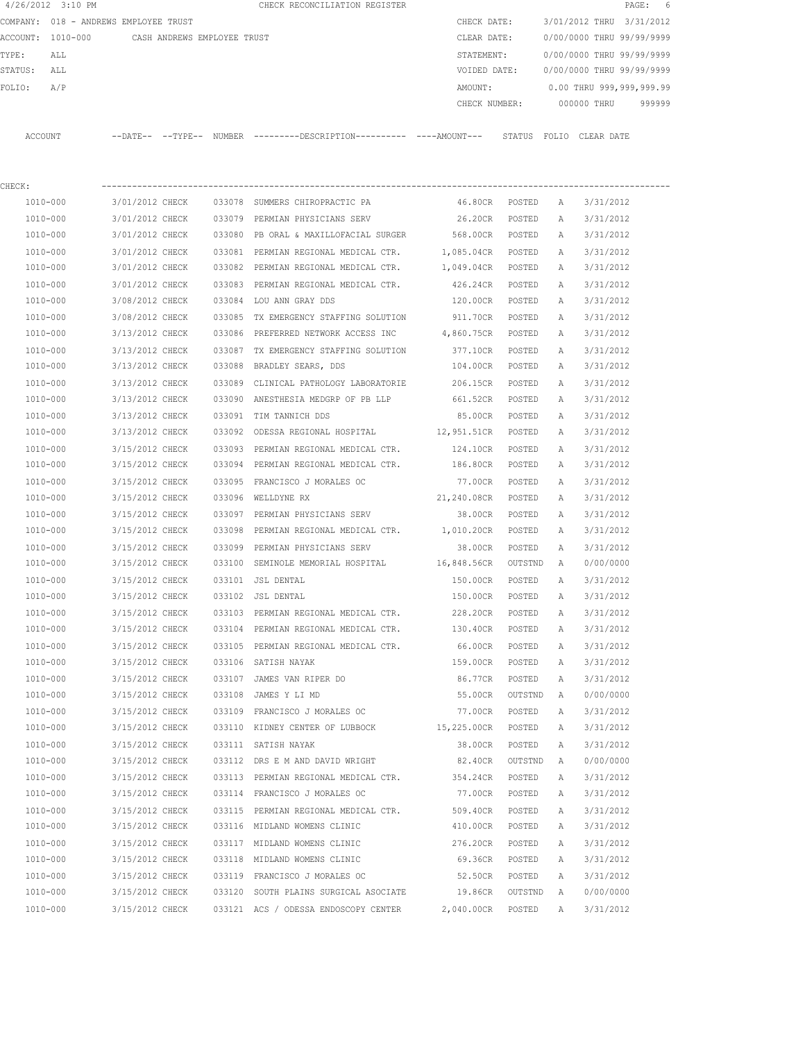4/26/2012 3:10 PM CHECK RECONCILIATION REGISTER

COMPANY: 018 - ANDREWS EMPLOYEE TRUST
ACCOUNT: 1010-000 CASH ANDREWS EMPLOYEE TRUST
TYPE: ALL
STATUS: ALL
FOLIO: A/P

CHECK DATE: 3/01/2012 THRU 3/31/2012
CLEAR DATE: 0/00/0000 THRU 99/99/9999
STATEMENT: 0/00/0000 THRU 99/99/9999
VOIDED DATE: 0/00/0000 THRU 99/99/9999
AMOUNT: 0.00 THRU 999,999,999.99
CHECK NUMBER: 000000 THRU 999999

CHECK:

| ACCOUNT | --DATE-- | --TYPE-- | NUMBER | ---------DESCRIPTION---------- | ----AMOUNT--- | STATUS | FOLIO | CLEAR DATE |
|---|---|---|---|---|---|---|---|---|
| 1010-000 | 3/01/2012 | CHECK | 033078 | SUMMERS CHIROPRACTIC PA | 46.80CR | POSTED | A | 3/31/2012 |
| 1010-000 | 3/01/2012 | CHECK | 033079 | PERMIAN PHYSICIANS SERV | 26.20CR | POSTED | A | 3/31/2012 |
| 1010-000 | 3/01/2012 | CHECK | 033080 | PB ORAL & MAXILLOFACIAL SURGER | 568.00CR | POSTED | A | 3/31/2012 |
| 1010-000 | 3/01/2012 | CHECK | 033081 | PERMIAN REGIONAL MEDICAL CTR. | 1,085.04CR | POSTED | A | 3/31/2012 |
| 1010-000 | 3/01/2012 | CHECK | 033082 | PERMIAN REGIONAL MEDICAL CTR. | 1,049.04CR | POSTED | A | 3/31/2012 |
| 1010-000 | 3/01/2012 | CHECK | 033083 | PERMIAN REGIONAL MEDICAL CTR. | 426.24CR | POSTED | A | 3/31/2012 |
| 1010-000 | 3/08/2012 | CHECK | 033084 | LOU ANN GRAY DDS | 120.00CR | POSTED | A | 3/31/2012 |
| 1010-000 | 3/08/2012 | CHECK | 033085 | TX EMERGENCY STAFFING SOLUTION | 911.70CR | POSTED | A | 3/31/2012 |
| 1010-000 | 3/13/2012 | CHECK | 033086 | PREFERRED NETWORK ACCESS INC | 4,860.75CR | POSTED | A | 3/31/2012 |
| 1010-000 | 3/13/2012 | CHECK | 033087 | TX EMERGENCY STAFFING SOLUTION | 377.10CR | POSTED | A | 3/31/2012 |
| 1010-000 | 3/13/2012 | CHECK | 033088 | BRADLEY SEARS, DDS | 104.00CR | POSTED | A | 3/31/2012 |
| 1010-000 | 3/13/2012 | CHECK | 033089 | CLINICAL PATHOLOGY LABORATORIE | 206.15CR | POSTED | A | 3/31/2012 |
| 1010-000 | 3/13/2012 | CHECK | 033090 | ANESTHESIA MEDGRP OF PB LLP | 661.52CR | POSTED | A | 3/31/2012 |
| 1010-000 | 3/13/2012 | CHECK | 033091 | TIM TANNICH DDS | 85.00CR | POSTED | A | 3/31/2012 |
| 1010-000 | 3/13/2012 | CHECK | 033092 | ODESSA REGIONAL HOSPITAL | 12,951.51CR | POSTED | A | 3/31/2012 |
| 1010-000 | 3/15/2012 | CHECK | 033093 | PERMIAN REGIONAL MEDICAL CTR. | 124.10CR | POSTED | A | 3/31/2012 |
| 1010-000 | 3/15/2012 | CHECK | 033094 | PERMIAN REGIONAL MEDICAL CTR. | 186.80CR | POSTED | A | 3/31/2012 |
| 1010-000 | 3/15/2012 | CHECK | 033095 | FRANCISCO J MORALES OC | 77.00CR | POSTED | A | 3/31/2012 |
| 1010-000 | 3/15/2012 | CHECK | 033096 | WELLDYNE RX | 21,240.08CR | POSTED | A | 3/31/2012 |
| 1010-000 | 3/15/2012 | CHECK | 033097 | PERMIAN PHYSICIANS SERV | 38.00CR | POSTED | A | 3/31/2012 |
| 1010-000 | 3/15/2012 | CHECK | 033098 | PERMIAN REGIONAL MEDICAL CTR. | 1,010.20CR | POSTED | A | 3/31/2012 |
| 1010-000 | 3/15/2012 | CHECK | 033099 | PERMIAN PHYSICIANS SERV | 38.00CR | POSTED | A | 3/31/2012 |
| 1010-000 | 3/15/2012 | CHECK | 033100 | SEMINOLE MEMORIAL HOSPITAL | 16,848.56CR | OUTSTND | A | 0/00/0000 |
| 1010-000 | 3/15/2012 | CHECK | 033101 | JSL DENTAL | 150.00CR | POSTED | A | 3/31/2012 |
| 1010-000 | 3/15/2012 | CHECK | 033102 | JSL DENTAL | 150.00CR | POSTED | A | 3/31/2012 |
| 1010-000 | 3/15/2012 | CHECK | 033103 | PERMIAN REGIONAL MEDICAL CTR. | 228.20CR | POSTED | A | 3/31/2012 |
| 1010-000 | 3/15/2012 | CHECK | 033104 | PERMIAN REGIONAL MEDICAL CTR. | 130.40CR | POSTED | A | 3/31/2012 |
| 1010-000 | 3/15/2012 | CHECK | 033105 | PERMIAN REGIONAL MEDICAL CTR. | 66.00CR | POSTED | A | 3/31/2012 |
| 1010-000 | 3/15/2012 | CHECK | 033106 | SATISH NAYAK | 159.00CR | POSTED | A | 3/31/2012 |
| 1010-000 | 3/15/2012 | CHECK | 033107 | JAMES VAN RIPER DO | 86.77CR | POSTED | A | 3/31/2012 |
| 1010-000 | 3/15/2012 | CHECK | 033108 | JAMES Y LI MD | 55.00CR | OUTSTND | A | 0/00/0000 |
| 1010-000 | 3/15/2012 | CHECK | 033109 | FRANCISCO J MORALES OC | 77.00CR | POSTED | A | 3/31/2012 |
| 1010-000 | 3/15/2012 | CHECK | 033110 | KIDNEY CENTER OF LUBBOCK | 15,225.00CR | POSTED | A | 3/31/2012 |
| 1010-000 | 3/15/2012 | CHECK | 033111 | SATISH NAYAK | 38.00CR | POSTED | A | 3/31/2012 |
| 1010-000 | 3/15/2012 | CHECK | 033112 | DRS E M AND DAVID WRIGHT | 82.40CR | OUTSTND | A | 0/00/0000 |
| 1010-000 | 3/15/2012 | CHECK | 033113 | PERMIAN REGIONAL MEDICAL CTR. | 354.24CR | POSTED | A | 3/31/2012 |
| 1010-000 | 3/15/2012 | CHECK | 033114 | FRANCISCO J MORALES OC | 77.00CR | POSTED | A | 3/31/2012 |
| 1010-000 | 3/15/2012 | CHECK | 033115 | PERMIAN REGIONAL MEDICAL CTR. | 509.40CR | POSTED | A | 3/31/2012 |
| 1010-000 | 3/15/2012 | CHECK | 033116 | MIDLAND WOMENS CLINIC | 410.00CR | POSTED | A | 3/31/2012 |
| 1010-000 | 3/15/2012 | CHECK | 033117 | MIDLAND WOMENS CLINIC | 276.20CR | POSTED | A | 3/31/2012 |
| 1010-000 | 3/15/2012 | CHECK | 033118 | MIDLAND WOMENS CLINIC | 69.36CR | POSTED | A | 3/31/2012 |
| 1010-000 | 3/15/2012 | CHECK | 033119 | FRANCISCO J MORALES OC | 52.50CR | POSTED | A | 3/31/2012 |
| 1010-000 | 3/15/2012 | CHECK | 033120 | SOUTH PLAINS SURGICAL ASOCIATE | 19.86CR | OUTSTND | A | 0/00/0000 |
| 1010-000 | 3/15/2012 | CHECK | 033121 | ACS / ODESSA ENDOSCOPY CENTER | 2,040.00CR | POSTED | A | 3/31/2012 |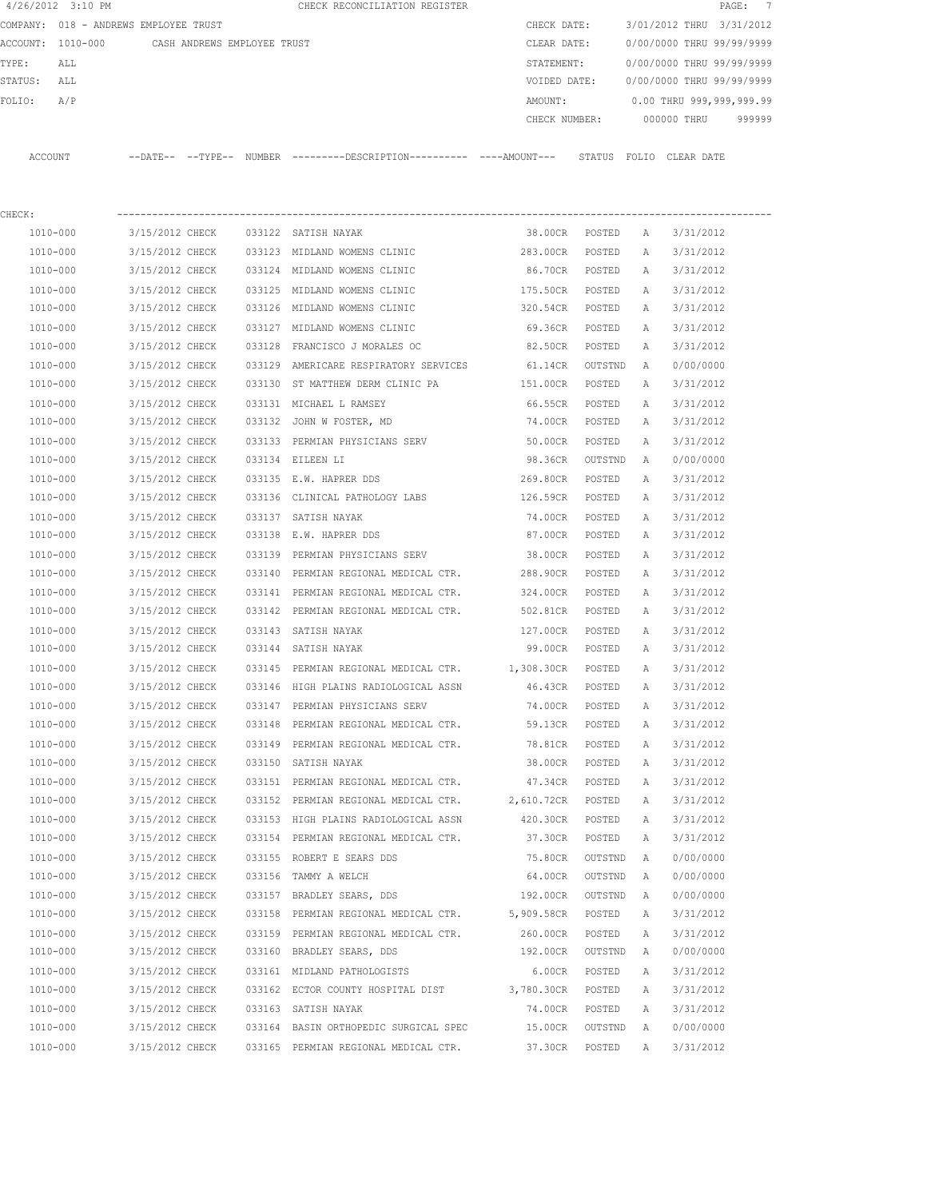4/26/2012 3:10 PM CHECK RECONCILIATION REGISTER

COMPANY: 018 - ANDREWS EMPLOYEE TRUST
ACCOUNT: 1010-000 CASH ANDREWS EMPLOYEE TRUST
TYPE: ALL
STATUS: ALL
FOLIO: A/P

CHECK DATE: 3/01/2012 THRU 3/31/2012
CLEAR DATE: 0/00/0000 THRU 99/99/9999
STATEMENT: 0/00/0000 THRU 99/99/9999
VOIDED DATE: 0/00/0000 THRU 99/99/9999
AMOUNT: 0.00 THRU 999,999,999.99
CHECK NUMBER: 000000 THRU 999999

CHECK:

| ACCOUNT | --DATE-- | --TYPE-- | NUMBER | ---------DESCRIPTION---------- | ----AMOUNT--- | STATUS | FOLIO | CLEAR DATE |
|---|---|---|---|---|---|---|---|---|
| 1010-000 | 3/15/2012 | CHECK | 033122 | SATISH NAYAK | 38.00CR | POSTED | A | 3/31/2012 |
| 1010-000 | 3/15/2012 | CHECK | 033123 | MIDLAND WOMENS CLINIC | 283.00CR | POSTED | A | 3/31/2012 |
| 1010-000 | 3/15/2012 | CHECK | 033124 | MIDLAND WOMENS CLINIC | 86.70CR | POSTED | A | 3/31/2012 |
| 1010-000 | 3/15/2012 | CHECK | 033125 | MIDLAND WOMENS CLINIC | 175.50CR | POSTED | A | 3/31/2012 |
| 1010-000 | 3/15/2012 | CHECK | 033126 | MIDLAND WOMENS CLINIC | 320.54CR | POSTED | A | 3/31/2012 |
| 1010-000 | 3/15/2012 | CHECK | 033127 | MIDLAND WOMENS CLINIC | 69.36CR | POSTED | A | 3/31/2012 |
| 1010-000 | 3/15/2012 | CHECK | 033128 | FRANCISCO J MORALES OC | 82.50CR | POSTED | A | 3/31/2012 |
| 1010-000 | 3/15/2012 | CHECK | 033129 | AMERICARE RESPIRATORY SERVICES | 61.14CR | OUTSTND | A | 0/00/0000 |
| 1010-000 | 3/15/2012 | CHECK | 033130 | ST MATTHEW DERM CLINIC PA | 151.00CR | POSTED | A | 3/31/2012 |
| 1010-000 | 3/15/2012 | CHECK | 033131 | MICHAEL L RAMSEY | 66.55CR | POSTED | A | 3/31/2012 |
| 1010-000 | 3/15/2012 | CHECK | 033132 | JOHN W FOSTER, MD | 74.00CR | POSTED | A | 3/31/2012 |
| 1010-000 | 3/15/2012 | CHECK | 033133 | PERMIAN PHYSICIANS SERV | 50.00CR | POSTED | A | 3/31/2012 |
| 1010-000 | 3/15/2012 | CHECK | 033134 | EILEEN LI | 98.36CR | OUTSTND | A | 0/00/0000 |
| 1010-000 | 3/15/2012 | CHECK | 033135 | E.W. HAPRER DDS | 269.80CR | POSTED | A | 3/31/2012 |
| 1010-000 | 3/15/2012 | CHECK | 033136 | CLINICAL PATHOLOGY LABS | 126.59CR | POSTED | A | 3/31/2012 |
| 1010-000 | 3/15/2012 | CHECK | 033137 | SATISH NAYAK | 74.00CR | POSTED | A | 3/31/2012 |
| 1010-000 | 3/15/2012 | CHECK | 033138 | E.W. HAPRER DDS | 87.00CR | POSTED | A | 3/31/2012 |
| 1010-000 | 3/15/2012 | CHECK | 033139 | PERMIAN PHYSICIANS SERV | 38.00CR | POSTED | A | 3/31/2012 |
| 1010-000 | 3/15/2012 | CHECK | 033140 | PERMIAN REGIONAL MEDICAL CTR. | 288.90CR | POSTED | A | 3/31/2012 |
| 1010-000 | 3/15/2012 | CHECK | 033141 | PERMIAN REGIONAL MEDICAL CTR. | 324.00CR | POSTED | A | 3/31/2012 |
| 1010-000 | 3/15/2012 | CHECK | 033142 | PERMIAN REGIONAL MEDICAL CTR. | 502.81CR | POSTED | A | 3/31/2012 |
| 1010-000 | 3/15/2012 | CHECK | 033143 | SATISH NAYAK | 127.00CR | POSTED | A | 3/31/2012 |
| 1010-000 | 3/15/2012 | CHECK | 033144 | SATISH NAYAK | 99.00CR | POSTED | A | 3/31/2012 |
| 1010-000 | 3/15/2012 | CHECK | 033145 | PERMIAN REGIONAL MEDICAL CTR. | 1,308.30CR | POSTED | A | 3/31/2012 |
| 1010-000 | 3/15/2012 | CHECK | 033146 | HIGH PLAINS RADIOLOGICAL ASSN | 46.43CR | POSTED | A | 3/31/2012 |
| 1010-000 | 3/15/2012 | CHECK | 033147 | PERMIAN PHYSICIANS SERV | 74.00CR | POSTED | A | 3/31/2012 |
| 1010-000 | 3/15/2012 | CHECK | 033148 | PERMIAN REGIONAL MEDICAL CTR. | 59.13CR | POSTED | A | 3/31/2012 |
| 1010-000 | 3/15/2012 | CHECK | 033149 | PERMIAN REGIONAL MEDICAL CTR. | 78.81CR | POSTED | A | 3/31/2012 |
| 1010-000 | 3/15/2012 | CHECK | 033150 | SATISH NAYAK | 38.00CR | POSTED | A | 3/31/2012 |
| 1010-000 | 3/15/2012 | CHECK | 033151 | PERMIAN REGIONAL MEDICAL CTR. | 47.34CR | POSTED | A | 3/31/2012 |
| 1010-000 | 3/15/2012 | CHECK | 033152 | PERMIAN REGIONAL MEDICAL CTR. | 2,610.72CR | POSTED | A | 3/31/2012 |
| 1010-000 | 3/15/2012 | CHECK | 033153 | HIGH PLAINS RADIOLOGICAL ASSN | 420.30CR | POSTED | A | 3/31/2012 |
| 1010-000 | 3/15/2012 | CHECK | 033154 | PERMIAN REGIONAL MEDICAL CTR. | 37.30CR | POSTED | A | 3/31/2012 |
| 1010-000 | 3/15/2012 | CHECK | 033155 | ROBERT E SEARS DDS | 75.80CR | OUTSTND | A | 0/00/0000 |
| 1010-000 | 3/15/2012 | CHECK | 033156 | TAMMY A WELCH | 64.00CR | OUTSTND | A | 0/00/0000 |
| 1010-000 | 3/15/2012 | CHECK | 033157 | BRADLEY SEARS, DDS | 192.00CR | OUTSTND | A | 0/00/0000 |
| 1010-000 | 3/15/2012 | CHECK | 033158 | PERMIAN REGIONAL MEDICAL CTR. | 5,909.58CR | POSTED | A | 3/31/2012 |
| 1010-000 | 3/15/2012 | CHECK | 033159 | PERMIAN REGIONAL MEDICAL CTR. | 260.00CR | POSTED | A | 3/31/2012 |
| 1010-000 | 3/15/2012 | CHECK | 033160 | BRADLEY SEARS, DDS | 192.00CR | OUTSTND | A | 0/00/0000 |
| 1010-000 | 3/15/2012 | CHECK | 033161 | MIDLAND PATHOLOGISTS | 6.00CR | POSTED | A | 3/31/2012 |
| 1010-000 | 3/15/2012 | CHECK | 033162 | ECTOR COUNTY HOSPITAL DIST | 3,780.30CR | POSTED | A | 3/31/2012 |
| 1010-000 | 3/15/2012 | CHECK | 033163 | SATISH NAYAK | 74.00CR | POSTED | A | 3/31/2012 |
| 1010-000 | 3/15/2012 | CHECK | 033164 | BASIN ORTHOPEDIC SURGICAL SPEC | 15.00CR | OUTSTND | A | 0/00/0000 |
| 1010-000 | 3/15/2012 | CHECK | 033165 | PERMIAN REGIONAL MEDICAL CTR. | 37.30CR | POSTED | A | 3/31/2012 |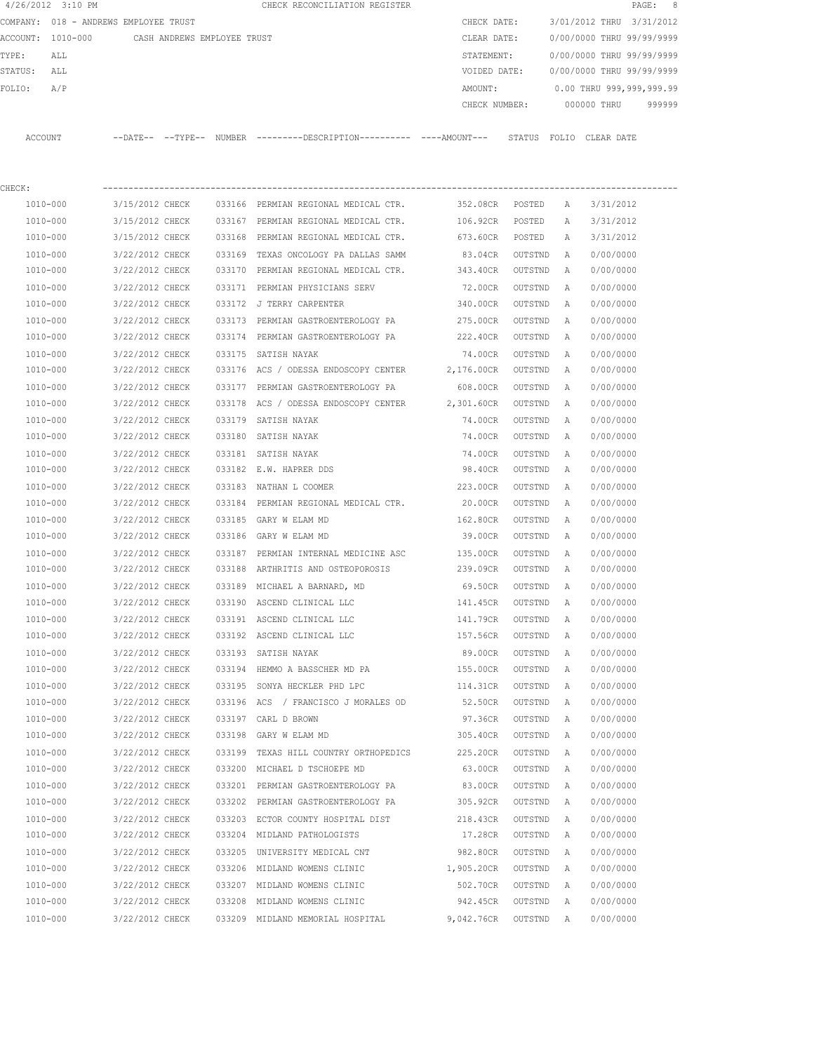4/26/2012 3:10 PM CHECK RECONCILIATION REGISTER

COMPANY: 018 - ANDREWS EMPLOYEE TRUST
ACCOUNT: 1010-000 CASH ANDREWS EMPLOYEE TRUST
TYPE: ALL
STATUS: ALL
FOLIO: A/P

CHECK DATE: 3/01/2012 THRU 3/31/2012
CLEAR DATE: 0/00/0000 THRU 99/99/9999
STATEMENT: 0/00/0000 THRU 99/99/9999
VOIDED DATE: 0/00/0000 THRU 99/99/9999
AMOUNT: 0.00 THRU 999,999,999.99
CHECK NUMBER: 000000 THRU 999999

CHECK:

| ACCOUNT | --DATE-- | --TYPE-- | NUMBER | ---------DESCRIPTION---------- | ----AMOUNT--- | STATUS | FOLIO | CLEAR DATE |
|---|---|---|---|---|---|---|---|---|
| 1010-000 | 3/15/2012 | CHECK | 033166 | PERMIAN REGIONAL MEDICAL CTR. | 352.08CR | POSTED | A | 3/31/2012 |
| 1010-000 | 3/15/2012 | CHECK | 033167 | PERMIAN REGIONAL MEDICAL CTR. | 106.92CR | POSTED | A | 3/31/2012 |
| 1010-000 | 3/15/2012 | CHECK | 033168 | PERMIAN REGIONAL MEDICAL CTR. | 673.60CR | POSTED | A | 3/31/2012 |
| 1010-000 | 3/22/2012 | CHECK | 033169 | TEXAS ONCOLOGY PA DALLAS SAMM | 83.04CR | OUTSTND | A | 0/00/0000 |
| 1010-000 | 3/22/2012 | CHECK | 033170 | PERMIAN REGIONAL MEDICAL CTR. | 343.40CR | OUTSTND | A | 0/00/0000 |
| 1010-000 | 3/22/2012 | CHECK | 033171 | PERMIAN PHYSICIANS SERV | 72.00CR | OUTSTND | A | 0/00/0000 |
| 1010-000 | 3/22/2012 | CHECK | 033172 | J TERRY CARPENTER | 340.00CR | OUTSTND | A | 0/00/0000 |
| 1010-000 | 3/22/2012 | CHECK | 033173 | PERMIAN GASTROENTEROLOGY PA | 275.00CR | OUTSTND | A | 0/00/0000 |
| 1010-000 | 3/22/2012 | CHECK | 033174 | PERMIAN GASTROENTEROLOGY PA | 222.40CR | OUTSTND | A | 0/00/0000 |
| 1010-000 | 3/22/2012 | CHECK | 033175 | SATISH NAYAK | 74.00CR | OUTSTND | A | 0/00/0000 |
| 1010-000 | 3/22/2012 | CHECK | 033176 | ACS / ODESSA ENDOSCOPY CENTER | 2,176.00CR | OUTSTND | A | 0/00/0000 |
| 1010-000 | 3/22/2012 | CHECK | 033177 | PERMIAN GASTROENTEROLOGY PA | 608.00CR | OUTSTND | A | 0/00/0000 |
| 1010-000 | 3/22/2012 | CHECK | 033178 | ACS / ODESSA ENDOSCOPY CENTER | 2,301.60CR | OUTSTND | A | 0/00/0000 |
| 1010-000 | 3/22/2012 | CHECK | 033179 | SATISH NAYAK | 74.00CR | OUTSTND | A | 0/00/0000 |
| 1010-000 | 3/22/2012 | CHECK | 033180 | SATISH NAYAK | 74.00CR | OUTSTND | A | 0/00/0000 |
| 1010-000 | 3/22/2012 | CHECK | 033181 | SATISH NAYAK | 74.00CR | OUTSTND | A | 0/00/0000 |
| 1010-000 | 3/22/2012 | CHECK | 033182 | E.W. HAPRER DDS | 98.40CR | OUTSTND | A | 0/00/0000 |
| 1010-000 | 3/22/2012 | CHECK | 033183 | NATHAN L COOMER | 223.00CR | OUTSTND | A | 0/00/0000 |
| 1010-000 | 3/22/2012 | CHECK | 033184 | PERMIAN REGIONAL MEDICAL CTR. | 20.00CR | OUTSTND | A | 0/00/0000 |
| 1010-000 | 3/22/2012 | CHECK | 033185 | GARY W ELAM MD | 162.80CR | OUTSTND | A | 0/00/0000 |
| 1010-000 | 3/22/2012 | CHECK | 033186 | GARY W ELAM MD | 39.00CR | OUTSTND | A | 0/00/0000 |
| 1010-000 | 3/22/2012 | CHECK | 033187 | PERMIAN INTERNAL MEDICINE ASC | 135.00CR | OUTSTND | A | 0/00/0000 |
| 1010-000 | 3/22/2012 | CHECK | 033188 | ARTHRITIS AND OSTEOPOROSIS | 239.09CR | OUTSTND | A | 0/00/0000 |
| 1010-000 | 3/22/2012 | CHECK | 033189 | MICHAEL A BARNARD, MD | 69.50CR | OUTSTND | A | 0/00/0000 |
| 1010-000 | 3/22/2012 | CHECK | 033190 | ASCEND CLINICAL LLC | 141.45CR | OUTSTND | A | 0/00/0000 |
| 1010-000 | 3/22/2012 | CHECK | 033191 | ASCEND CLINICAL LLC | 141.79CR | OUTSTND | A | 0/00/0000 |
| 1010-000 | 3/22/2012 | CHECK | 033192 | ASCEND CLINICAL LLC | 157.56CR | OUTSTND | A | 0/00/0000 |
| 1010-000 | 3/22/2012 | CHECK | 033193 | SATISH NAYAK | 89.00CR | OUTSTND | A | 0/00/0000 |
| 1010-000 | 3/22/2012 | CHECK | 033194 | HEMMO A BASSCHER MD PA | 155.00CR | OUTSTND | A | 0/00/0000 |
| 1010-000 | 3/22/2012 | CHECK | 033195 | SONYA HECKLER PHD LPC | 114.31CR | OUTSTND | A | 0/00/0000 |
| 1010-000 | 3/22/2012 | CHECK | 033196 | ACS / FRANCISCO J MORALES OD | 52.50CR | OUTSTND | A | 0/00/0000 |
| 1010-000 | 3/22/2012 | CHECK | 033197 | CARL D BROWN | 97.36CR | OUTSTND | A | 0/00/0000 |
| 1010-000 | 3/22/2012 | CHECK | 033198 | GARY W ELAM MD | 305.40CR | OUTSTND | A | 0/00/0000 |
| 1010-000 | 3/22/2012 | CHECK | 033199 | TEXAS HILL COUNTRY ORTHOPEDICS | 225.20CR | OUTSTND | A | 0/00/0000 |
| 1010-000 | 3/22/2012 | CHECK | 033200 | MICHAEL D TSCHOEPE MD | 63.00CR | OUTSTND | A | 0/00/0000 |
| 1010-000 | 3/22/2012 | CHECK | 033201 | PERMIAN GASTROENTEROLOGY PA | 83.00CR | OUTSTND | A | 0/00/0000 |
| 1010-000 | 3/22/2012 | CHECK | 033202 | PERMIAN GASTROENTEROLOGY PA | 305.92CR | OUTSTND | A | 0/00/0000 |
| 1010-000 | 3/22/2012 | CHECK | 033203 | ECTOR COUNTY HOSPITAL DIST | 218.43CR | OUTSTND | A | 0/00/0000 |
| 1010-000 | 3/22/2012 | CHECK | 033204 | MIDLAND PATHOLOGISTS | 17.28CR | OUTSTND | A | 0/00/0000 |
| 1010-000 | 3/22/2012 | CHECK | 033205 | UNIVERSITY MEDICAL CNT | 982.80CR | OUTSTND | A | 0/00/0000 |
| 1010-000 | 3/22/2012 | CHECK | 033206 | MIDLAND WOMENS CLINIC | 1,905.20CR | OUTSTND | A | 0/00/0000 |
| 1010-000 | 3/22/2012 | CHECK | 033207 | MIDLAND WOMENS CLINIC | 502.70CR | OUTSTND | A | 0/00/0000 |
| 1010-000 | 3/22/2012 | CHECK | 033208 | MIDLAND WOMENS CLINIC | 942.45CR | OUTSTND | A | 0/00/0000 |
| 1010-000 | 3/22/2012 | CHECK | 033209 | MIDLAND MEMORIAL HOSPITAL | 9,042.76CR | OUTSTND | A | 0/00/0000 |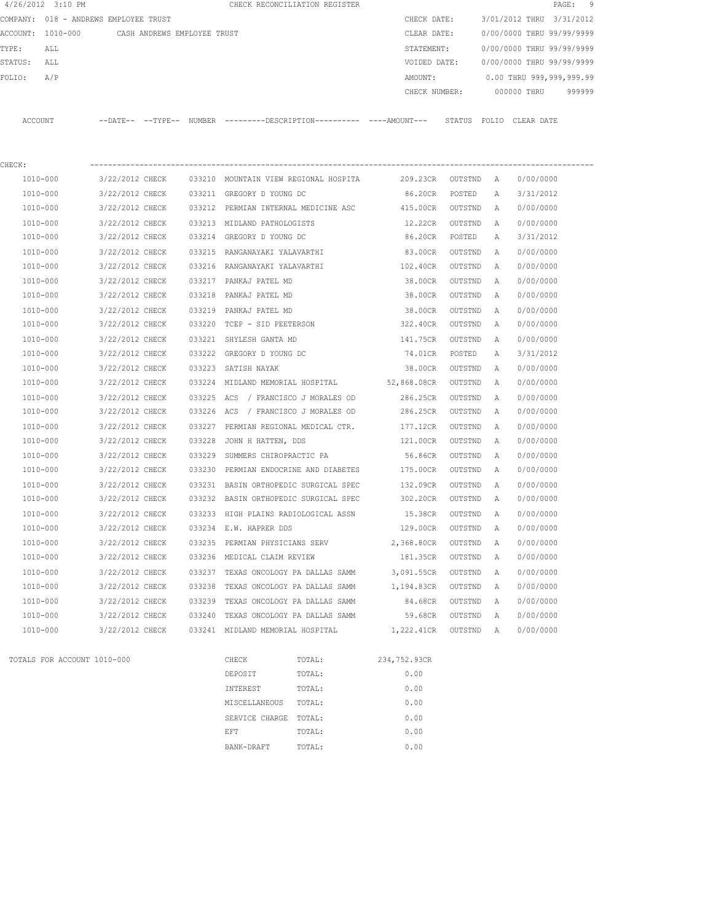4/26/2012 3:10 PM CHECK RECONCILIATION REGISTER

COMPANY: 018 - ANDREWS EMPLOYEE TRUST

ACCOUNT: 1010-000 CASH ANDREWS EMPLOYEE TRUST

TYPE: ALL

STATUS: ALL

FOLIO: A/P

CHECK DATE: 3/01/2012 THRU 3/31/2012

CLEAR DATE: 0/00/0000 THRU 99/99/9999

STATEMENT: 0/00/0000 THRU 99/99/9999

VOIDED DATE: 0/00/0000 THRU 99/99/9999

AMOUNT: 0.00 THRU 999,999,999.99

CHECK NUMBER: 000000 THRU 999999

CHECK:

| ACCOUNT | --DATE-- | --TYPE-- | NUMBER | ---------DESCRIPTION---------- | ----AMOUNT--- | STATUS | FOLIO | CLEAR DATE |
|---|---|---|---|---|---|---|---|---|
| 1010-000 | 3/22/2012 | CHECK | 033210 | MOUNTAIN VIEW REGIONAL HOSPITA | 209.23CR | OUTSTND | A | 0/00/0000 |
| 1010-000 | 3/22/2012 | CHECK | 033211 | GREGORY D YOUNG DC | 86.20CR | POSTED | A | 3/31/2012 |
| 1010-000 | 3/22/2012 | CHECK | 033212 | PERMIAN INTERNAL MEDICINE ASC | 415.00CR | OUTSTND | A | 0/00/0000 |
| 1010-000 | 3/22/2012 | CHECK | 033213 | MIDLAND PATHOLOGISTS | 12.22CR | OUTSTND | A | 0/00/0000 |
| 1010-000 | 3/22/2012 | CHECK | 033214 | GREGORY D YOUNG DC | 86.20CR | POSTED | A | 3/31/2012 |
| 1010-000 | 3/22/2012 | CHECK | 033215 | RANGANAYAKI YALAVARTHI | 83.00CR | OUTSTND | A | 0/00/0000 |
| 1010-000 | 3/22/2012 | CHECK | 033216 | RANGANAYAKI YALAVARTHI | 102.40CR | OUTSTND | A | 0/00/0000 |
| 1010-000 | 3/22/2012 | CHECK | 033217 | PANKAJ PATEL MD | 38.00CR | OUTSTND | A | 0/00/0000 |
| 1010-000 | 3/22/2012 | CHECK | 033218 | PANKAJ PATEL MD | 38.00CR | OUTSTND | A | 0/00/0000 |
| 1010-000 | 3/22/2012 | CHECK | 033219 | PANKAJ PATEL MD | 38.00CR | OUTSTND | A | 0/00/0000 |
| 1010-000 | 3/22/2012 | CHECK | 033220 | TCEP - SID PEETERSON | 322.40CR | OUTSTND | A | 0/00/0000 |
| 1010-000 | 3/22/2012 | CHECK | 033221 | SHYLESH GANTA MD | 141.75CR | OUTSTND | A | 0/00/0000 |
| 1010-000 | 3/22/2012 | CHECK | 033222 | GREGORY D YOUNG DC | 74.01CR | POSTED | A | 3/31/2012 |
| 1010-000 | 3/22/2012 | CHECK | 033223 | SATISH NAYAK | 38.00CR | OUTSTND | A | 0/00/0000 |
| 1010-000 | 3/22/2012 | CHECK | 033224 | MIDLAND MEMORIAL HOSPITAL | 52,868.08CR | OUTSTND | A | 0/00/0000 |
| 1010-000 | 3/22/2012 | CHECK | 033225 | ACS / FRANCISCO J MORALES OD | 286.25CR | OUTSTND | A | 0/00/0000 |
| 1010-000 | 3/22/2012 | CHECK | 033226 | ACS / FRANCISCO J MORALES OD | 286.25CR | OUTSTND | A | 0/00/0000 |
| 1010-000 | 3/22/2012 | CHECK | 033227 | PERMIAN REGIONAL MEDICAL CTR. | 177.12CR | OUTSTND | A | 0/00/0000 |
| 1010-000 | 3/22/2012 | CHECK | 033228 | JOHN H HATTEN, DDS | 121.00CR | OUTSTND | A | 0/00/0000 |
| 1010-000 | 3/22/2012 | CHECK | 033229 | SUMMERS CHIROPRACTIC PA | 56.86CR | OUTSTND | A | 0/00/0000 |
| 1010-000 | 3/22/2012 | CHECK | 033230 | PERMIAN ENDOCRINE AND DIABETES | 175.00CR | OUTSTND | A | 0/00/0000 |
| 1010-000 | 3/22/2012 | CHECK | 033231 | BASIN ORTHOPEDIC SURGICAL SPEC | 132.09CR | OUTSTND | A | 0/00/0000 |
| 1010-000 | 3/22/2012 | CHECK | 033232 | BASIN ORTHOPEDIC SURGICAL SPEC | 302.20CR | OUTSTND | A | 0/00/0000 |
| 1010-000 | 3/22/2012 | CHECK | 033233 | HIGH PLAINS RADIOLOGICAL ASSN | 15.38CR | OUTSTND | A | 0/00/0000 |
| 1010-000 | 3/22/2012 | CHECK | 033234 | E.W. HAPRER DDS | 129.00CR | OUTSTND | A | 0/00/0000 |
| 1010-000 | 3/22/2012 | CHECK | 033235 | PERMIAN PHYSICIANS SERV | 2,368.80CR | OUTSTND | A | 0/00/0000 |
| 1010-000 | 3/22/2012 | CHECK | 033236 | MEDICAL CLAIM REVIEW | 181.35CR | OUTSTND | A | 0/00/0000 |
| 1010-000 | 3/22/2012 | CHECK | 033237 | TEXAS ONCOLOGY PA DALLAS SAMM | 3,091.55CR | OUTSTND | A | 0/00/0000 |
| 1010-000 | 3/22/2012 | CHECK | 033238 | TEXAS ONCOLOGY PA DALLAS SAMM | 1,194.83CR | OUTSTND | A | 0/00/0000 |
| 1010-000 | 3/22/2012 | CHECK | 033239 | TEXAS ONCOLOGY PA DALLAS SAMM | 84.68CR | OUTSTND | A | 0/00/0000 |
| 1010-000 | 3/22/2012 | CHECK | 033240 | TEXAS ONCOLOGY PA DALLAS SAMM | 59.68CR | OUTSTND | A | 0/00/0000 |
| 1010-000 | 3/22/2012 | CHECK | 033241 | MIDLAND MEMORIAL HOSPITAL | 1,222.41CR | OUTSTND | A | 0/00/0000 |

TOTALS FOR ACCOUNT 1010-000

| TYPE | | AMOUNT |
|---|---|---|
| CHECK | TOTAL: | 234,752.93CR |
| DEPOSIT | TOTAL: | 0.00 |
| INTEREST | TOTAL: | 0.00 |
| MISCELLANEOUS | TOTAL: | 0.00 |
| SERVICE CHARGE | TOTAL: | 0.00 |
| EFT | TOTAL: | 0.00 |
| BANK-DRAFT | TOTAL: | 0.00 |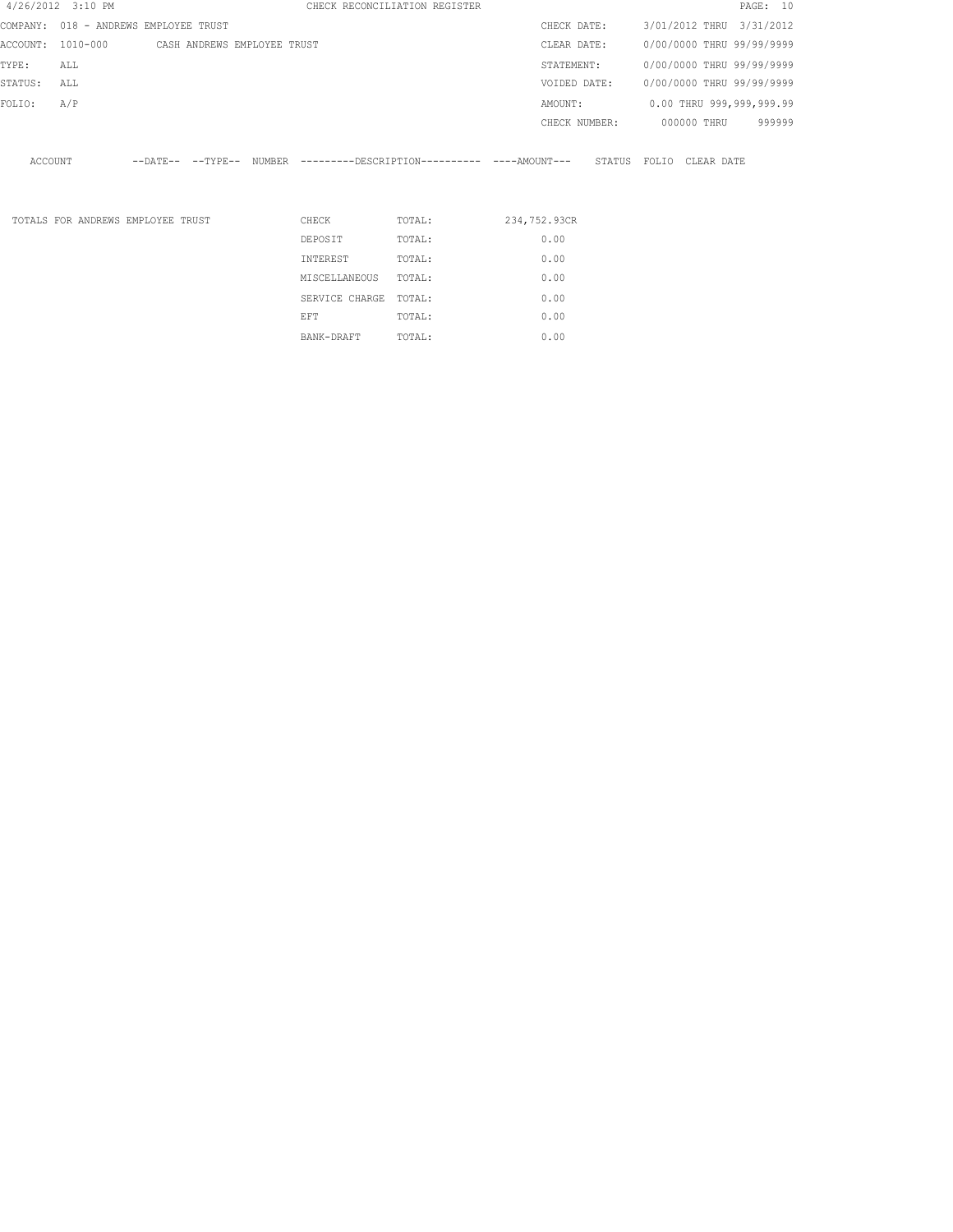# CHECK RECONCILIATION REGISTER

4/26/2012 3:10 PM

COMPANY: 018 - ANDREWS EMPLOYEE TRUST

ACCOUNT: 1010-000 CASH ANDREWS EMPLOYEE TRUST

TYPE: ALL

STATUS: ALL

FOLIO: A/P

CHECK DATE: 3/01/2012 THRU 3/31/2012

CLEAR DATE: 0/00/0000 THRU 99/99/9999

STATEMENT: 0/00/0000 THRU 99/99/9999

VOIDED DATE: 0/00/0000 THRU 99/99/9999

AMOUNT: 0.00 THRU 999,999,999.99

CHECK NUMBER: 000000 THRU 999999

| ACCOUNT | --DATE-- | --TYPE-- | NUMBER | ---------DESCRIPTION---------- | ----AMOUNT--- | STATUS | FOLIO | CLEAR DATE |
|---|---|---|---|---|---|---|---|---|

| TOTALS FOR ANDREWS EMPLOYEE TRUST | | | |
|---|---|---|---|
| | CHECK | TOTAL: | 234,752.93CR |
| | DEPOSIT | TOTAL: | 0.00 |
| | INTEREST | TOTAL: | 0.00 |
| | MISCELLANEOUS | TOTAL: | 0.00 |
| | SERVICE CHARGE | TOTAL: | 0.00 |
| | EFT | TOTAL: | 0.00 |
| | BANK-DRAFT | TOTAL: | 0.00 |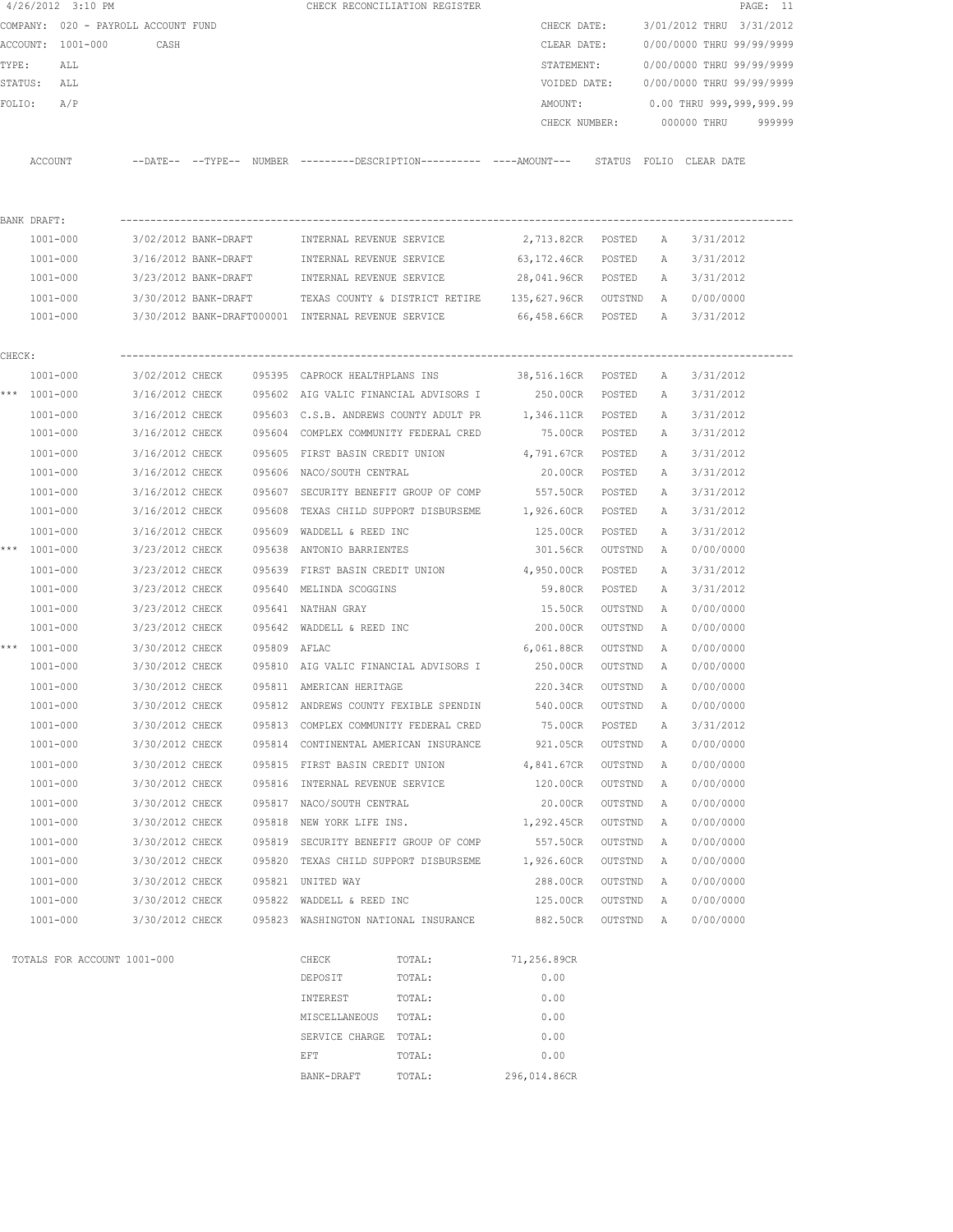4/26/2012 3:10 PM CHECK RECONCILIATION REGISTER

COMPANY: 020 - PAYROLL ACCOUNT FUND
ACCOUNT: 1001-000 CASH
TYPE: ALL
STATUS: ALL
FOLIO: A/P

CHECK DATE: 3/01/2012 THRU 3/31/2012
CLEAR DATE: 0/00/0000 THRU 99/99/9999
STATEMENT: 0/00/0000 THRU 99/99/9999
VOIDED DATE: 0/00/0000 THRU 99/99/9999
AMOUNT: 0.00 THRU 999,999,999.99
CHECK NUMBER: 000000 THRU 999999

| | ACCOUNT | --DATE-- | --TYPE-- | NUMBER | ---------DESCRIPTION---------- | ----AMOUNT--- | STATUS | FOLIO | CLEAR DATE |
|---|---|---|---|---|---|---|---|---|---|
| BANK DRAFT: | | | | | | | | | |
| | 1001-000 | 3/02/2012 | BANK-DRAFT | | INTERNAL REVENUE SERVICE | 2,713.82CR | POSTED | A | 3/31/2012 |
| | 1001-000 | 3/16/2012 | BANK-DRAFT | | INTERNAL REVENUE SERVICE | 63,172.46CR | POSTED | A | 3/31/2012 |
| | 1001-000 | 3/23/2012 | BANK-DRAFT | | INTERNAL REVENUE SERVICE | 28,041.96CR | POSTED | A | 3/31/2012 |
| | 1001-000 | 3/30/2012 | BANK-DRAFT | | TEXAS COUNTY & DISTRICT RETIRE | 135,627.96CR | OUTSTND | A | 0/00/0000 |
| | 1001-000 | 3/30/2012 | BANK-DRAFT | 000001 | INTERNAL REVENUE SERVICE | 66,458.66CR | POSTED | A | 3/31/2012 |
| CHECK: | | | | | | | | | |
| | 1001-000 | 3/02/2012 | CHECK | 095395 | CAPROCK HEALTHPLANS INS | 38,516.16CR | POSTED | A | 3/31/2012 |
| *** | 1001-000 | 3/16/2012 | CHECK | 095602 | AIG VALIC FINANCIAL ADVISORS I | 250.00CR | POSTED | A | 3/31/2012 |
| | 1001-000 | 3/16/2012 | CHECK | 095603 | C.S.B. ANDREWS COUNTY ADULT PR | 1,346.11CR | POSTED | A | 3/31/2012 |
| | 1001-000 | 3/16/2012 | CHECK | 095604 | COMPLEX COMMUNITY FEDERAL CRED | 75.00CR | POSTED | A | 3/31/2012 |
| | 1001-000 | 3/16/2012 | CHECK | 095605 | FIRST BASIN CREDIT UNION | 4,791.67CR | POSTED | A | 3/31/2012 |
| | 1001-000 | 3/16/2012 | CHECK | 095606 | NACO/SOUTH CENTRAL | 20.00CR | POSTED | A | 3/31/2012 |
| | 1001-000 | 3/16/2012 | CHECK | 095607 | SECURITY BENEFIT GROUP OF COMP | 557.50CR | POSTED | A | 3/31/2012 |
| | 1001-000 | 3/16/2012 | CHECK | 095608 | TEXAS CHILD SUPPORT DISBURSEME | 1,926.60CR | POSTED | A | 3/31/2012 |
| | 1001-000 | 3/16/2012 | CHECK | 095609 | WADDELL & REED INC | 125.00CR | POSTED | A | 3/31/2012 |
| *** | 1001-000 | 3/23/2012 | CHECK | 095638 | ANTONIO BARRIENTES | 301.56CR | OUTSTND | A | 0/00/0000 |
| | 1001-000 | 3/23/2012 | CHECK | 095639 | FIRST BASIN CREDIT UNION | 4,950.00CR | POSTED | A | 3/31/2012 |
| | 1001-000 | 3/23/2012 | CHECK | 095640 | MELINDA SCOGGINS | 59.80CR | POSTED | A | 3/31/2012 |
| | 1001-000 | 3/23/2012 | CHECK | 095641 | NATHAN GRAY | 15.50CR | OUTSTND | A | 0/00/0000 |
| | 1001-000 | 3/23/2012 | CHECK | 095642 | WADDELL & REED INC | 200.00CR | OUTSTND | A | 0/00/0000 |
| *** | 1001-000 | 3/30/2012 | CHECK | 095809 | AFLAC | 6,061.88CR | OUTSTND | A | 0/00/0000 |
| | 1001-000 | 3/30/2012 | CHECK | 095810 | AIG VALIC FINANCIAL ADVISORS I | 250.00CR | OUTSTND | A | 0/00/0000 |
| | 1001-000 | 3/30/2012 | CHECK | 095811 | AMERICAN HERITAGE | 220.34CR | OUTSTND | A | 0/00/0000 |
| | 1001-000 | 3/30/2012 | CHECK | 095812 | ANDREWS COUNTY FEXIBLE SPENDIN | 540.00CR | OUTSTND | A | 0/00/0000 |
| | 1001-000 | 3/30/2012 | CHECK | 095813 | COMPLEX COMMUNITY FEDERAL CRED | 75.00CR | POSTED | A | 3/31/2012 |
| | 1001-000 | 3/30/2012 | CHECK | 095814 | CONTINENTAL AMERICAN INSURANCE | 921.05CR | OUTSTND | A | 0/00/0000 |
| | 1001-000 | 3/30/2012 | CHECK | 095815 | FIRST BASIN CREDIT UNION | 4,841.67CR | OUTSTND | A | 0/00/0000 |
| | 1001-000 | 3/30/2012 | CHECK | 095816 | INTERNAL REVENUE SERVICE | 120.00CR | OUTSTND | A | 0/00/0000 |
| | 1001-000 | 3/30/2012 | CHECK | 095817 | NACO/SOUTH CENTRAL | 20.00CR | OUTSTND | A | 0/00/0000 |
| | 1001-000 | 3/30/2012 | CHECK | 095818 | NEW YORK LIFE INS. | 1,292.45CR | OUTSTND | A | 0/00/0000 |
| | 1001-000 | 3/30/2012 | CHECK | 095819 | SECURITY BENEFIT GROUP OF COMP | 557.50CR | OUTSTND | A | 0/00/0000 |
| | 1001-000 | 3/30/2012 | CHECK | 095820 | TEXAS CHILD SUPPORT DISBURSEME | 1,926.60CR | OUTSTND | A | 0/00/0000 |
| | 1001-000 | 3/30/2012 | CHECK | 095821 | UNITED WAY | 288.00CR | OUTSTND | A | 0/00/0000 |
| | 1001-000 | 3/30/2012 | CHECK | 095822 | WADDELL & REED INC | 125.00CR | OUTSTND | A | 0/00/0000 |
| | 1001-000 | 3/30/2012 | CHECK | 095823 | WASHINGTON NATIONAL INSURANCE | 882.50CR | OUTSTND | A | 0/00/0000 |

TOTALS FOR ACCOUNT 1001-000

| | | |
|---|---|---|
| CHECK | TOTAL: | 71,256.89CR |
| DEPOSIT | TOTAL: | 0.00 |
| INTEREST | TOTAL: | 0.00 |
| MISCELLANEOUS | TOTAL: | 0.00 |
| SERVICE CHARGE | TOTAL: | 0.00 |
| EFT | TOTAL: | 0.00 |
| BANK-DRAFT | TOTAL: | 296,014.86CR |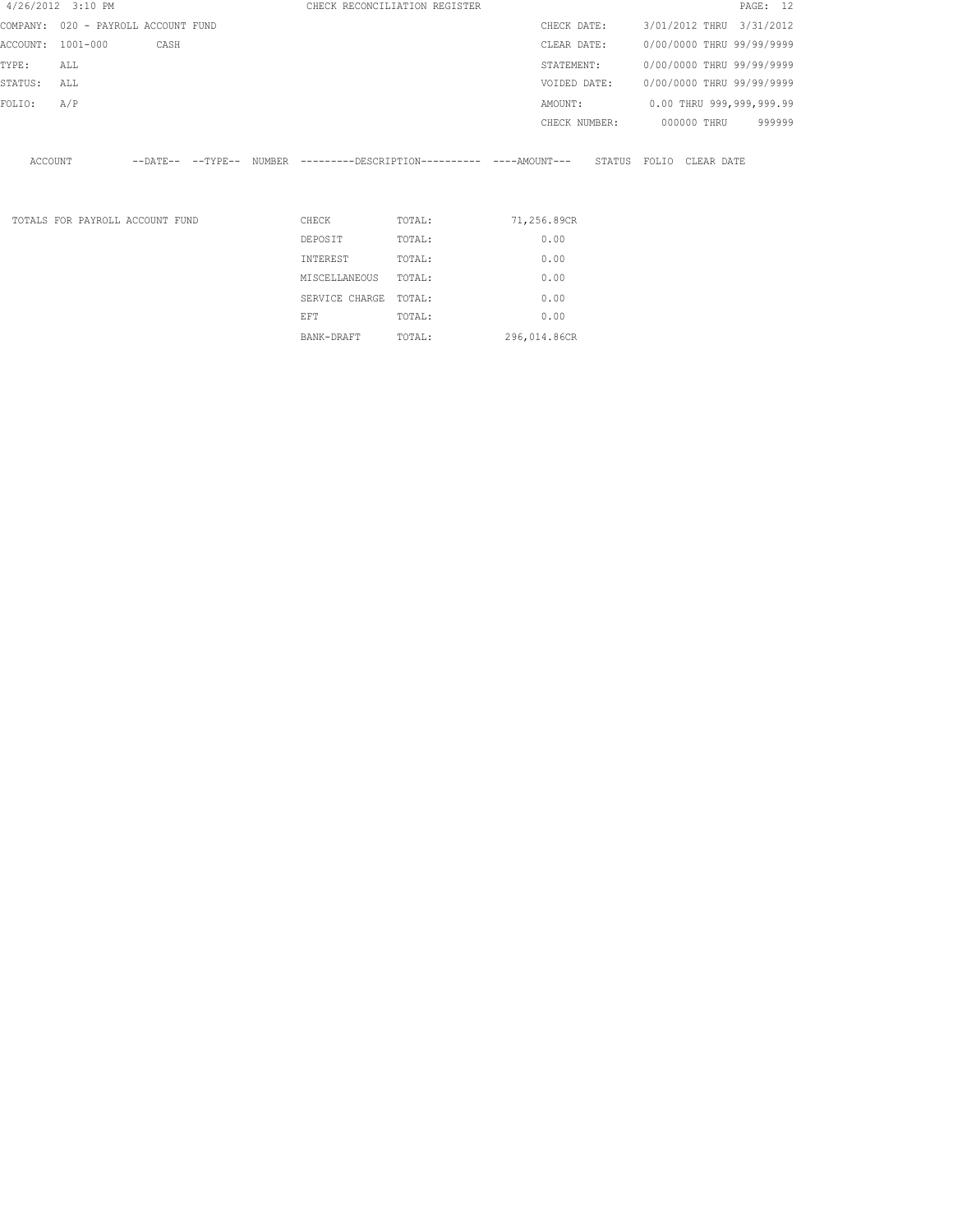4/26/2012 3:10 PM — CHECK RECONCILIATION REGISTER

| | | | |
|---|---|---|---|
| COMPANY: | 020 - PAYROLL ACCOUNT FUND | CHECK DATE: | 3/01/2012 THRU 3/31/2012 |
| ACCOUNT: | 1001-000 CASH | CLEAR DATE: | 0/00/0000 THRU 99/99/9999 |
| TYPE: | ALL | STATEMENT: | 0/00/0000 THRU 99/99/9999 |
| STATUS: | ALL | VOIDED DATE: | 0/00/0000 THRU 99/99/9999 |
| FOLIO: | A/P | AMOUNT: | 0.00 THRU 999,999,999.99 |
| | | CHECK NUMBER: | 000000 THRU 999999 |

| ACCOUNT | --DATE-- | --TYPE-- | NUMBER | ---------DESCRIPTION---------- | ----AMOUNT--- | STATUS | FOLIO | CLEAR DATE |
|---|---|---|---|---|---|---|---|---|

| TOTALS FOR PAYROLL ACCOUNT FUND | | | |
|---|---|---|---|
| | CHECK | TOTAL: | 71,256.89CR |
| | DEPOSIT | TOTAL: | 0.00 |
| | INTEREST | TOTAL: | 0.00 |
| | MISCELLANEOUS | TOTAL: | 0.00 |
| | SERVICE CHARGE | TOTAL: | 0.00 |
| | EFT | TOTAL: | 0.00 |
| | BANK-DRAFT | TOTAL: | 296,014.86CR |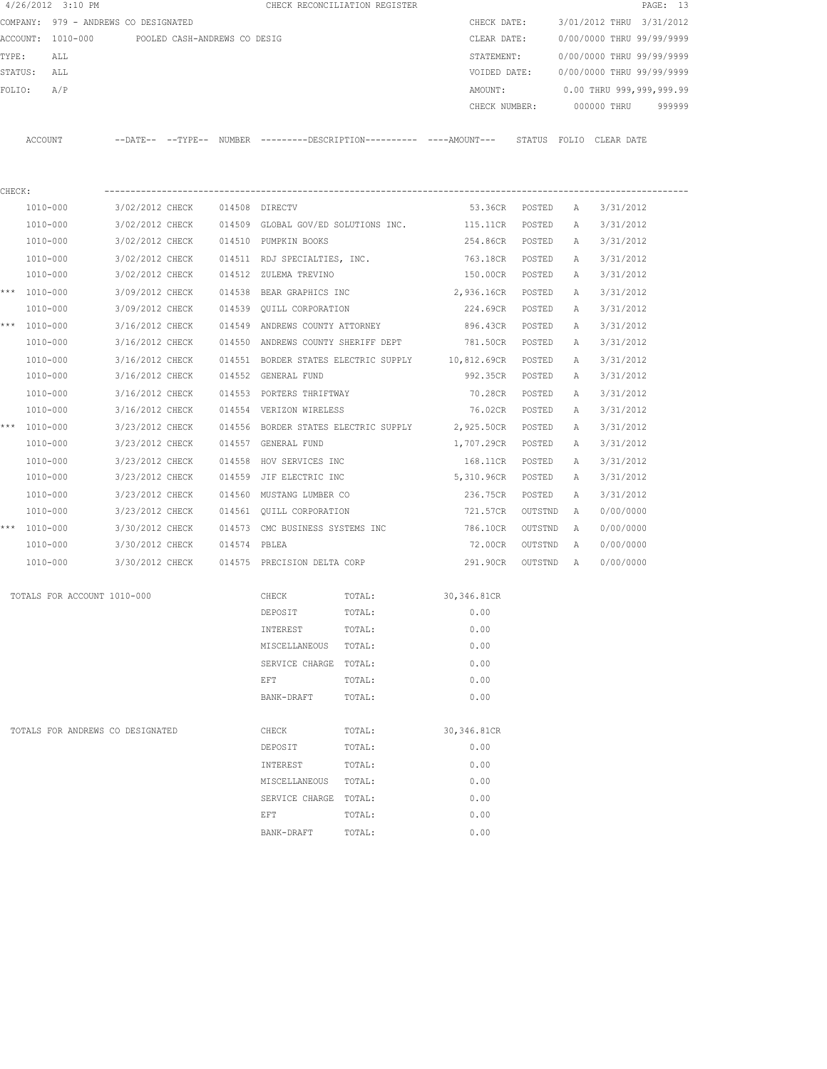4/26/2012 3:10 PM CHECK RECONCILIATION REGISTER

COMPANY: 979 - ANDREWS CO DESIGNATED

ACCOUNT: 1010-000 POOLED CASH-ANDREWS CO DESIG

TYPE: ALL

STATUS: ALL

FOLIO: A/P

CHECK DATE: 3/01/2012 THRU 3/31/2012
CLEAR DATE: 0/00/0000 THRU 99/99/9999
STATEMENT: 0/00/0000 THRU 99/99/9999
VOIDED DATE: 0/00/0000 THRU 99/99/9999
AMOUNT: 0.00 THRU 999,999,999.99
CHECK NUMBER: 000000 THRU 999999

CHECK:

| | ACCOUNT | --DATE-- | --TYPE-- | NUMBER | ---------DESCRIPTION---------- | ----AMOUNT--- | STATUS | FOLIO | CLEAR DATE |
|---|---|---|---|---|---|---|---|---|---|
| | 1010-000 | 3/02/2012 | CHECK | 014508 | DIRECTV | 53.36CR | POSTED | A | 3/31/2012 |
| | 1010-000 | 3/02/2012 | CHECK | 014509 | GLOBAL GOV/ED SOLUTIONS INC. | 115.11CR | POSTED | A | 3/31/2012 |
| | 1010-000 | 3/02/2012 | CHECK | 014510 | PUMPKIN BOOKS | 254.86CR | POSTED | A | 3/31/2012 |
| | 1010-000 | 3/02/2012 | CHECK | 014511 | RDJ SPECIALTIES, INC. | 763.18CR | POSTED | A | 3/31/2012 |
| | 1010-000 | 3/02/2012 | CHECK | 014512 | ZULEMA TREVINO | 150.00CR | POSTED | A | 3/31/2012 |
| *** | 1010-000 | 3/09/2012 | CHECK | 014538 | BEAR GRAPHICS INC | 2,936.16CR | POSTED | A | 3/31/2012 |
| | 1010-000 | 3/09/2012 | CHECK | 014539 | QUILL CORPORATION | 224.69CR | POSTED | A | 3/31/2012 |
| *** | 1010-000 | 3/16/2012 | CHECK | 014549 | ANDREWS COUNTY ATTORNEY | 896.43CR | POSTED | A | 3/31/2012 |
| | 1010-000 | 3/16/2012 | CHECK | 014550 | ANDREWS COUNTY SHERIFF DEPT | 781.50CR | POSTED | A | 3/31/2012 |
| | 1010-000 | 3/16/2012 | CHECK | 014551 | BORDER STATES ELECTRIC SUPPLY | 10,812.69CR | POSTED | A | 3/31/2012 |
| | 1010-000 | 3/16/2012 | CHECK | 014552 | GENERAL FUND | 992.35CR | POSTED | A | 3/31/2012 |
| | 1010-000 | 3/16/2012 | CHECK | 014553 | PORTERS THRIFTWAY | 70.28CR | POSTED | A | 3/31/2012 |
| | 1010-000 | 3/16/2012 | CHECK | 014554 | VERIZON WIRELESS | 76.02CR | POSTED | A | 3/31/2012 |
| *** | 1010-000 | 3/23/2012 | CHECK | 014556 | BORDER STATES ELECTRIC SUPPLY | 2,925.50CR | POSTED | A | 3/31/2012 |
| | 1010-000 | 3/23/2012 | CHECK | 014557 | GENERAL FUND | 1,707.29CR | POSTED | A | 3/31/2012 |
| | 1010-000 | 3/23/2012 | CHECK | 014558 | HOV SERVICES INC | 168.11CR | POSTED | A | 3/31/2012 |
| | 1010-000 | 3/23/2012 | CHECK | 014559 | JIF ELECTRIC INC | 5,310.96CR | POSTED | A | 3/31/2012 |
| | 1010-000 | 3/23/2012 | CHECK | 014560 | MUSTANG LUMBER CO | 236.75CR | POSTED | A | 3/31/2012 |
| | 1010-000 | 3/23/2012 | CHECK | 014561 | QUILL CORPORATION | 721.57CR | OUTSTND | A | 0/00/0000 |
| *** | 1010-000 | 3/30/2012 | CHECK | 014573 | CMC BUSINESS SYSTEMS INC | 786.10CR | OUTSTND | A | 0/00/0000 |
| | 1010-000 | 3/30/2012 | CHECK | 014574 | PBLEA | 72.00CR | OUTSTND | A | 0/00/0000 |
| | 1010-000 | 3/30/2012 | CHECK | 014575 | PRECISION DELTA CORP | 291.90CR | OUTSTND | A | 0/00/0000 |

| TOTALS FOR ACCOUNT 1010-000 | | | |
|---|---|---|---|
| | CHECK | TOTAL: | 30,346.81CR |
| | DEPOSIT | TOTAL: | 0.00 |
| | INTEREST | TOTAL: | 0.00 |
| | MISCELLANEOUS | TOTAL: | 0.00 |
| | SERVICE CHARGE | TOTAL: | 0.00 |
| | EFT | TOTAL: | 0.00 |
| | BANK-DRAFT | TOTAL: | 0.00 |

| TOTALS FOR ANDREWS CO DESIGNATED | | | |
|---|---|---|---|
| | CHECK | TOTAL: | 30,346.81CR |
| | DEPOSIT | TOTAL: | 0.00 |
| | INTEREST | TOTAL: | 0.00 |
| | MISCELLANEOUS | TOTAL: | 0.00 |
| | SERVICE CHARGE | TOTAL: | 0.00 |
| | EFT | TOTAL: | 0.00 |
| | BANK-DRAFT | TOTAL: | 0.00 |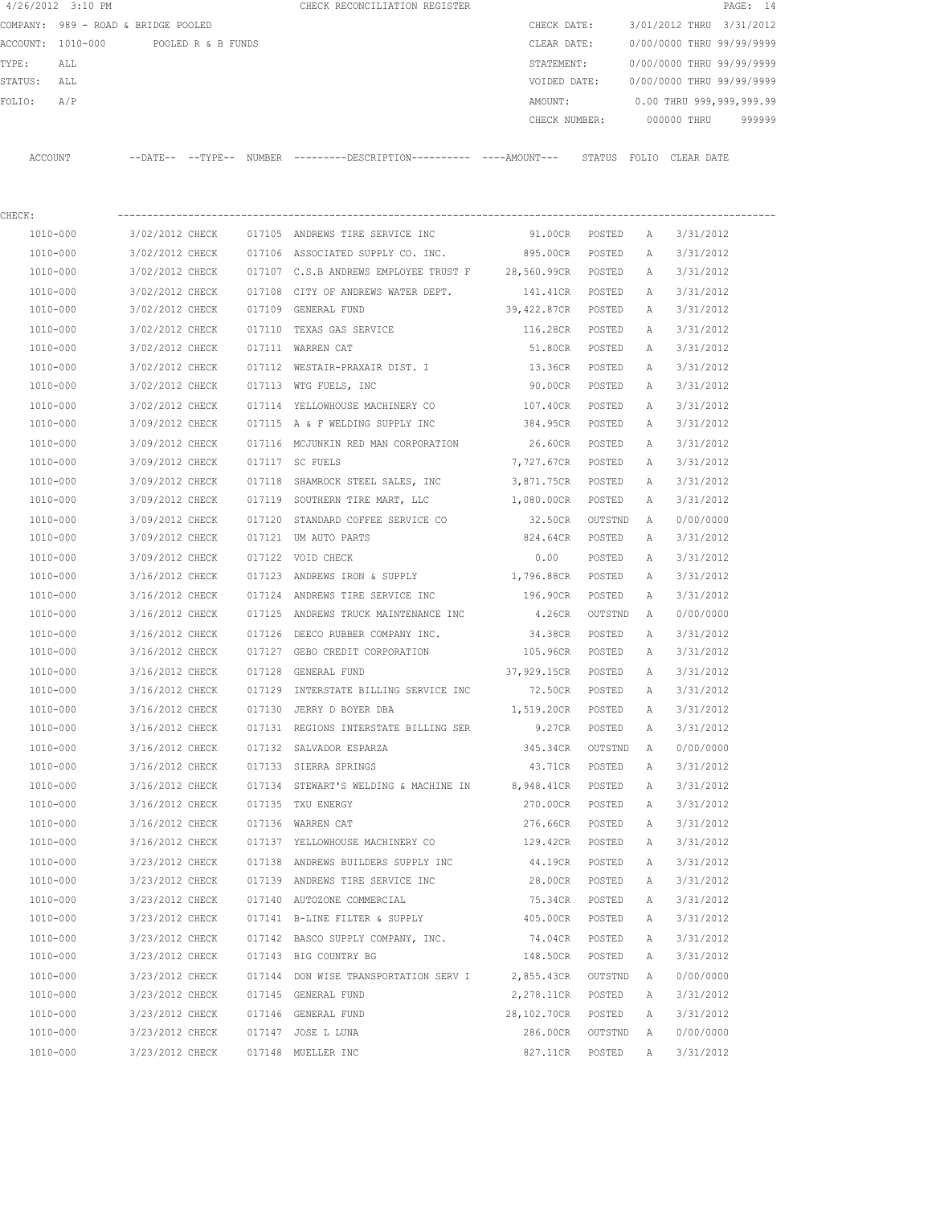4/26/2012 3:10 PM CHECK RECONCILIATION REGISTER

COMPANY: 989 - ROAD & BRIDGE POOLED

ACCOUNT: 1010-000 POOLED R & B FUNDS

TYPE: ALL

STATUS: ALL

FOLIO: A/P

CHECK DATE: 3/01/2012 THRU 3/31/2012

CLEAR DATE: 0/00/0000 THRU 99/99/9999

STATEMENT: 0/00/0000 THRU 99/99/9999

VOIDED DATE: 0/00/0000 THRU 99/99/9999

AMOUNT: 0.00 THRU 999,999,999.99

CHECK NUMBER: 000000 THRU 999999

CHECK:

| ACCOUNT | --DATE-- | --TYPE-- | NUMBER | ---------DESCRIPTION---------- | ----AMOUNT--- | STATUS | FOLIO | CLEAR DATE |
|---|---|---|---|---|---|---|---|---|
| 1010-000 | 3/02/2012 | CHECK | 017105 | ANDREWS TIRE SERVICE INC | 91.00CR | POSTED | A | 3/31/2012 |
| 1010-000 | 3/02/2012 | CHECK | 017106 | ASSOCIATED SUPPLY CO. INC. | 895.00CR | POSTED | A | 3/31/2012 |
| 1010-000 | 3/02/2012 | CHECK | 017107 | C.S.B ANDREWS EMPLOYEE TRUST F | 28,560.99CR | POSTED | A | 3/31/2012 |
| 1010-000 | 3/02/2012 | CHECK | 017108 | CITY OF ANDREWS WATER DEPT. | 141.41CR | POSTED | A | 3/31/2012 |
| 1010-000 | 3/02/2012 | CHECK | 017109 | GENERAL FUND | 39,422.87CR | POSTED | A | 3/31/2012 |
| 1010-000 | 3/02/2012 | CHECK | 017110 | TEXAS GAS SERVICE | 116.28CR | POSTED | A | 3/31/2012 |
| 1010-000 | 3/02/2012 | CHECK | 017111 | WARREN CAT | 51.80CR | POSTED | A | 3/31/2012 |
| 1010-000 | 3/02/2012 | CHECK | 017112 | WESTAIR-PRAXAIR DIST. I | 13.36CR | POSTED | A | 3/31/2012 |
| 1010-000 | 3/02/2012 | CHECK | 017113 | WTG FUELS, INC | 90.00CR | POSTED | A | 3/31/2012 |
| 1010-000 | 3/02/2012 | CHECK | 017114 | YELLOWHOUSE MACHINERY CO | 107.40CR | POSTED | A | 3/31/2012 |
| 1010-000 | 3/09/2012 | CHECK | 017115 | A & F WELDING SUPPLY INC | 384.95CR | POSTED | A | 3/31/2012 |
| 1010-000 | 3/09/2012 | CHECK | 017116 | MCJUNKIN RED MAN CORPORATION | 26.60CR | POSTED | A | 3/31/2012 |
| 1010-000 | 3/09/2012 | CHECK | 017117 | SC FUELS | 7,727.67CR | POSTED | A | 3/31/2012 |
| 1010-000 | 3/09/2012 | CHECK | 017118 | SHAMROCK STEEL SALES, INC | 3,871.75CR | POSTED | A | 3/31/2012 |
| 1010-000 | 3/09/2012 | CHECK | 017119 | SOUTHERN TIRE MART, LLC | 1,080.00CR | POSTED | A | 3/31/2012 |
| 1010-000 | 3/09/2012 | CHECK | 017120 | STANDARD COFFEE SERVICE CO | 32.50CR | OUTSTND | A | 0/00/0000 |
| 1010-000 | 3/09/2012 | CHECK | 017121 | UM AUTO PARTS | 824.64CR | POSTED | A | 3/31/2012 |
| 1010-000 | 3/09/2012 | CHECK | 017122 | VOID CHECK | 0.00 | POSTED | A | 3/31/2012 |
| 1010-000 | 3/16/2012 | CHECK | 017123 | ANDREWS IRON & SUPPLY | 1,796.88CR | POSTED | A | 3/31/2012 |
| 1010-000 | 3/16/2012 | CHECK | 017124 | ANDREWS TIRE SERVICE INC | 196.90CR | POSTED | A | 3/31/2012 |
| 1010-000 | 3/16/2012 | CHECK | 017125 | ANDREWS TRUCK MAINTENANCE INC | 4.26CR | OUTSTND | A | 0/00/0000 |
| 1010-000 | 3/16/2012 | CHECK | 017126 | DEECO RUBBER COMPANY INC. | 34.38CR | POSTED | A | 3/31/2012 |
| 1010-000 | 3/16/2012 | CHECK | 017127 | GEBO CREDIT CORPORATION | 105.96CR | POSTED | A | 3/31/2012 |
| 1010-000 | 3/16/2012 | CHECK | 017128 | GENERAL FUND | 37,929.15CR | POSTED | A | 3/31/2012 |
| 1010-000 | 3/16/2012 | CHECK | 017129 | INTERSTATE BILLING SERVICE INC | 72.50CR | POSTED | A | 3/31/2012 |
| 1010-000 | 3/16/2012 | CHECK | 017130 | JERRY D BOYER DBA | 1,519.20CR | POSTED | A | 3/31/2012 |
| 1010-000 | 3/16/2012 | CHECK | 017131 | REGIONS INTERSTATE BILLING SER | 9.27CR | POSTED | A | 3/31/2012 |
| 1010-000 | 3/16/2012 | CHECK | 017132 | SALVADOR ESPARZA | 345.34CR | OUTSTND | A | 0/00/0000 |
| 1010-000 | 3/16/2012 | CHECK | 017133 | SIERRA SPRINGS | 43.71CR | POSTED | A | 3/31/2012 |
| 1010-000 | 3/16/2012 | CHECK | 017134 | STEWART'S WELDING & MACHINE IN | 8,948.41CR | POSTED | A | 3/31/2012 |
| 1010-000 | 3/16/2012 | CHECK | 017135 | TXU ENERGY | 270.00CR | POSTED | A | 3/31/2012 |
| 1010-000 | 3/16/2012 | CHECK | 017136 | WARREN CAT | 276.66CR | POSTED | A | 3/31/2012 |
| 1010-000 | 3/16/2012 | CHECK | 017137 | YELLOWHOUSE MACHINERY CO | 129.42CR | POSTED | A | 3/31/2012 |
| 1010-000 | 3/23/2012 | CHECK | 017138 | ANDREWS BUILDERS SUPPLY INC | 44.19CR | POSTED | A | 3/31/2012 |
| 1010-000 | 3/23/2012 | CHECK | 017139 | ANDREWS TIRE SERVICE INC | 28.00CR | POSTED | A | 3/31/2012 |
| 1010-000 | 3/23/2012 | CHECK | 017140 | AUTOZONE COMMERCIAL | 75.34CR | POSTED | A | 3/31/2012 |
| 1010-000 | 3/23/2012 | CHECK | 017141 | B-LINE FILTER & SUPPLY | 405.00CR | POSTED | A | 3/31/2012 |
| 1010-000 | 3/23/2012 | CHECK | 017142 | BASCO SUPPLY COMPANY, INC. | 74.04CR | POSTED | A | 3/31/2012 |
| 1010-000 | 3/23/2012 | CHECK | 017143 | BIG COUNTRY BG | 148.50CR | POSTED | A | 3/31/2012 |
| 1010-000 | 3/23/2012 | CHECK | 017144 | DON WISE TRANSPORTATION SERV I | 2,855.43CR | OUTSTND | A | 0/00/0000 |
| 1010-000 | 3/23/2012 | CHECK | 017145 | GENERAL FUND | 2,278.11CR | POSTED | A | 3/31/2012 |
| 1010-000 | 3/23/2012 | CHECK | 017146 | GENERAL FUND | 28,102.70CR | POSTED | A | 3/31/2012 |
| 1010-000 | 3/23/2012 | CHECK | 017147 | JOSE L LUNA | 286.00CR | OUTSTND | A | 0/00/0000 |
| 1010-000 | 3/23/2012 | CHECK | 017148 | MUELLER INC | 827.11CR | POSTED | A | 3/31/2012 |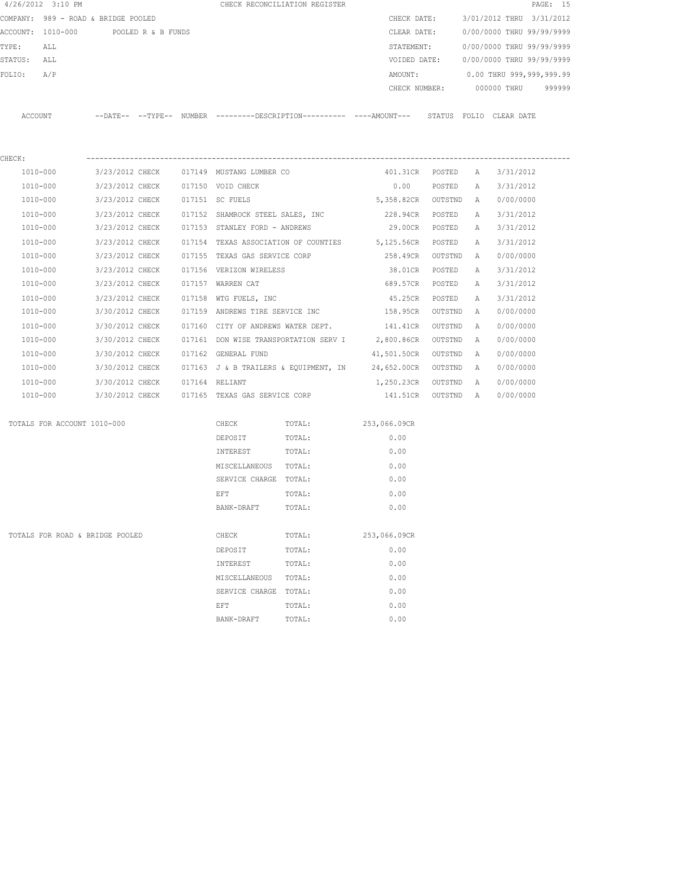4/26/2012 3:10 PM CHECK RECONCILIATION REGISTER

COMPANY: 989 - ROAD & BRIDGE POOLED
ACCOUNT: 1010-000 POOLED R & B FUNDS
TYPE: ALL
STATUS: ALL
FOLIO: A/P

CHECK DATE: 3/01/2012 THRU 3/31/2012
CLEAR DATE: 0/00/0000 THRU 99/99/9999
STATEMENT: 0/00/0000 THRU 99/99/9999
VOIDED DATE: 0/00/0000 THRU 99/99/9999
AMOUNT: 0.00 THRU 999,999,999.99
CHECK NUMBER: 000000 THRU 999999

CHECK:

| ACCOUNT | DATE | TYPE | NUMBER | DESCRIPTION | AMOUNT | STATUS | FOLIO | CLEAR DATE |
|---|---|---|---|---|---|---|---|---|
| 1010-000 | 3/23/2012 | CHECK | 017149 | MUSTANG LUMBER CO | 401.31CR | POSTED | A | 3/31/2012 |
| 1010-000 | 3/23/2012 | CHECK | 017150 | VOID CHECK | 0.00 | POSTED | A | 3/31/2012 |
| 1010-000 | 3/23/2012 | CHECK | 017151 | SC FUELS | 5,358.82CR | OUTSTND | A | 0/00/0000 |
| 1010-000 | 3/23/2012 | CHECK | 017152 | SHAMROCK STEEL SALES, INC | 228.94CR | POSTED | A | 3/31/2012 |
| 1010-000 | 3/23/2012 | CHECK | 017153 | STANLEY FORD - ANDREWS | 29.00CR | POSTED | A | 3/31/2012 |
| 1010-000 | 3/23/2012 | CHECK | 017154 | TEXAS ASSOCIATION OF COUNTIES | 5,125.56CR | POSTED | A | 3/31/2012 |
| 1010-000 | 3/23/2012 | CHECK | 017155 | TEXAS GAS SERVICE CORP | 258.49CR | OUTSTND | A | 0/00/0000 |
| 1010-000 | 3/23/2012 | CHECK | 017156 | VERIZON WIRELESS | 38.01CR | POSTED | A | 3/31/2012 |
| 1010-000 | 3/23/2012 | CHECK | 017157 | WARREN CAT | 689.57CR | POSTED | A | 3/31/2012 |
| 1010-000 | 3/23/2012 | CHECK | 017158 | WTG FUELS, INC | 45.25CR | POSTED | A | 3/31/2012 |
| 1010-000 | 3/30/2012 | CHECK | 017159 | ANDREWS TIRE SERVICE INC | 158.95CR | OUTSTND | A | 0/00/0000 |
| 1010-000 | 3/30/2012 | CHECK | 017160 | CITY OF ANDREWS WATER DEPT. | 141.41CR | OUTSTND | A | 0/00/0000 |
| 1010-000 | 3/30/2012 | CHECK | 017161 | DON WISE TRANSPORTATION SERV I | 2,800.86CR | OUTSTND | A | 0/00/0000 |
| 1010-000 | 3/30/2012 | CHECK | 017162 | GENERAL FUND | 41,501.50CR | OUTSTND | A | 0/00/0000 |
| 1010-000 | 3/30/2012 | CHECK | 017163 | J & B TRAILERS & EQUIPMENT, IN | 24,652.00CR | OUTSTND | A | 0/00/0000 |
| 1010-000 | 3/30/2012 | CHECK | 017164 | RELIANT | 1,250.23CR | OUTSTND | A | 0/00/0000 |
| 1010-000 | 3/30/2012 | CHECK | 017165 | TEXAS GAS SERVICE CORP | 141.51CR | OUTSTND | A | 0/00/0000 |

TOTALS FOR ACCOUNT 1010-000

| TYPE | | AMOUNT |
|---|---|---|
| CHECK | TOTAL: | 253,066.09CR |
| DEPOSIT | TOTAL: | 0.00 |
| INTEREST | TOTAL: | 0.00 |
| MISCELLANEOUS | TOTAL: | 0.00 |
| SERVICE CHARGE | TOTAL: | 0.00 |
| EFT | TOTAL: | 0.00 |
| BANK-DRAFT | TOTAL: | 0.00 |

TOTALS FOR ROAD & BRIDGE POOLED

| TYPE | | AMOUNT |
|---|---|---|
| CHECK | TOTAL: | 253,066.09CR |
| DEPOSIT | TOTAL: | 0.00 |
| INTEREST | TOTAL: | 0.00 |
| MISCELLANEOUS | TOTAL: | 0.00 |
| SERVICE CHARGE | TOTAL: | 0.00 |
| EFT | TOTAL: | 0.00 |
| BANK-DRAFT | TOTAL: | 0.00 |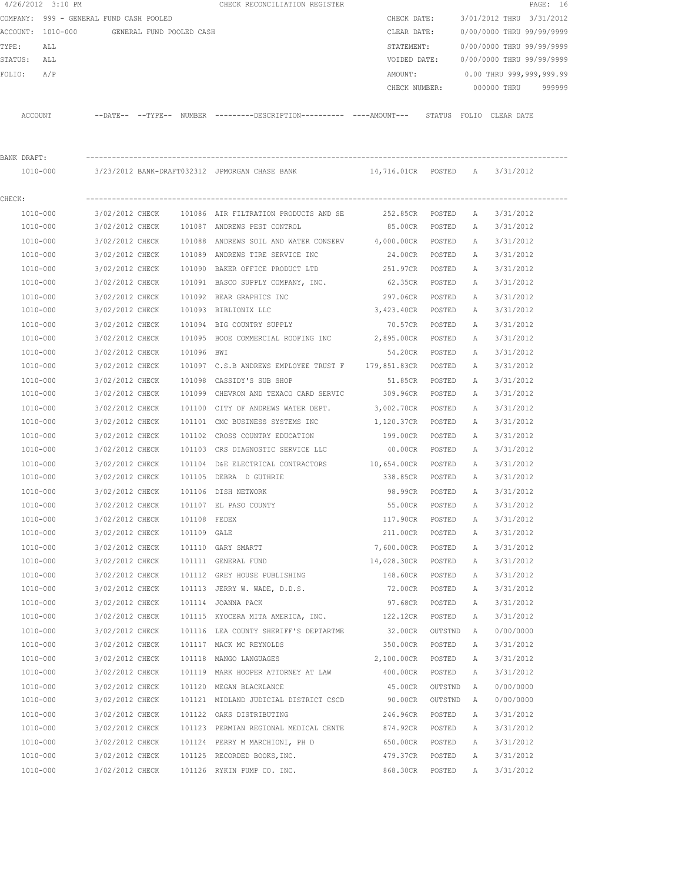4/26/2012 3:10 PM CHECK RECONCILIATION REGISTER

COMPANY: 999 - GENERAL FUND CASH POOLED
ACCOUNT: 1010-000 GENERAL FUND POOLED CASH
TYPE: ALL
STATUS: ALL
FOLIO: A/P

CHECK DATE: 3/01/2012 THRU 3/31/2012
CLEAR DATE: 0/00/0000 THRU 99/99/9999
STATEMENT: 0/00/0000 THRU 99/99/9999
VOIDED DATE: 0/00/0000 THRU 99/99/9999
AMOUNT: 0.00 THRU 999,999,999.99
CHECK NUMBER: 000000 THRU 999999

**BANK DRAFT:**

| ACCOUNT | --DATE-- | --TYPE-- | NUMBER | ---------DESCRIPTION---------- | ----AMOUNT--- | STATUS | FOLIO | CLEAR DATE |
|---|---|---|---|---|---|---|---|---|
| 1010-000 | 3/23/2012 | BANK-DRAFT | 032312 | JPMORGAN CHASE BANK | 14,716.01CR | POSTED | A | 3/31/2012 |

**CHECK:**

| ACCOUNT | --DATE-- | --TYPE-- | NUMBER | ---------DESCRIPTION---------- | ----AMOUNT--- | STATUS | FOLIO | CLEAR DATE |
|---|---|---|---|---|---|---|---|---|
| 1010-000 | 3/02/2012 | CHECK | 101086 | AIR FILTRATION PRODUCTS AND SE | 252.85CR | POSTED | A | 3/31/2012 |
| 1010-000 | 3/02/2012 | CHECK | 101087 | ANDREWS PEST CONTROL | 85.00CR | POSTED | A | 3/31/2012 |
| 1010-000 | 3/02/2012 | CHECK | 101088 | ANDREWS SOIL AND WATER CONSERV | 4,000.00CR | POSTED | A | 3/31/2012 |
| 1010-000 | 3/02/2012 | CHECK | 101089 | ANDREWS TIRE SERVICE INC | 24.00CR | POSTED | A | 3/31/2012 |
| 1010-000 | 3/02/2012 | CHECK | 101090 | BAKER OFFICE PRODUCT LTD | 251.97CR | POSTED | A | 3/31/2012 |
| 1010-000 | 3/02/2012 | CHECK | 101091 | BASCO SUPPLY COMPANY, INC. | 62.35CR | POSTED | A | 3/31/2012 |
| 1010-000 | 3/02/2012 | CHECK | 101092 | BEAR GRAPHICS INC | 297.06CR | POSTED | A | 3/31/2012 |
| 1010-000 | 3/02/2012 | CHECK | 101093 | BIBLIONIX LLC | 3,423.40CR | POSTED | A | 3/31/2012 |
| 1010-000 | 3/02/2012 | CHECK | 101094 | BIG COUNTRY SUPPLY | 70.57CR | POSTED | A | 3/31/2012 |
| 1010-000 | 3/02/2012 | CHECK | 101095 | BOOE COMMERCIAL ROOFING INC | 2,895.00CR | POSTED | A | 3/31/2012 |
| 1010-000 | 3/02/2012 | CHECK | 101096 | BWI | 54.20CR | POSTED | A | 3/31/2012 |
| 1010-000 | 3/02/2012 | CHECK | 101097 | C.S.B ANDREWS EMPLOYEE TRUST F | 179,851.83CR | POSTED | A | 3/31/2012 |
| 1010-000 | 3/02/2012 | CHECK | 101098 | CASSIDY'S SUB SHOP | 51.85CR | POSTED | A | 3/31/2012 |
| 1010-000 | 3/02/2012 | CHECK | 101099 | CHEVRON AND TEXACO CARD SERVIC | 309.96CR | POSTED | A | 3/31/2012 |
| 1010-000 | 3/02/2012 | CHECK | 101100 | CITY OF ANDREWS WATER DEPT. | 3,002.70CR | POSTED | A | 3/31/2012 |
| 1010-000 | 3/02/2012 | CHECK | 101101 | CMC BUSINESS SYSTEMS INC | 1,120.37CR | POSTED | A | 3/31/2012 |
| 1010-000 | 3/02/2012 | CHECK | 101102 | CROSS COUNTRY EDUCATION | 199.00CR | POSTED | A | 3/31/2012 |
| 1010-000 | 3/02/2012 | CHECK | 101103 | CRS DIAGNOSTIC SERVICE LLC | 40.00CR | POSTED | A | 3/31/2012 |
| 1010-000 | 3/02/2012 | CHECK | 101104 | D&E ELECTRICAL CONTRACTORS | 10,654.00CR | POSTED | A | 3/31/2012 |
| 1010-000 | 3/02/2012 | CHECK | 101105 | DEBRA D GUTHRIE | 338.85CR | POSTED | A | 3/31/2012 |
| 1010-000 | 3/02/2012 | CHECK | 101106 | DISH NETWORK | 98.99CR | POSTED | A | 3/31/2012 |
| 1010-000 | 3/02/2012 | CHECK | 101107 | EL PASO COUNTY | 55.00CR | POSTED | A | 3/31/2012 |
| 1010-000 | 3/02/2012 | CHECK | 101108 | FEDEX | 117.90CR | POSTED | A | 3/31/2012 |
| 1010-000 | 3/02/2012 | CHECK | 101109 | GALE | 211.00CR | POSTED | A | 3/31/2012 |
| 1010-000 | 3/02/2012 | CHECK | 101110 | GARY SMARTT | 7,600.00CR | POSTED | A | 3/31/2012 |
| 1010-000 | 3/02/2012 | CHECK | 101111 | GENERAL FUND | 14,028.30CR | POSTED | A | 3/31/2012 |
| 1010-000 | 3/02/2012 | CHECK | 101112 | GREY HOUSE PUBLISHING | 148.60CR | POSTED | A | 3/31/2012 |
| 1010-000 | 3/02/2012 | CHECK | 101113 | JERRY W. WADE, D.D.S. | 72.00CR | POSTED | A | 3/31/2012 |
| 1010-000 | 3/02/2012 | CHECK | 101114 | JOANNA PACK | 97.68CR | POSTED | A | 3/31/2012 |
| 1010-000 | 3/02/2012 | CHECK | 101115 | KYOCERA MITA AMERICA, INC. | 122.12CR | POSTED | A | 3/31/2012 |
| 1010-000 | 3/02/2012 | CHECK | 101116 | LEA COUNTY SHERIFF'S DEPTARTME | 32.00CR | OUTSTND | A | 0/00/0000 |
| 1010-000 | 3/02/2012 | CHECK | 101117 | MACK MC REYNOLDS | 350.00CR | POSTED | A | 3/31/2012 |
| 1010-000 | 3/02/2012 | CHECK | 101118 | MANGO LANGUAGES | 2,100.00CR | POSTED | A | 3/31/2012 |
| 1010-000 | 3/02/2012 | CHECK | 101119 | MARK HOOPER ATTORNEY AT LAW | 400.00CR | POSTED | A | 3/31/2012 |
| 1010-000 | 3/02/2012 | CHECK | 101120 | MEGAN BLACKLANCE | 45.00CR | OUTSTND | A | 0/00/0000 |
| 1010-000 | 3/02/2012 | CHECK | 101121 | MIDLAND JUDICIAL DISTRICT CSCD | 90.00CR | OUTSTND | A | 0/00/0000 |
| 1010-000 | 3/02/2012 | CHECK | 101122 | OAKS DISTRIBUTING | 246.96CR | POSTED | A | 3/31/2012 |
| 1010-000 | 3/02/2012 | CHECK | 101123 | PERMIAN REGIONAL MEDICAL CENTE | 874.92CR | POSTED | A | 3/31/2012 |
| 1010-000 | 3/02/2012 | CHECK | 101124 | PERRY M MARCHIONI, PH D | 650.00CR | POSTED | A | 3/31/2012 |
| 1010-000 | 3/02/2012 | CHECK | 101125 | RECORDED BOOKS,INC. | 479.37CR | POSTED | A | 3/31/2012 |
| 1010-000 | 3/02/2012 | CHECK | 101126 | RYKIN PUMP CO. INC. | 868.30CR | POSTED | A | 3/31/2012 |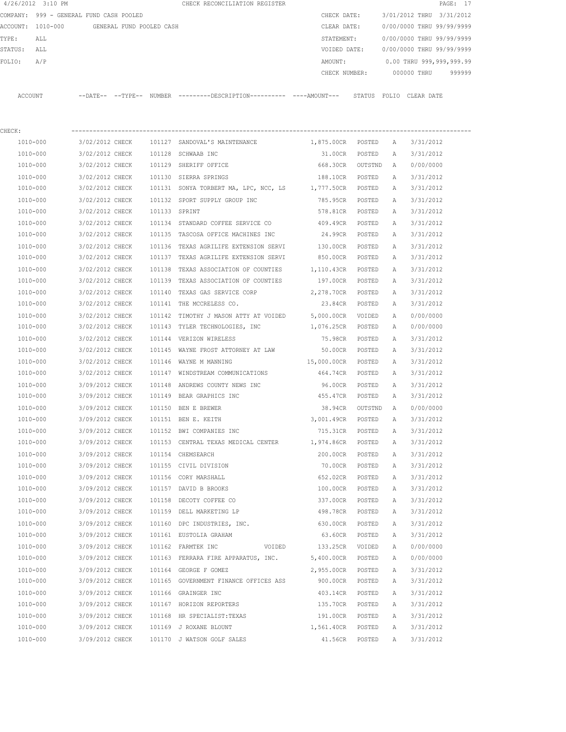4/26/2012 3:10 PM CHECK RECONCILIATION REGISTER

COMPANY: 999 - GENERAL FUND CASH POOLED
ACCOUNT: 1010-000 GENERAL FUND POOLED CASH
TYPE: ALL
STATUS: ALL
FOLIO: A/P

CHECK DATE: 3/01/2012 THRU 3/31/2012
CLEAR DATE: 0/00/0000 THRU 99/99/9999
STATEMENT: 0/00/0000 THRU 99/99/9999
VOIDED DATE: 0/00/0000 THRU 99/99/9999
AMOUNT: 0.00 THRU 999,999,999.99
CHECK NUMBER: 000000 THRU 999999

CHECK:

| ACCOUNT | --DATE-- | --TYPE-- | NUMBER | ---------DESCRIPTION---------- | ----AMOUNT--- | STATUS | FOLIO | CLEAR DATE |
|---|---|---|---|---|---|---|---|---|
| 1010-000 | 3/02/2012 | CHECK | 101127 | SANDOVAL'S MAINTENANCE | 1,875.00CR | POSTED | A | 3/31/2012 |
| 1010-000 | 3/02/2012 | CHECK | 101128 | SCHWAAB INC | 31.00CR | POSTED | A | 3/31/2012 |
| 1010-000 | 3/02/2012 | CHECK | 101129 | SHERIFF OFFICE | 668.30CR | OUTSTND | A | 0/00/0000 |
| 1010-000 | 3/02/2012 | CHECK | 101130 | SIERRA SPRINGS | 188.10CR | POSTED | A | 3/31/2012 |
| 1010-000 | 3/02/2012 | CHECK | 101131 | SONYA TORBERT MA, LPC, NCC, LS | 1,777.50CR | POSTED | A | 3/31/2012 |
| 1010-000 | 3/02/2012 | CHECK | 101132 | SPORT SUPPLY GROUP INC | 785.95CR | POSTED | A | 3/31/2012 |
| 1010-000 | 3/02/2012 | CHECK | 101133 | SPRINT | 578.81CR | POSTED | A | 3/31/2012 |
| 1010-000 | 3/02/2012 | CHECK | 101134 | STANDARD COFFEE SERVICE CO | 409.49CR | POSTED | A | 3/31/2012 |
| 1010-000 | 3/02/2012 | CHECK | 101135 | TASCOSA OFFICE MACHINES INC | 24.99CR | POSTED | A | 3/31/2012 |
| 1010-000 | 3/02/2012 | CHECK | 101136 | TEXAS AGRILIFE EXTENSION SERVI | 130.00CR | POSTED | A | 3/31/2012 |
| 1010-000 | 3/02/2012 | CHECK | 101137 | TEXAS AGRILIFE EXTENSION SERVI | 850.00CR | POSTED | A | 3/31/2012 |
| 1010-000 | 3/02/2012 | CHECK | 101138 | TEXAS ASSOCIATION OF COUNTIES | 1,110.43CR | POSTED | A | 3/31/2012 |
| 1010-000 | 3/02/2012 | CHECK | 101139 | TEXAS ASSOCIATION OF COUNTIES | 197.00CR | POSTED | A | 3/31/2012 |
| 1010-000 | 3/02/2012 | CHECK | 101140 | TEXAS GAS SERVICE CORP | 2,278.70CR | POSTED | A | 3/31/2012 |
| 1010-000 | 3/02/2012 | CHECK | 101141 | THE MCCRELESS CO. | 23.84CR | POSTED | A | 3/31/2012 |
| 1010-000 | 3/02/2012 | CHECK | 101142 | TIMOTHY J MASON ATTY AT VOIDED | 5,000.00CR | VOIDED | A | 0/00/0000 |
| 1010-000 | 3/02/2012 | CHECK | 101143 | TYLER TECHNOLOGIES, INC | 1,076.25CR | POSTED | A | 0/00/0000 |
| 1010-000 | 3/02/2012 | CHECK | 101144 | VERIZON WIRELESS | 75.98CR | POSTED | A | 3/31/2012 |
| 1010-000 | 3/02/2012 | CHECK | 101145 | WAYNE FROST ATTORNEY AT LAW | 50.00CR | POSTED | A | 3/31/2012 |
| 1010-000 | 3/02/2012 | CHECK | 101146 | WAYNE M MANNING | 15,000.00CR | POSTED | A | 3/31/2012 |
| 1010-000 | 3/02/2012 | CHECK | 101147 | WINDSTREAM COMMUNICATIONS | 464.74CR | POSTED | A | 3/31/2012 |
| 1010-000 | 3/09/2012 | CHECK | 101148 | ANDREWS COUNTY NEWS INC | 96.00CR | POSTED | A | 3/31/2012 |
| 1010-000 | 3/09/2012 | CHECK | 101149 | BEAR GRAPHICS INC | 455.47CR | POSTED | A | 3/31/2012 |
| 1010-000 | 3/09/2012 | CHECK | 101150 | BEN E BREWER | 38.94CR | OUTSTND | A | 0/00/0000 |
| 1010-000 | 3/09/2012 | CHECK | 101151 | BEN E. KEITH | 3,001.49CR | POSTED | A | 3/31/2012 |
| 1010-000 | 3/09/2012 | CHECK | 101152 | BWI COMPANIES INC | 715.31CR | POSTED | A | 3/31/2012 |
| 1010-000 | 3/09/2012 | CHECK | 101153 | CENTRAL TEXAS MEDICAL CENTER | 1,974.86CR | POSTED | A | 3/31/2012 |
| 1010-000 | 3/09/2012 | CHECK | 101154 | CHEMSEARCH | 200.00CR | POSTED | A | 3/31/2012 |
| 1010-000 | 3/09/2012 | CHECK | 101155 | CIVIL DIVISION | 70.00CR | POSTED | A | 3/31/2012 |
| 1010-000 | 3/09/2012 | CHECK | 101156 | CORY MARSHALL | 652.02CR | POSTED | A | 3/31/2012 |
| 1010-000 | 3/09/2012 | CHECK | 101157 | DAVID B BROOKS | 100.00CR | POSTED | A | 3/31/2012 |
| 1010-000 | 3/09/2012 | CHECK | 101158 | DECOTY COFFEE CO | 337.00CR | POSTED | A | 3/31/2012 |
| 1010-000 | 3/09/2012 | CHECK | 101159 | DELL MARKETING LP | 498.78CR | POSTED | A | 3/31/2012 |
| 1010-000 | 3/09/2012 | CHECK | 101160 | DPC INDUSTRIES, INC. | 630.00CR | POSTED | A | 3/31/2012 |
| 1010-000 | 3/09/2012 | CHECK | 101161 | EUSTOLIA GRAHAM | 63.60CR | POSTED | A | 3/31/2012 |
| 1010-000 | 3/09/2012 | CHECK | 101162 | FARMTEK INC VOIDED | 133.25CR | VOIDED | A | 0/00/0000 |
| 1010-000 | 3/09/2012 | CHECK | 101163 | FERRARA FIRE APPARATUS, INC. | 5,400.00CR | POSTED | A | 0/00/0000 |
| 1010-000 | 3/09/2012 | CHECK | 101164 | GEORGE F GOMEZ | 2,955.00CR | POSTED | A | 3/31/2012 |
| 1010-000 | 3/09/2012 | CHECK | 101165 | GOVERNMENT FINANCE OFFICES ASS | 900.00CR | POSTED | A | 3/31/2012 |
| 1010-000 | 3/09/2012 | CHECK | 101166 | GRAINGER INC | 403.14CR | POSTED | A | 3/31/2012 |
| 1010-000 | 3/09/2012 | CHECK | 101167 | HORIZON REPORTERS | 135.70CR | POSTED | A | 3/31/2012 |
| 1010-000 | 3/09/2012 | CHECK | 101168 | HR SPECIALIST:TEXAS | 191.00CR | POSTED | A | 3/31/2012 |
| 1010-000 | 3/09/2012 | CHECK | 101169 | J ROXANE BLOUNT | 1,561.40CR | POSTED | A | 3/31/2012 |
| 1010-000 | 3/09/2012 | CHECK | 101170 | J WATSON GOLF SALES | 41.56CR | POSTED | A | 3/31/2012 |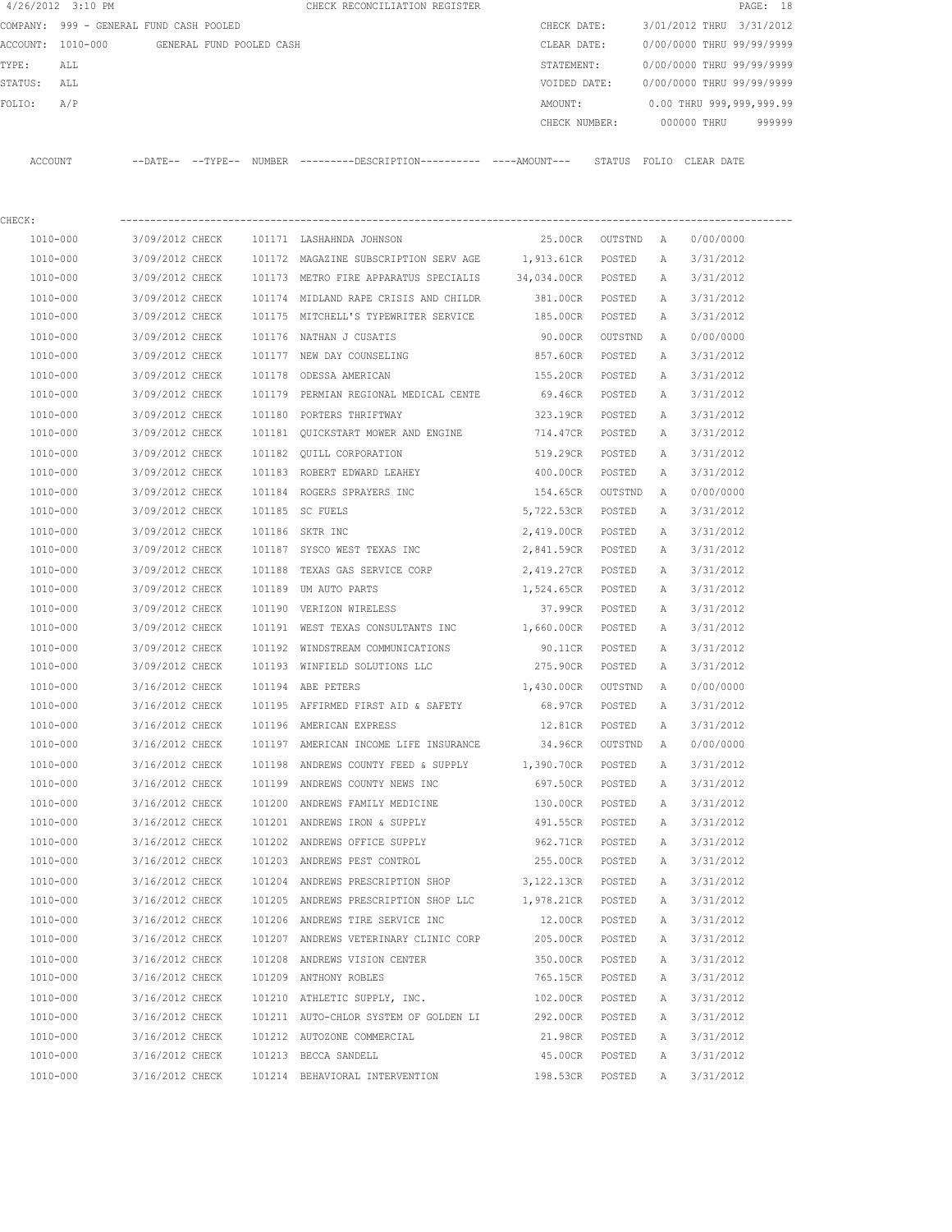4/26/2012 3:10 PM CHECK RECONCILIATION REGISTER

COMPANY: 999 - GENERAL FUND CASH POOLED
ACCOUNT: 1010-000 GENERAL FUND POOLED CASH
TYPE: ALL
STATUS: ALL
FOLIO: A/P

CHECK DATE: 3/01/2012 THRU 3/31/2012
CLEAR DATE: 0/00/0000 THRU 99/99/9999
STATEMENT: 0/00/0000 THRU 99/99/9999
VOIDED DATE: 0/00/0000 THRU 99/99/9999
AMOUNT: 0.00 THRU 999,999,999.99
CHECK NUMBER: 000000 THRU 999999

CHECK:

| ACCOUNT | --DATE-- | --TYPE-- | NUMBER | ---------DESCRIPTION---------- | ----AMOUNT--- | STATUS | FOLIO | CLEAR DATE |
|---|---|---|---|---|---|---|---|---|
| 1010-000 | 3/09/2012 | CHECK | 101171 | LASHAHNDA JOHNSON | 25.00CR | OUTSTND | A | 0/00/0000 |
| 1010-000 | 3/09/2012 | CHECK | 101172 | MAGAZINE SUBSCRIPTION SERV AGE | 1,913.61CR | POSTED | A | 3/31/2012 |
| 1010-000 | 3/09/2012 | CHECK | 101173 | METRO FIRE APPARATUS SPECIALIS | 34,034.00CR | POSTED | A | 3/31/2012 |
| 1010-000 | 3/09/2012 | CHECK | 101174 | MIDLAND RAPE CRISIS AND CHILDR | 381.00CR | POSTED | A | 3/31/2012 |
| 1010-000 | 3/09/2012 | CHECK | 101175 | MITCHELL'S TYPEWRITER SERVICE | 185.00CR | POSTED | A | 3/31/2012 |
| 1010-000 | 3/09/2012 | CHECK | 101176 | NATHAN J CUSATIS | 90.00CR | OUTSTND | A | 0/00/0000 |
| 1010-000 | 3/09/2012 | CHECK | 101177 | NEW DAY COUNSELING | 857.60CR | POSTED | A | 3/31/2012 |
| 1010-000 | 3/09/2012 | CHECK | 101178 | ODESSA AMERICAN | 155.20CR | POSTED | A | 3/31/2012 |
| 1010-000 | 3/09/2012 | CHECK | 101179 | PERMIAN REGIONAL MEDICAL CENTE | 69.46CR | POSTED | A | 3/31/2012 |
| 1010-000 | 3/09/2012 | CHECK | 101180 | PORTERS THRIFTWAY | 323.19CR | POSTED | A | 3/31/2012 |
| 1010-000 | 3/09/2012 | CHECK | 101181 | QUICKSTART MOWER AND ENGINE | 714.47CR | POSTED | A | 3/31/2012 |
| 1010-000 | 3/09/2012 | CHECK | 101182 | QUILL CORPORATION | 519.29CR | POSTED | A | 3/31/2012 |
| 1010-000 | 3/09/2012 | CHECK | 101183 | ROBERT EDWARD LEAHEY | 400.00CR | POSTED | A | 3/31/2012 |
| 1010-000 | 3/09/2012 | CHECK | 101184 | ROGERS SPRAYERS INC | 154.65CR | OUTSTND | A | 0/00/0000 |
| 1010-000 | 3/09/2012 | CHECK | 101185 | SC FUELS | 5,722.53CR | POSTED | A | 3/31/2012 |
| 1010-000 | 3/09/2012 | CHECK | 101186 | SKTR INC | 2,419.00CR | POSTED | A | 3/31/2012 |
| 1010-000 | 3/09/2012 | CHECK | 101187 | SYSCO WEST TEXAS INC | 2,841.59CR | POSTED | A | 3/31/2012 |
| 1010-000 | 3/09/2012 | CHECK | 101188 | TEXAS GAS SERVICE CORP | 2,419.27CR | POSTED | A | 3/31/2012 |
| 1010-000 | 3/09/2012 | CHECK | 101189 | UM AUTO PARTS | 1,524.65CR | POSTED | A | 3/31/2012 |
| 1010-000 | 3/09/2012 | CHECK | 101190 | VERIZON WIRELESS | 37.99CR | POSTED | A | 3/31/2012 |
| 1010-000 | 3/09/2012 | CHECK | 101191 | WEST TEXAS CONSULTANTS INC | 1,660.00CR | POSTED | A | 3/31/2012 |
| 1010-000 | 3/09/2012 | CHECK | 101192 | WINDSTREAM COMMUNICATIONS | 90.11CR | POSTED | A | 3/31/2012 |
| 1010-000 | 3/09/2012 | CHECK | 101193 | WINFIELD SOLUTIONS LLC | 275.90CR | POSTED | A | 3/31/2012 |
| 1010-000 | 3/16/2012 | CHECK | 101194 | ABE PETERS | 1,430.00CR | OUTSTND | A | 0/00/0000 |
| 1010-000 | 3/16/2012 | CHECK | 101195 | AFFIRMED FIRST AID & SAFETY | 68.97CR | POSTED | A | 3/31/2012 |
| 1010-000 | 3/16/2012 | CHECK | 101196 | AMERICAN EXPRESS | 12.81CR | POSTED | A | 3/31/2012 |
| 1010-000 | 3/16/2012 | CHECK | 101197 | AMERICAN INCOME LIFE INSURANCE | 34.96CR | OUTSTND | A | 0/00/0000 |
| 1010-000 | 3/16/2012 | CHECK | 101198 | ANDREWS COUNTY FEED & SUPPLY | 1,390.70CR | POSTED | A | 3/31/2012 |
| 1010-000 | 3/16/2012 | CHECK | 101199 | ANDREWS COUNTY NEWS INC | 697.50CR | POSTED | A | 3/31/2012 |
| 1010-000 | 3/16/2012 | CHECK | 101200 | ANDREWS FAMILY MEDICINE | 130.00CR | POSTED | A | 3/31/2012 |
| 1010-000 | 3/16/2012 | CHECK | 101201 | ANDREWS IRON & SUPPLY | 491.55CR | POSTED | A | 3/31/2012 |
| 1010-000 | 3/16/2012 | CHECK | 101202 | ANDREWS OFFICE SUPPLY | 962.71CR | POSTED | A | 3/31/2012 |
| 1010-000 | 3/16/2012 | CHECK | 101203 | ANDREWS PEST CONTROL | 255.00CR | POSTED | A | 3/31/2012 |
| 1010-000 | 3/16/2012 | CHECK | 101204 | ANDREWS PRESCRIPTION SHOP | 3,122.13CR | POSTED | A | 3/31/2012 |
| 1010-000 | 3/16/2012 | CHECK | 101205 | ANDREWS PRESCRIPTION SHOP LLC | 1,978.21CR | POSTED | A | 3/31/2012 |
| 1010-000 | 3/16/2012 | CHECK | 101206 | ANDREWS TIRE SERVICE INC | 12.00CR | POSTED | A | 3/31/2012 |
| 1010-000 | 3/16/2012 | CHECK | 101207 | ANDREWS VETERINARY CLINIC CORP | 205.00CR | POSTED | A | 3/31/2012 |
| 1010-000 | 3/16/2012 | CHECK | 101208 | ANDREWS VISION CENTER | 350.00CR | POSTED | A | 3/31/2012 |
| 1010-000 | 3/16/2012 | CHECK | 101209 | ANTHONY ROBLES | 765.15CR | POSTED | A | 3/31/2012 |
| 1010-000 | 3/16/2012 | CHECK | 101210 | ATHLETIC SUPPLY, INC. | 102.00CR | POSTED | A | 3/31/2012 |
| 1010-000 | 3/16/2012 | CHECK | 101211 | AUTO-CHLOR SYSTEM OF GOLDEN LI | 292.00CR | POSTED | A | 3/31/2012 |
| 1010-000 | 3/16/2012 | CHECK | 101212 | AUTOZONE COMMERCIAL | 21.98CR | POSTED | A | 3/31/2012 |
| 1010-000 | 3/16/2012 | CHECK | 101213 | BECCA SANDELL | 45.00CR | POSTED | A | 3/31/2012 |
| 1010-000 | 3/16/2012 | CHECK | 101214 | BEHAVIORAL INTERVENTION | 198.53CR | POSTED | A | 3/31/2012 |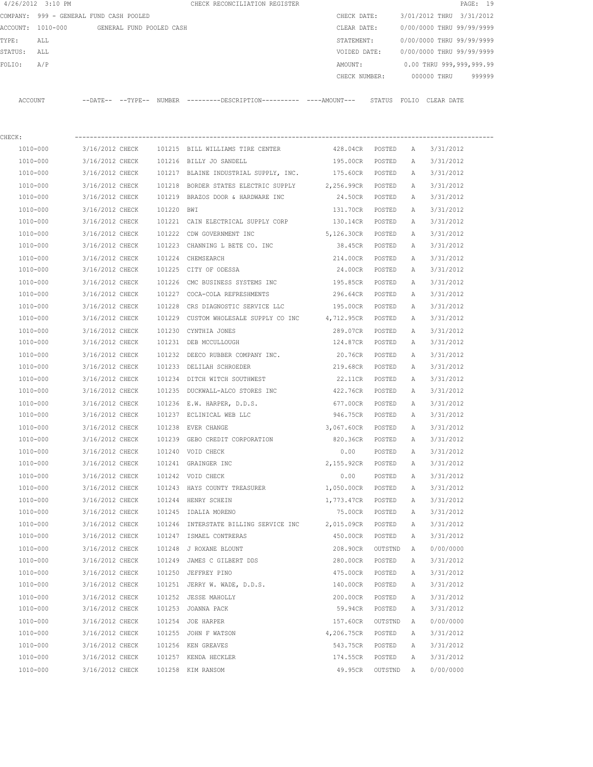4/26/2012 3:10 PM CHECK RECONCILIATION REGISTER

COMPANY: 999 - GENERAL FUND CASH POOLED

ACCOUNT: 1010-000 GENERAL FUND POOLED CASH

TYPE: ALL

STATUS: ALL

FOLIO: A/P

CHECK DATE: 3/01/2012 THRU 3/31/2012

CLEAR DATE: 0/00/0000 THRU 99/99/9999

STATEMENT: 0/00/0000 THRU 99/99/9999

VOIDED DATE: 0/00/0000 THRU 99/99/9999

AMOUNT: 0.00 THRU 999,999,999.99

CHECK NUMBER: 000000 THRU 999999

CHECK:

| ACCOUNT | --DATE-- | --TYPE-- | NUMBER | ---------DESCRIPTION---------- | ----AMOUNT--- | STATUS | FOLIO | CLEAR DATE |
|---|---|---|---|---|---|---|---|---|
| 1010-000 | 3/16/2012 | CHECK | 101215 | BILL WILLIAMS TIRE CENTER | 428.04CR | POSTED | A | 3/31/2012 |
| 1010-000 | 3/16/2012 | CHECK | 101216 | BILLY JO SANDELL | 195.00CR | POSTED | A | 3/31/2012 |
| 1010-000 | 3/16/2012 | CHECK | 101217 | BLAINE INDUSTRIAL SUPPLY, INC. | 175.60CR | POSTED | A | 3/31/2012 |
| 1010-000 | 3/16/2012 | CHECK | 101218 | BORDER STATES ELECTRIC SUPPLY | 2,256.99CR | POSTED | A | 3/31/2012 |
| 1010-000 | 3/16/2012 | CHECK | 101219 | BRAZOS DOOR & HARDWARE INC | 24.50CR | POSTED | A | 3/31/2012 |
| 1010-000 | 3/16/2012 | CHECK | 101220 | BWI | 131.70CR | POSTED | A | 3/31/2012 |
| 1010-000 | 3/16/2012 | CHECK | 101221 | CAIN ELECTRICAL SUPPLY CORP | 130.14CR | POSTED | A | 3/31/2012 |
| 1010-000 | 3/16/2012 | CHECK | 101222 | CDW GOVERNMENT INC | 5,126.30CR | POSTED | A | 3/31/2012 |
| 1010-000 | 3/16/2012 | CHECK | 101223 | CHANNING L BETE CO. INC | 38.45CR | POSTED | A | 3/31/2012 |
| 1010-000 | 3/16/2012 | CHECK | 101224 | CHEMSEARCH | 214.00CR | POSTED | A | 3/31/2012 |
| 1010-000 | 3/16/2012 | CHECK | 101225 | CITY OF ODESSA | 24.00CR | POSTED | A | 3/31/2012 |
| 1010-000 | 3/16/2012 | CHECK | 101226 | CMC BUSINESS SYSTEMS INC | 195.85CR | POSTED | A | 3/31/2012 |
| 1010-000 | 3/16/2012 | CHECK | 101227 | COCA-COLA REFRESHMENTS | 296.64CR | POSTED | A | 3/31/2012 |
| 1010-000 | 3/16/2012 | CHECK | 101228 | CRS DIAGNOSTIC SERVICE LLC | 195.00CR | POSTED | A | 3/31/2012 |
| 1010-000 | 3/16/2012 | CHECK | 101229 | CUSTOM WHOLESALE SUPPLY CO INC | 4,712.95CR | POSTED | A | 3/31/2012 |
| 1010-000 | 3/16/2012 | CHECK | 101230 | CYNTHIA JONES | 289.07CR | POSTED | A | 3/31/2012 |
| 1010-000 | 3/16/2012 | CHECK | 101231 | DEB MCCULLOUGH | 124.87CR | POSTED | A | 3/31/2012 |
| 1010-000 | 3/16/2012 | CHECK | 101232 | DEECO RUBBER COMPANY INC. | 20.76CR | POSTED | A | 3/31/2012 |
| 1010-000 | 3/16/2012 | CHECK | 101233 | DELILAH SCHROEDER | 219.68CR | POSTED | A | 3/31/2012 |
| 1010-000 | 3/16/2012 | CHECK | 101234 | DITCH WITCH SOUTHWEST | 22.11CR | POSTED | A | 3/31/2012 |
| 1010-000 | 3/16/2012 | CHECK | 101235 | DUCKWALL-ALCO STORES INC | 422.76CR | POSTED | A | 3/31/2012 |
| 1010-000 | 3/16/2012 | CHECK | 101236 | E.W. HARPER, D.D.S. | 677.00CR | POSTED | A | 3/31/2012 |
| 1010-000 | 3/16/2012 | CHECK | 101237 | ECLINICAL WEB LLC | 946.75CR | POSTED | A | 3/31/2012 |
| 1010-000 | 3/16/2012 | CHECK | 101238 | EVER CHANGE | 3,067.60CR | POSTED | A | 3/31/2012 |
| 1010-000 | 3/16/2012 | CHECK | 101239 | GEBO CREDIT CORPORATION | 820.36CR | POSTED | A | 3/31/2012 |
| 1010-000 | 3/16/2012 | CHECK | 101240 | VOID CHECK | 0.00 | POSTED | A | 3/31/2012 |
| 1010-000 | 3/16/2012 | CHECK | 101241 | GRAINGER INC | 2,155.92CR | POSTED | A | 3/31/2012 |
| 1010-000 | 3/16/2012 | CHECK | 101242 | VOID CHECK | 0.00 | POSTED | A | 3/31/2012 |
| 1010-000 | 3/16/2012 | CHECK | 101243 | HAYS COUNTY TREASURER | 1,050.00CR | POSTED | A | 3/31/2012 |
| 1010-000 | 3/16/2012 | CHECK | 101244 | HENRY SCHEIN | 1,773.47CR | POSTED | A | 3/31/2012 |
| 1010-000 | 3/16/2012 | CHECK | 101245 | IDALIA MORENO | 75.00CR | POSTED | A | 3/31/2012 |
| 1010-000 | 3/16/2012 | CHECK | 101246 | INTERSTATE BILLING SERVICE INC | 2,015.09CR | POSTED | A | 3/31/2012 |
| 1010-000 | 3/16/2012 | CHECK | 101247 | ISMAEL CONTRERAS | 450.00CR | POSTED | A | 3/31/2012 |
| 1010-000 | 3/16/2012 | CHECK | 101248 | J ROXANE BLOUNT | 208.90CR | OUTSTND | A | 0/00/0000 |
| 1010-000 | 3/16/2012 | CHECK | 101249 | JAMES C GILBERT DDS | 280.00CR | POSTED | A | 3/31/2012 |
| 1010-000 | 3/16/2012 | CHECK | 101250 | JEFFREY PINO | 475.00CR | POSTED | A | 3/31/2012 |
| 1010-000 | 3/16/2012 | CHECK | 101251 | JERRY W. WADE, D.D.S. | 140.00CR | POSTED | A | 3/31/2012 |
| 1010-000 | 3/16/2012 | CHECK | 101252 | JESSE MAHOLLY | 200.00CR | POSTED | A | 3/31/2012 |
| 1010-000 | 3/16/2012 | CHECK | 101253 | JOANNA PACK | 59.94CR | POSTED | A | 3/31/2012 |
| 1010-000 | 3/16/2012 | CHECK | 101254 | JOE HARPER | 157.60CR | OUTSTND | A | 0/00/0000 |
| 1010-000 | 3/16/2012 | CHECK | 101255 | JOHN F WATSON | 4,206.75CR | POSTED | A | 3/31/2012 |
| 1010-000 | 3/16/2012 | CHECK | 101256 | KEN GREAVES | 543.75CR | POSTED | A | 3/31/2012 |
| 1010-000 | 3/16/2012 | CHECK | 101257 | KENDA HECKLER | 174.55CR | POSTED | A | 3/31/2012 |
| 1010-000 | 3/16/2012 | CHECK | 101258 | KIM RANSOM | 49.95CR | OUTSTND | A | 0/00/0000 |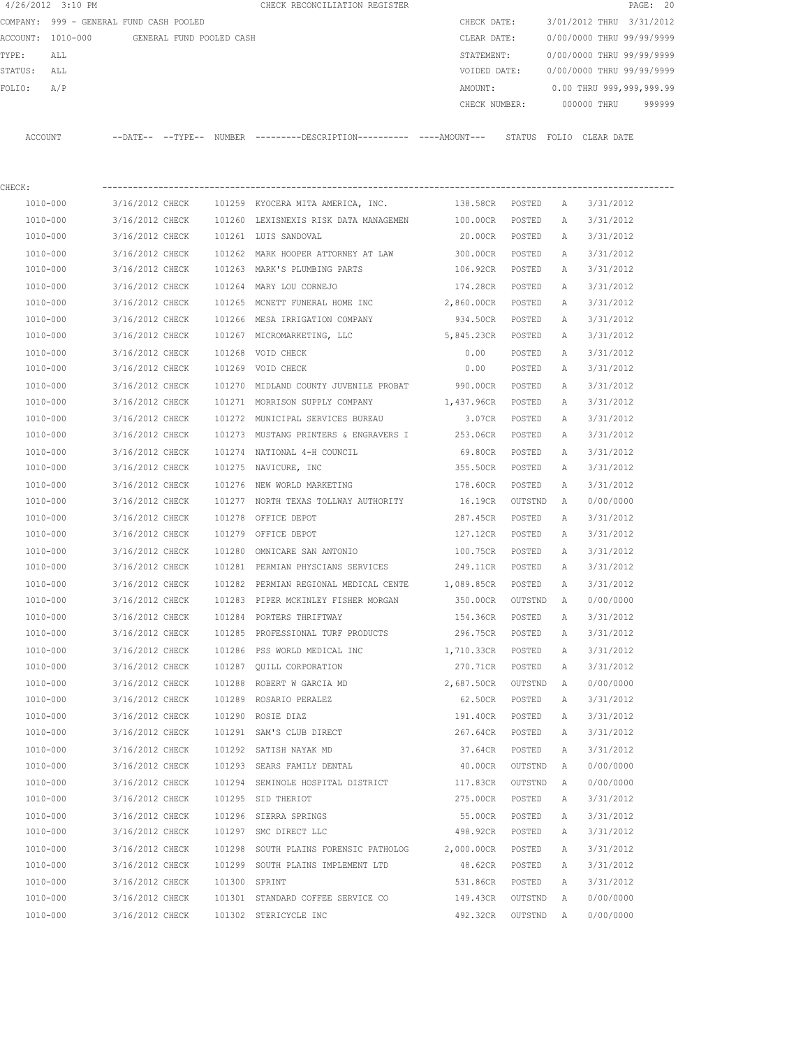4/26/2012 3:10 PM CHECK RECONCILIATION REGISTER

COMPANY: 999 - GENERAL FUND CASH POOLED

ACCOUNT: 1010-000 GENERAL FUND POOLED CASH

TYPE: ALL

STATUS: ALL

FOLIO: A/P

CHECK DATE: 3/01/2012 THRU 3/31/2012

CLEAR DATE: 0/00/0000 THRU 99/99/9999

STATEMENT: 0/00/0000 THRU 99/99/9999

VOIDED DATE: 0/00/0000 THRU 99/99/9999

AMOUNT: 0.00 THRU 999,999,999.99

CHECK NUMBER: 000000 THRU 999999

CHECK:

| ACCOUNT | --DATE-- | --TYPE-- | NUMBER | ---------DESCRIPTION---------- | ----AMOUNT--- | STATUS | FOLIO | CLEAR DATE |
|---|---|---|---|---|---|---|---|---|
| 1010-000 | 3/16/2012 | CHECK | 101259 | KYOCERA MITA AMERICA, INC. | 138.58CR | POSTED | A | 3/31/2012 |
| 1010-000 | 3/16/2012 | CHECK | 101260 | LEXISNEXIS RISK DATA MANAGEMEN | 100.00CR | POSTED | A | 3/31/2012 |
| 1010-000 | 3/16/2012 | CHECK | 101261 | LUIS SANDOVAL | 20.00CR | POSTED | A | 3/31/2012 |
| 1010-000 | 3/16/2012 | CHECK | 101262 | MARK HOOPER ATTORNEY AT LAW | 300.00CR | POSTED | A | 3/31/2012 |
| 1010-000 | 3/16/2012 | CHECK | 101263 | MARK'S PLUMBING PARTS | 106.92CR | POSTED | A | 3/31/2012 |
| 1010-000 | 3/16/2012 | CHECK | 101264 | MARY LOU CORNEJO | 174.28CR | POSTED | A | 3/31/2012 |
| 1010-000 | 3/16/2012 | CHECK | 101265 | MCNETT FUNERAL HOME INC | 2,860.00CR | POSTED | A | 3/31/2012 |
| 1010-000 | 3/16/2012 | CHECK | 101266 | MESA IRRIGATION COMPANY | 934.50CR | POSTED | A | 3/31/2012 |
| 1010-000 | 3/16/2012 | CHECK | 101267 | MICROMARKETING, LLC | 5,845.23CR | POSTED | A | 3/31/2012 |
| 1010-000 | 3/16/2012 | CHECK | 101268 | VOID CHECK | 0.00 | POSTED | A | 3/31/2012 |
| 1010-000 | 3/16/2012 | CHECK | 101269 | VOID CHECK | 0.00 | POSTED | A | 3/31/2012 |
| 1010-000 | 3/16/2012 | CHECK | 101270 | MIDLAND COUNTY JUVENILE PROBAT | 990.00CR | POSTED | A | 3/31/2012 |
| 1010-000 | 3/16/2012 | CHECK | 101271 | MORRISON SUPPLY COMPANY | 1,437.96CR | POSTED | A | 3/31/2012 |
| 1010-000 | 3/16/2012 | CHECK | 101272 | MUNICIPAL SERVICES BUREAU | 3.07CR | POSTED | A | 3/31/2012 |
| 1010-000 | 3/16/2012 | CHECK | 101273 | MUSTANG PRINTERS & ENGRAVERS I | 253.06CR | POSTED | A | 3/31/2012 |
| 1010-000 | 3/16/2012 | CHECK | 101274 | NATIONAL 4-H COUNCIL | 69.80CR | POSTED | A | 3/31/2012 |
| 1010-000 | 3/16/2012 | CHECK | 101275 | NAVICURE, INC | 355.50CR | POSTED | A | 3/31/2012 |
| 1010-000 | 3/16/2012 | CHECK | 101276 | NEW WORLD MARKETING | 178.60CR | POSTED | A | 3/31/2012 |
| 1010-000 | 3/16/2012 | CHECK | 101277 | NORTH TEXAS TOLLWAY AUTHORITY | 16.19CR | OUTSTND | A | 0/00/0000 |
| 1010-000 | 3/16/2012 | CHECK | 101278 | OFFICE DEPOT | 287.45CR | POSTED | A | 3/31/2012 |
| 1010-000 | 3/16/2012 | CHECK | 101279 | OFFICE DEPOT | 127.12CR | POSTED | A | 3/31/2012 |
| 1010-000 | 3/16/2012 | CHECK | 101280 | OMNICARE SAN ANTONIO | 100.75CR | POSTED | A | 3/31/2012 |
| 1010-000 | 3/16/2012 | CHECK | 101281 | PERMIAN PHYSCIANS SERVICES | 249.11CR | POSTED | A | 3/31/2012 |
| 1010-000 | 3/16/2012 | CHECK | 101282 | PERMIAN REGIONAL MEDICAL CENTE | 1,089.85CR | POSTED | A | 3/31/2012 |
| 1010-000 | 3/16/2012 | CHECK | 101283 | PIPER MCKINLEY FISHER MORGAN | 350.00CR | OUTSTND | A | 0/00/0000 |
| 1010-000 | 3/16/2012 | CHECK | 101284 | PORTERS THRIFTWAY | 154.36CR | POSTED | A | 3/31/2012 |
| 1010-000 | 3/16/2012 | CHECK | 101285 | PROFESSIONAL TURF PRODUCTS | 296.75CR | POSTED | A | 3/31/2012 |
| 1010-000 | 3/16/2012 | CHECK | 101286 | PSS WORLD MEDICAL INC | 1,710.33CR | POSTED | A | 3/31/2012 |
| 1010-000 | 3/16/2012 | CHECK | 101287 | QUILL CORPORATION | 270.71CR | POSTED | A | 3/31/2012 |
| 1010-000 | 3/16/2012 | CHECK | 101288 | ROBERT W GARCIA MD | 2,687.50CR | OUTSTND | A | 0/00/0000 |
| 1010-000 | 3/16/2012 | CHECK | 101289 | ROSARIO PERALEZ | 62.50CR | POSTED | A | 3/31/2012 |
| 1010-000 | 3/16/2012 | CHECK | 101290 | ROSIE DIAZ | 191.40CR | POSTED | A | 3/31/2012 |
| 1010-000 | 3/16/2012 | CHECK | 101291 | SAM'S CLUB DIRECT | 267.64CR | POSTED | A | 3/31/2012 |
| 1010-000 | 3/16/2012 | CHECK | 101292 | SATISH NAYAK MD | 37.64CR | POSTED | A | 3/31/2012 |
| 1010-000 | 3/16/2012 | CHECK | 101293 | SEARS FAMILY DENTAL | 40.00CR | OUTSTND | A | 0/00/0000 |
| 1010-000 | 3/16/2012 | CHECK | 101294 | SEMINOLE HOSPITAL DISTRICT | 117.83CR | OUTSTND | A | 0/00/0000 |
| 1010-000 | 3/16/2012 | CHECK | 101295 | SID THERIOT | 275.00CR | POSTED | A | 3/31/2012 |
| 1010-000 | 3/16/2012 | CHECK | 101296 | SIERRA SPRINGS | 55.00CR | POSTED | A | 3/31/2012 |
| 1010-000 | 3/16/2012 | CHECK | 101297 | SMC DIRECT LLC | 498.92CR | POSTED | A | 3/31/2012 |
| 1010-000 | 3/16/2012 | CHECK | 101298 | SOUTH PLAINS FORENSIC PATHOLOG | 2,000.00CR | POSTED | A | 3/31/2012 |
| 1010-000 | 3/16/2012 | CHECK | 101299 | SOUTH PLAINS IMPLEMENT LTD | 48.62CR | POSTED | A | 3/31/2012 |
| 1010-000 | 3/16/2012 | CHECK | 101300 | SPRINT | 531.86CR | POSTED | A | 3/31/2012 |
| 1010-000 | 3/16/2012 | CHECK | 101301 | STANDARD COFFEE SERVICE CO | 149.43CR | OUTSTND | A | 0/00/0000 |
| 1010-000 | 3/16/2012 | CHECK | 101302 | STERICYCLE INC | 492.32CR | OUTSTND | A | 0/00/0000 |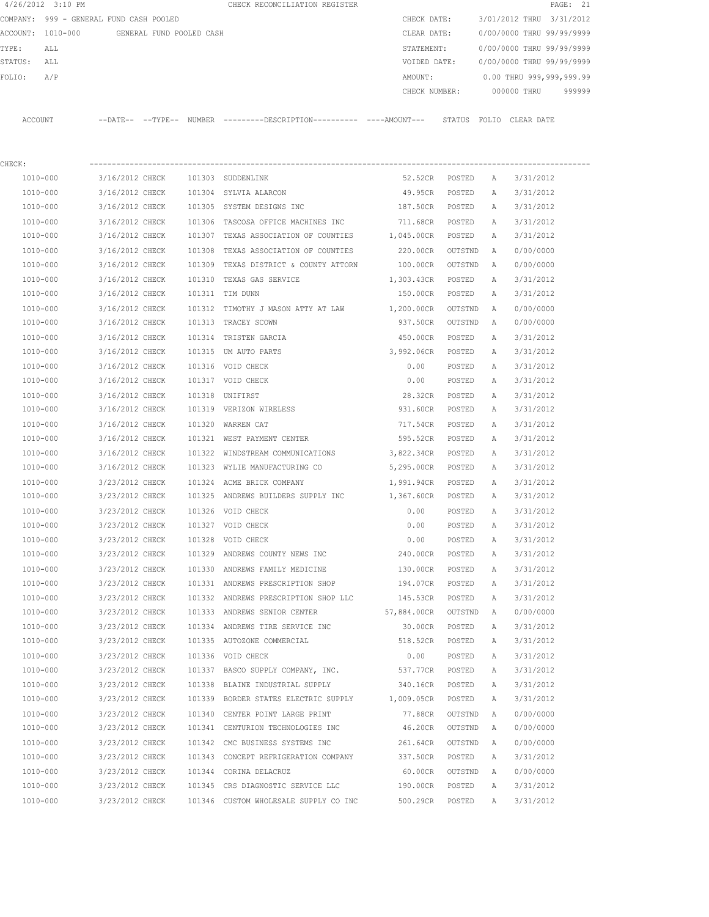4/26/2012 3:10 PM CHECK RECONCILIATION REGISTER

COMPANY: 999 - GENERAL FUND CASH POOLED
ACCOUNT: 1010-000 GENERAL FUND POOLED CASH
TYPE: ALL
STATUS: ALL
FOLIO: A/P

CHECK DATE: 3/01/2012 THRU 3/31/2012
CLEAR DATE: 0/00/0000 THRU 99/99/9999
STATEMENT: 0/00/0000 THRU 99/99/9999
VOIDED DATE: 0/00/0000 THRU 99/99/9999
AMOUNT: 0.00 THRU 999,999,999.99
CHECK NUMBER: 000000 THRU 999999

CHECK:

| ACCOUNT | --DATE-- | --TYPE-- | NUMBER | ---------DESCRIPTION---------- | ----AMOUNT--- | STATUS | FOLIO | CLEAR DATE |
|---|---|---|---|---|---|---|---|---|
| 1010-000 | 3/16/2012 | CHECK | 101303 | SUDDENLINK | 52.52CR | POSTED | A | 3/31/2012 |
| 1010-000 | 3/16/2012 | CHECK | 101304 | SYLVIA ALARCON | 49.95CR | POSTED | A | 3/31/2012 |
| 1010-000 | 3/16/2012 | CHECK | 101305 | SYSTEM DESIGNS INC | 187.50CR | POSTED | A | 3/31/2012 |
| 1010-000 | 3/16/2012 | CHECK | 101306 | TASCOSA OFFICE MACHINES INC | 711.68CR | POSTED | A | 3/31/2012 |
| 1010-000 | 3/16/2012 | CHECK | 101307 | TEXAS ASSOCIATION OF COUNTIES | 1,045.00CR | POSTED | A | 3/31/2012 |
| 1010-000 | 3/16/2012 | CHECK | 101308 | TEXAS ASSOCIATION OF COUNTIES | 220.00CR | OUTSTND | A | 0/00/0000 |
| 1010-000 | 3/16/2012 | CHECK | 101309 | TEXAS DISTRICT & COUNTY ATTORN | 100.00CR | OUTSTND | A | 0/00/0000 |
| 1010-000 | 3/16/2012 | CHECK | 101310 | TEXAS GAS SERVICE | 1,303.43CR | POSTED | A | 3/31/2012 |
| 1010-000 | 3/16/2012 | CHECK | 101311 | TIM DUNN | 150.00CR | POSTED | A | 3/31/2012 |
| 1010-000 | 3/16/2012 | CHECK | 101312 | TIMOTHY J MASON ATTY AT LAW | 1,200.00CR | OUTSTND | A | 0/00/0000 |
| 1010-000 | 3/16/2012 | CHECK | 101313 | TRACEY SCOWN | 937.50CR | OUTSTND | A | 0/00/0000 |
| 1010-000 | 3/16/2012 | CHECK | 101314 | TRISTEN GARCIA | 450.00CR | POSTED | A | 3/31/2012 |
| 1010-000 | 3/16/2012 | CHECK | 101315 | UM AUTO PARTS | 3,992.06CR | POSTED | A | 3/31/2012 |
| 1010-000 | 3/16/2012 | CHECK | 101316 | VOID CHECK | 0.00 | POSTED | A | 3/31/2012 |
| 1010-000 | 3/16/2012 | CHECK | 101317 | VOID CHECK | 0.00 | POSTED | A | 3/31/2012 |
| 1010-000 | 3/16/2012 | CHECK | 101318 | UNIFIRST | 28.32CR | POSTED | A | 3/31/2012 |
| 1010-000 | 3/16/2012 | CHECK | 101319 | VERIZON WIRELESS | 931.60CR | POSTED | A | 3/31/2012 |
| 1010-000 | 3/16/2012 | CHECK | 101320 | WARREN CAT | 717.54CR | POSTED | A | 3/31/2012 |
| 1010-000 | 3/16/2012 | CHECK | 101321 | WEST PAYMENT CENTER | 595.52CR | POSTED | A | 3/31/2012 |
| 1010-000 | 3/16/2012 | CHECK | 101322 | WINDSTREAM COMMUNICATIONS | 3,822.34CR | POSTED | A | 3/31/2012 |
| 1010-000 | 3/16/2012 | CHECK | 101323 | WYLIE MANUFACTURING CO | 5,295.00CR | POSTED | A | 3/31/2012 |
| 1010-000 | 3/23/2012 | CHECK | 101324 | ACME BRICK COMPANY | 1,991.94CR | POSTED | A | 3/31/2012 |
| 1010-000 | 3/23/2012 | CHECK | 101325 | ANDREWS BUILDERS SUPPLY INC | 1,367.60CR | POSTED | A | 3/31/2012 |
| 1010-000 | 3/23/2012 | CHECK | 101326 | VOID CHECK | 0.00 | POSTED | A | 3/31/2012 |
| 1010-000 | 3/23/2012 | CHECK | 101327 | VOID CHECK | 0.00 | POSTED | A | 3/31/2012 |
| 1010-000 | 3/23/2012 | CHECK | 101328 | VOID CHECK | 0.00 | POSTED | A | 3/31/2012 |
| 1010-000 | 3/23/2012 | CHECK | 101329 | ANDREWS COUNTY NEWS INC | 240.00CR | POSTED | A | 3/31/2012 |
| 1010-000 | 3/23/2012 | CHECK | 101330 | ANDREWS FAMILY MEDICINE | 130.00CR | POSTED | A | 3/31/2012 |
| 1010-000 | 3/23/2012 | CHECK | 101331 | ANDREWS PRESCRIPTION SHOP | 194.07CR | POSTED | A | 3/31/2012 |
| 1010-000 | 3/23/2012 | CHECK | 101332 | ANDREWS PRESCRIPTION SHOP LLC | 145.53CR | POSTED | A | 3/31/2012 |
| 1010-000 | 3/23/2012 | CHECK | 101333 | ANDREWS SENIOR CENTER | 57,884.00CR | OUTSTND | A | 0/00/0000 |
| 1010-000 | 3/23/2012 | CHECK | 101334 | ANDREWS TIRE SERVICE INC | 30.00CR | POSTED | A | 3/31/2012 |
| 1010-000 | 3/23/2012 | CHECK | 101335 | AUTOZONE COMMERCIAL | 518.52CR | POSTED | A | 3/31/2012 |
| 1010-000 | 3/23/2012 | CHECK | 101336 | VOID CHECK | 0.00 | POSTED | A | 3/31/2012 |
| 1010-000 | 3/23/2012 | CHECK | 101337 | BASCO SUPPLY COMPANY, INC. | 537.77CR | POSTED | A | 3/31/2012 |
| 1010-000 | 3/23/2012 | CHECK | 101338 | BLAINE INDUSTRIAL SUPPLY | 340.16CR | POSTED | A | 3/31/2012 |
| 1010-000 | 3/23/2012 | CHECK | 101339 | BORDER STATES ELECTRIC SUPPLY | 1,009.05CR | POSTED | A | 3/31/2012 |
| 1010-000 | 3/23/2012 | CHECK | 101340 | CENTER POINT LARGE PRINT | 77.88CR | OUTSTND | A | 0/00/0000 |
| 1010-000 | 3/23/2012 | CHECK | 101341 | CENTURION TECHNOLOGIES INC | 46.20CR | OUTSTND | A | 0/00/0000 |
| 1010-000 | 3/23/2012 | CHECK | 101342 | CMC BUSINESS SYSTEMS INC | 261.64CR | OUTSTND | A | 0/00/0000 |
| 1010-000 | 3/23/2012 | CHECK | 101343 | CONCEPT REFRIGERATION COMPANY | 337.50CR | POSTED | A | 3/31/2012 |
| 1010-000 | 3/23/2012 | CHECK | 101344 | CORINA DELACRUZ | 60.00CR | OUTSTND | A | 0/00/0000 |
| 1010-000 | 3/23/2012 | CHECK | 101345 | CRS DIAGNOSTIC SERVICE LLC | 190.00CR | POSTED | A | 3/31/2012 |
| 1010-000 | 3/23/2012 | CHECK | 101346 | CUSTOM WHOLESALE SUPPLY CO INC | 500.29CR | POSTED | A | 3/31/2012 |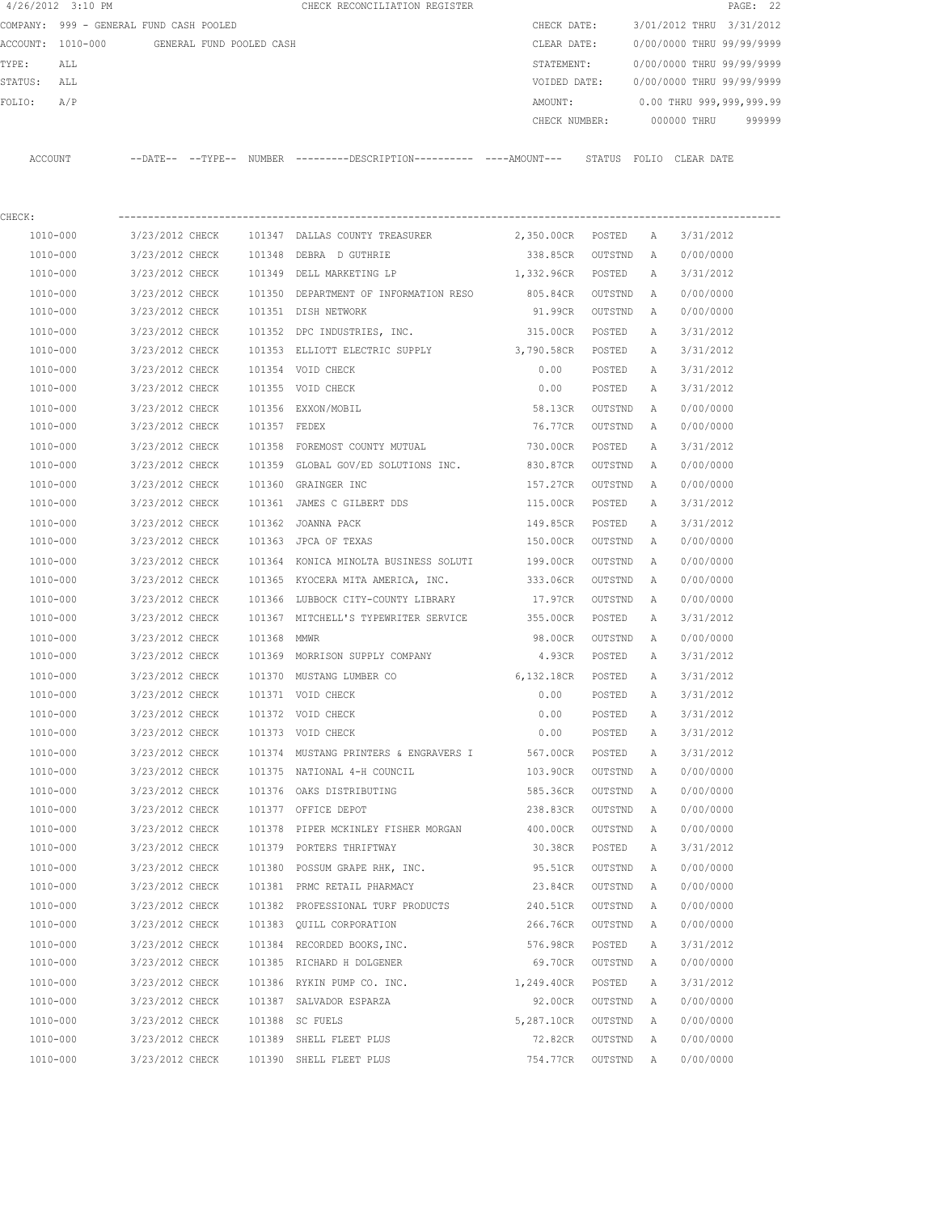4/26/2012 3:10 PM CHECK RECONCILIATION REGISTER

COMPANY: 999 - GENERAL FUND CASH POOLED

ACCOUNT: 1010-000 GENERAL FUND POOLED CASH

TYPE: ALL

STATUS: ALL

FOLIO: A/P

CHECK DATE: 3/01/2012 THRU 3/31/2012

CLEAR DATE: 0/00/0000 THRU 99/99/9999

STATEMENT: 0/00/0000 THRU 99/99/9999

VOIDED DATE: 0/00/0000 THRU 99/99/9999

AMOUNT: 0.00 THRU 999,999,999.99

CHECK NUMBER: 000000 THRU 999999

CHECK:

| ACCOUNT | --DATE-- | --TYPE-- | NUMBER | ---------DESCRIPTION---------- | ----AMOUNT--- | STATUS | FOLIO | CLEAR DATE |
|---|---|---|---|---|---|---|---|---|
| 1010-000 | 3/23/2012 | CHECK | 101347 | DALLAS COUNTY TREASURER | 2,350.00CR | POSTED | A | 3/31/2012 |
| 1010-000 | 3/23/2012 | CHECK | 101348 | DEBRA D GUTHRIE | 338.85CR | OUTSTND | A | 0/00/0000 |
| 1010-000 | 3/23/2012 | CHECK | 101349 | DELL MARKETING LP | 1,332.96CR | POSTED | A | 3/31/2012 |
| 1010-000 | 3/23/2012 | CHECK | 101350 | DEPARTMENT OF INFORMATION RESO | 805.84CR | OUTSTND | A | 0/00/0000 |
| 1010-000 | 3/23/2012 | CHECK | 101351 | DISH NETWORK | 91.99CR | OUTSTND | A | 0/00/0000 |
| 1010-000 | 3/23/2012 | CHECK | 101352 | DPC INDUSTRIES, INC. | 315.00CR | POSTED | A | 3/31/2012 |
| 1010-000 | 3/23/2012 | CHECK | 101353 | ELLIOTT ELECTRIC SUPPLY | 3,790.58CR | POSTED | A | 3/31/2012 |
| 1010-000 | 3/23/2012 | CHECK | 101354 | VOID CHECK | 0.00 | POSTED | A | 3/31/2012 |
| 1010-000 | 3/23/2012 | CHECK | 101355 | VOID CHECK | 0.00 | POSTED | A | 3/31/2012 |
| 1010-000 | 3/23/2012 | CHECK | 101356 | EXXON/MOBIL | 58.13CR | OUTSTND | A | 0/00/0000 |
| 1010-000 | 3/23/2012 | CHECK | 101357 | FEDEX | 76.77CR | OUTSTND | A | 0/00/0000 |
| 1010-000 | 3/23/2012 | CHECK | 101358 | FOREMOST COUNTY MUTUAL | 730.00CR | POSTED | A | 3/31/2012 |
| 1010-000 | 3/23/2012 | CHECK | 101359 | GLOBAL GOV/ED SOLUTIONS INC. | 830.87CR | OUTSTND | A | 0/00/0000 |
| 1010-000 | 3/23/2012 | CHECK | 101360 | GRAINGER INC | 157.27CR | OUTSTND | A | 0/00/0000 |
| 1010-000 | 3/23/2012 | CHECK | 101361 | JAMES C GILBERT DDS | 115.00CR | POSTED | A | 3/31/2012 |
| 1010-000 | 3/23/2012 | CHECK | 101362 | JOANNA PACK | 149.85CR | POSTED | A | 3/31/2012 |
| 1010-000 | 3/23/2012 | CHECK | 101363 | JPCA OF TEXAS | 150.00CR | OUTSTND | A | 0/00/0000 |
| 1010-000 | 3/23/2012 | CHECK | 101364 | KONICA MINOLTA BUSINESS SOLUTI | 199.00CR | OUTSTND | A | 0/00/0000 |
| 1010-000 | 3/23/2012 | CHECK | 101365 | KYOCERA MITA AMERICA, INC. | 333.06CR | OUTSTND | A | 0/00/0000 |
| 1010-000 | 3/23/2012 | CHECK | 101366 | LUBBOCK CITY-COUNTY LIBRARY | 17.97CR | OUTSTND | A | 0/00/0000 |
| 1010-000 | 3/23/2012 | CHECK | 101367 | MITCHELL'S TYPEWRITER SERVICE | 355.00CR | POSTED | A | 3/31/2012 |
| 1010-000 | 3/23/2012 | CHECK | 101368 | MMWR | 98.00CR | OUTSTND | A | 0/00/0000 |
| 1010-000 | 3/23/2012 | CHECK | 101369 | MORRISON SUPPLY COMPANY | 4.93CR | POSTED | A | 3/31/2012 |
| 1010-000 | 3/23/2012 | CHECK | 101370 | MUSTANG LUMBER CO | 6,132.18CR | POSTED | A | 3/31/2012 |
| 1010-000 | 3/23/2012 | CHECK | 101371 | VOID CHECK | 0.00 | POSTED | A | 3/31/2012 |
| 1010-000 | 3/23/2012 | CHECK | 101372 | VOID CHECK | 0.00 | POSTED | A | 3/31/2012 |
| 1010-000 | 3/23/2012 | CHECK | 101373 | VOID CHECK | 0.00 | POSTED | A | 3/31/2012 |
| 1010-000 | 3/23/2012 | CHECK | 101374 | MUSTANG PRINTERS & ENGRAVERS I | 567.00CR | POSTED | A | 3/31/2012 |
| 1010-000 | 3/23/2012 | CHECK | 101375 | NATIONAL 4-H COUNCIL | 103.90CR | OUTSTND | A | 0/00/0000 |
| 1010-000 | 3/23/2012 | CHECK | 101376 | OAKS DISTRIBUTING | 585.36CR | OUTSTND | A | 0/00/0000 |
| 1010-000 | 3/23/2012 | CHECK | 101377 | OFFICE DEPOT | 238.83CR | OUTSTND | A | 0/00/0000 |
| 1010-000 | 3/23/2012 | CHECK | 101378 | PIPER MCKINLEY FISHER MORGAN | 400.00CR | OUTSTND | A | 0/00/0000 |
| 1010-000 | 3/23/2012 | CHECK | 101379 | PORTERS THRIFTWAY | 30.38CR | POSTED | A | 3/31/2012 |
| 1010-000 | 3/23/2012 | CHECK | 101380 | POSSUM GRAPE RHK, INC. | 95.51CR | OUTSTND | A | 0/00/0000 |
| 1010-000 | 3/23/2012 | CHECK | 101381 | PRMC RETAIL PHARMACY | 23.84CR | OUTSTND | A | 0/00/0000 |
| 1010-000 | 3/23/2012 | CHECK | 101382 | PROFESSIONAL TURF PRODUCTS | 240.51CR | OUTSTND | A | 0/00/0000 |
| 1010-000 | 3/23/2012 | CHECK | 101383 | QUILL CORPORATION | 266.76CR | OUTSTND | A | 0/00/0000 |
| 1010-000 | 3/23/2012 | CHECK | 101384 | RECORDED BOOKS,INC. | 576.98CR | POSTED | A | 3/31/2012 |
| 1010-000 | 3/23/2012 | CHECK | 101385 | RICHARD H DOLGENER | 69.70CR | OUTSTND | A | 0/00/0000 |
| 1010-000 | 3/23/2012 | CHECK | 101386 | RYKIN PUMP CO. INC. | 1,249.40CR | POSTED | A | 3/31/2012 |
| 1010-000 | 3/23/2012 | CHECK | 101387 | SALVADOR ESPARZA | 92.00CR | OUTSTND | A | 0/00/0000 |
| 1010-000 | 3/23/2012 | CHECK | 101388 | SC FUELS | 5,287.10CR | OUTSTND | A | 0/00/0000 |
| 1010-000 | 3/23/2012 | CHECK | 101389 | SHELL FLEET PLUS | 72.82CR | OUTSTND | A | 0/00/0000 |
| 1010-000 | 3/23/2012 | CHECK | 101390 | SHELL FLEET PLUS | 754.77CR | OUTSTND | A | 0/00/0000 |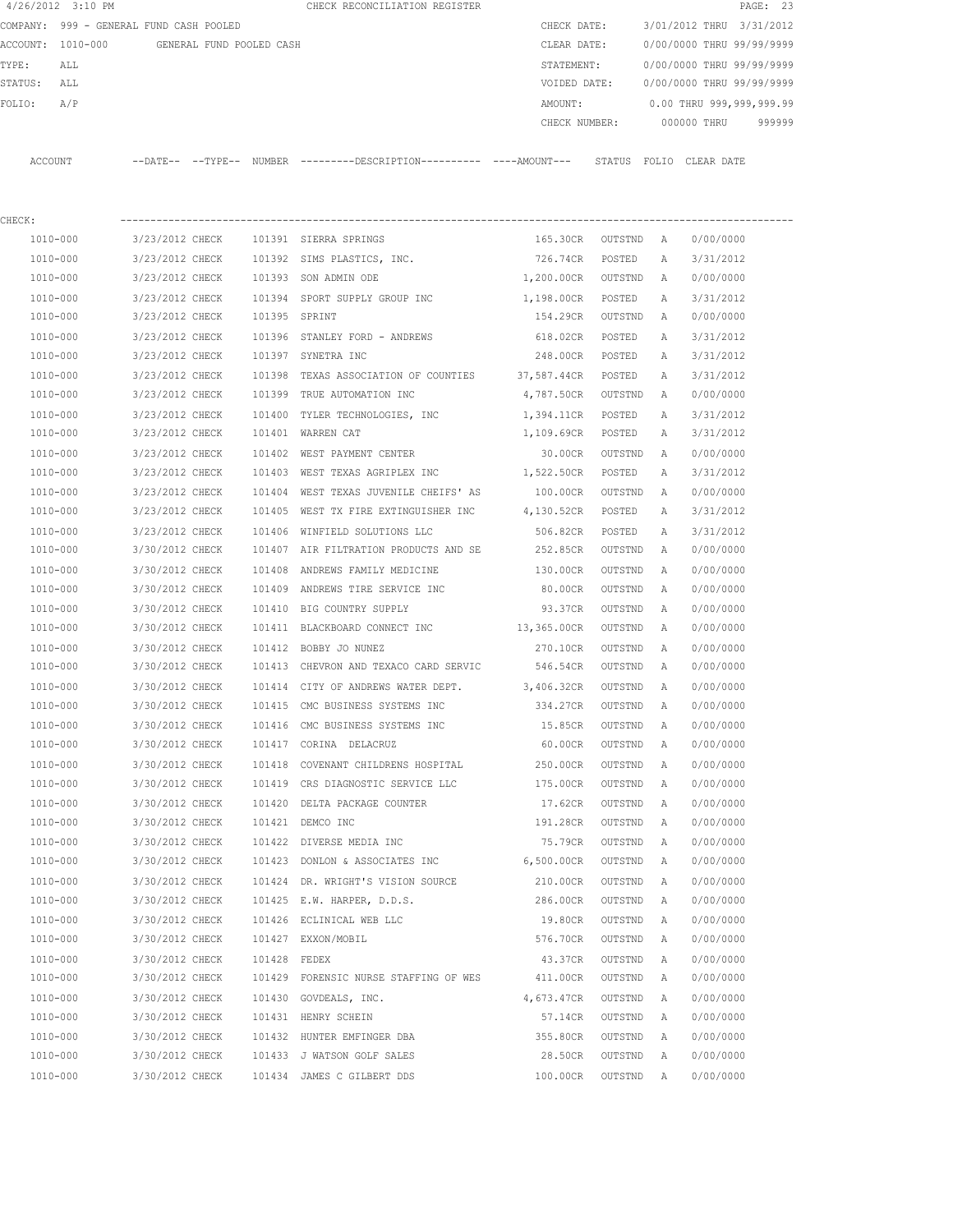4/26/2012 3:10 PM CHECK RECONCILIATION REGISTER

COMPANY: 999 - GENERAL FUND CASH POOLED CHECK DATE: 3/01/2012 THRU 3/31/2012
ACCOUNT: 1010-000 GENERAL FUND POOLED CASH CLEAR DATE: 0/00/0000 THRU 99/99/9999
TYPE: ALL STATEMENT: 0/00/0000 THRU 99/99/9999
STATUS: ALL VOIDED DATE: 0/00/0000 THRU 99/99/9999
FOLIO: A/P AMOUNT: 0.00 THRU 999,999,999.99
CHECK NUMBER: 000000 THRU 999999

CHECK:

| ACCOUNT | --DATE-- | --TYPE-- | NUMBER | ---------DESCRIPTION---------- | ----AMOUNT--- | STATUS | FOLIO | CLEAR DATE |
|---|---|---|---|---|---|---|---|---|
| 1010-000 | 3/23/2012 | CHECK | 101391 | SIERRA SPRINGS | 165.30CR | OUTSTND | A | 0/00/0000 |
| 1010-000 | 3/23/2012 | CHECK | 101392 | SIMS PLASTICS, INC. | 726.74CR | POSTED | A | 3/31/2012 |
| 1010-000 | 3/23/2012 | CHECK | 101393 | SON ADMIN ODE | 1,200.00CR | OUTSTND | A | 0/00/0000 |
| 1010-000 | 3/23/2012 | CHECK | 101394 | SPORT SUPPLY GROUP INC | 1,198.00CR | POSTED | A | 3/31/2012 |
| 1010-000 | 3/23/2012 | CHECK | 101395 | SPRINT | 154.29CR | OUTSTND | A | 0/00/0000 |
| 1010-000 | 3/23/2012 | CHECK | 101396 | STANLEY FORD - ANDREWS | 618.02CR | POSTED | A | 3/31/2012 |
| 1010-000 | 3/23/2012 | CHECK | 101397 | SYNETRA INC | 248.00CR | POSTED | A | 3/31/2012 |
| 1010-000 | 3/23/2012 | CHECK | 101398 | TEXAS ASSOCIATION OF COUNTIES | 37,587.44CR | POSTED | A | 3/31/2012 |
| 1010-000 | 3/23/2012 | CHECK | 101399 | TRUE AUTOMATION INC | 4,787.50CR | OUTSTND | A | 0/00/0000 |
| 1010-000 | 3/23/2012 | CHECK | 101400 | TYLER TECHNOLOGIES, INC | 1,394.11CR | POSTED | A | 3/31/2012 |
| 1010-000 | 3/23/2012 | CHECK | 101401 | WARREN CAT | 1,109.69CR | POSTED | A | 3/31/2012 |
| 1010-000 | 3/23/2012 | CHECK | 101402 | WEST PAYMENT CENTER | 30.00CR | OUTSTND | A | 0/00/0000 |
| 1010-000 | 3/23/2012 | CHECK | 101403 | WEST TEXAS AGRIPLEX INC | 1,522.50CR | POSTED | A | 3/31/2012 |
| 1010-000 | 3/23/2012 | CHECK | 101404 | WEST TEXAS JUVENILE CHEIFS' AS | 100.00CR | OUTSTND | A | 0/00/0000 |
| 1010-000 | 3/23/2012 | CHECK | 101405 | WEST TX FIRE EXTINGUISHER INC | 4,130.52CR | POSTED | A | 3/31/2012 |
| 1010-000 | 3/23/2012 | CHECK | 101406 | WINFIELD SOLUTIONS LLC | 506.82CR | POSTED | A | 3/31/2012 |
| 1010-000 | 3/30/2012 | CHECK | 101407 | AIR FILTRATION PRODUCTS AND SE | 252.85CR | OUTSTND | A | 0/00/0000 |
| 1010-000 | 3/30/2012 | CHECK | 101408 | ANDREWS FAMILY MEDICINE | 130.00CR | OUTSTND | A | 0/00/0000 |
| 1010-000 | 3/30/2012 | CHECK | 101409 | ANDREWS TIRE SERVICE INC | 80.00CR | OUTSTND | A | 0/00/0000 |
| 1010-000 | 3/30/2012 | CHECK | 101410 | BIG COUNTRY SUPPLY | 93.37CR | OUTSTND | A | 0/00/0000 |
| 1010-000 | 3/30/2012 | CHECK | 101411 | BLACKBOARD CONNECT INC | 13,365.00CR | OUTSTND | A | 0/00/0000 |
| 1010-000 | 3/30/2012 | CHECK | 101412 | BOBBY JO NUNEZ | 270.10CR | OUTSTND | A | 0/00/0000 |
| 1010-000 | 3/30/2012 | CHECK | 101413 | CHEVRON AND TEXACO CARD SERVIC | 546.54CR | OUTSTND | A | 0/00/0000 |
| 1010-000 | 3/30/2012 | CHECK | 101414 | CITY OF ANDREWS WATER DEPT. | 3,406.32CR | OUTSTND | A | 0/00/0000 |
| 1010-000 | 3/30/2012 | CHECK | 101415 | CMC BUSINESS SYSTEMS INC | 334.27CR | OUTSTND | A | 0/00/0000 |
| 1010-000 | 3/30/2012 | CHECK | 101416 | CMC BUSINESS SYSTEMS INC | 15.85CR | OUTSTND | A | 0/00/0000 |
| 1010-000 | 3/30/2012 | CHECK | 101417 | CORINA DELACRUZ | 60.00CR | OUTSTND | A | 0/00/0000 |
| 1010-000 | 3/30/2012 | CHECK | 101418 | COVENANT CHILDRENS HOSPITAL | 250.00CR | OUTSTND | A | 0/00/0000 |
| 1010-000 | 3/30/2012 | CHECK | 101419 | CRS DIAGNOSTIC SERVICE LLC | 175.00CR | OUTSTND | A | 0/00/0000 |
| 1010-000 | 3/30/2012 | CHECK | 101420 | DELTA PACKAGE COUNTER | 17.62CR | OUTSTND | A | 0/00/0000 |
| 1010-000 | 3/30/2012 | CHECK | 101421 | DEMCO INC | 191.28CR | OUTSTND | A | 0/00/0000 |
| 1010-000 | 3/30/2012 | CHECK | 101422 | DIVERSE MEDIA INC | 75.79CR | OUTSTND | A | 0/00/0000 |
| 1010-000 | 3/30/2012 | CHECK | 101423 | DONLON & ASSOCIATES INC | 6,500.00CR | OUTSTND | A | 0/00/0000 |
| 1010-000 | 3/30/2012 | CHECK | 101424 | DR. WRIGHT'S VISION SOURCE | 210.00CR | OUTSTND | A | 0/00/0000 |
| 1010-000 | 3/30/2012 | CHECK | 101425 | E.W. HARPER, D.D.S. | 286.00CR | OUTSTND | A | 0/00/0000 |
| 1010-000 | 3/30/2012 | CHECK | 101426 | ECLINICAL WEB LLC | 19.80CR | OUTSTND | A | 0/00/0000 |
| 1010-000 | 3/30/2012 | CHECK | 101427 | EXXON/MOBIL | 576.70CR | OUTSTND | A | 0/00/0000 |
| 1010-000 | 3/30/2012 | CHECK | 101428 | FEDEX | 43.37CR | OUTSTND | A | 0/00/0000 |
| 1010-000 | 3/30/2012 | CHECK | 101429 | FORENSIC NURSE STAFFING OF WES | 411.00CR | OUTSTND | A | 0/00/0000 |
| 1010-000 | 3/30/2012 | CHECK | 101430 | GOVDEALS, INC. | 4,673.47CR | OUTSTND | A | 0/00/0000 |
| 1010-000 | 3/30/2012 | CHECK | 101431 | HENRY SCHEIN | 57.14CR | OUTSTND | A | 0/00/0000 |
| 1010-000 | 3/30/2012 | CHECK | 101432 | HUNTER EMFINGER DBA | 355.80CR | OUTSTND | A | 0/00/0000 |
| 1010-000 | 3/30/2012 | CHECK | 101433 | J WATSON GOLF SALES | 28.50CR | OUTSTND | A | 0/00/0000 |
| 1010-000 | 3/30/2012 | CHECK | 101434 | JAMES C GILBERT DDS | 100.00CR | OUTSTND | A | 0/00/0000 |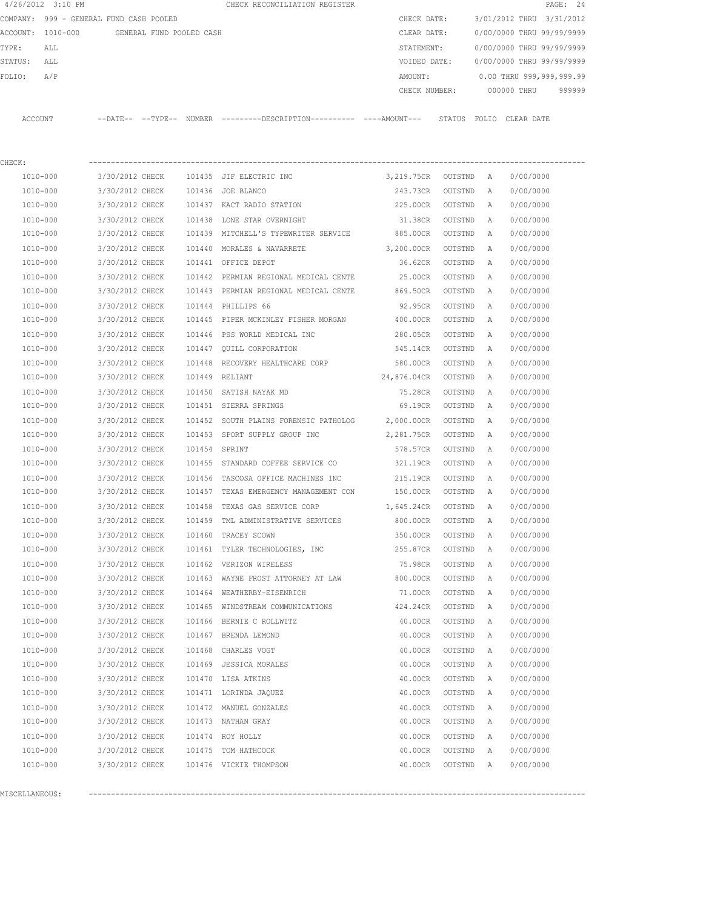4/26/2012 3:10 PM CHECK RECONCILIATION REGISTER

COMPANY: 999 - GENERAL FUND CASH POOLED

ACCOUNT: 1010-000 GENERAL FUND POOLED CASH

TYPE: ALL

STATUS: ALL

FOLIO: A/P

CHECK DATE: 3/01/2012 THRU 3/31/2012

CLEAR DATE: 0/00/0000 THRU 99/99/9999

STATEMENT: 0/00/0000 THRU 99/99/9999

VOIDED DATE: 0/00/0000 THRU 99/99/9999

AMOUNT: 0.00 THRU 999,999,999.99

CHECK NUMBER: 000000 THRU 999999

CHECK:

| ACCOUNT | --DATE-- | --TYPE-- | NUMBER | ---------DESCRIPTION---------- | ----AMOUNT--- | STATUS | FOLIO | CLEAR DATE |
|---|---|---|---|---|---|---|---|---|
| 1010-000 | 3/30/2012 | CHECK | 101435 | JIF ELECTRIC INC | 3,219.75CR | OUTSTND | A | 0/00/0000 |
| 1010-000 | 3/30/2012 | CHECK | 101436 | JOE BLANCO | 243.73CR | OUTSTND | A | 0/00/0000 |
| 1010-000 | 3/30/2012 | CHECK | 101437 | KACT RADIO STATION | 225.00CR | OUTSTND | A | 0/00/0000 |
| 1010-000 | 3/30/2012 | CHECK | 101438 | LONE STAR OVERNIGHT | 31.38CR | OUTSTND | A | 0/00/0000 |
| 1010-000 | 3/30/2012 | CHECK | 101439 | MITCHELL'S TYPEWRITER SERVICE | 885.00CR | OUTSTND | A | 0/00/0000 |
| 1010-000 | 3/30/2012 | CHECK | 101440 | MORALES & NAVARRETE | 3,200.00CR | OUTSTND | A | 0/00/0000 |
| 1010-000 | 3/30/2012 | CHECK | 101441 | OFFICE DEPOT | 36.62CR | OUTSTND | A | 0/00/0000 |
| 1010-000 | 3/30/2012 | CHECK | 101442 | PERMIAN REGIONAL MEDICAL CENTE | 25.00CR | OUTSTND | A | 0/00/0000 |
| 1010-000 | 3/30/2012 | CHECK | 101443 | PERMIAN REGIONAL MEDICAL CENTE | 869.50CR | OUTSTND | A | 0/00/0000 |
| 1010-000 | 3/30/2012 | CHECK | 101444 | PHILLIPS 66 | 92.95CR | OUTSTND | A | 0/00/0000 |
| 1010-000 | 3/30/2012 | CHECK | 101445 | PIPER MCKINLEY FISHER MORGAN | 400.00CR | OUTSTND | A | 0/00/0000 |
| 1010-000 | 3/30/2012 | CHECK | 101446 | PSS WORLD MEDICAL INC | 280.05CR | OUTSTND | A | 0/00/0000 |
| 1010-000 | 3/30/2012 | CHECK | 101447 | QUILL CORPORATION | 545.14CR | OUTSTND | A | 0/00/0000 |
| 1010-000 | 3/30/2012 | CHECK | 101448 | RECOVERY HEALTHCARE CORP | 580.00CR | OUTSTND | A | 0/00/0000 |
| 1010-000 | 3/30/2012 | CHECK | 101449 | RELIANT | 24,876.04CR | OUTSTND | A | 0/00/0000 |
| 1010-000 | 3/30/2012 | CHECK | 101450 | SATISH NAYAK MD | 75.28CR | OUTSTND | A | 0/00/0000 |
| 1010-000 | 3/30/2012 | CHECK | 101451 | SIERRA SPRINGS | 69.19CR | OUTSTND | A | 0/00/0000 |
| 1010-000 | 3/30/2012 | CHECK | 101452 | SOUTH PLAINS FORENSIC PATHOLOG | 2,000.00CR | OUTSTND | A | 0/00/0000 |
| 1010-000 | 3/30/2012 | CHECK | 101453 | SPORT SUPPLY GROUP INC | 2,281.75CR | OUTSTND | A | 0/00/0000 |
| 1010-000 | 3/30/2012 | CHECK | 101454 | SPRINT | 578.57CR | OUTSTND | A | 0/00/0000 |
| 1010-000 | 3/30/2012 | CHECK | 101455 | STANDARD COFFEE SERVICE CO | 321.19CR | OUTSTND | A | 0/00/0000 |
| 1010-000 | 3/30/2012 | CHECK | 101456 | TASCOSA OFFICE MACHINES INC | 215.19CR | OUTSTND | A | 0/00/0000 |
| 1010-000 | 3/30/2012 | CHECK | 101457 | TEXAS EMERGENCY MANAGEMENT CON | 150.00CR | OUTSTND | A | 0/00/0000 |
| 1010-000 | 3/30/2012 | CHECK | 101458 | TEXAS GAS SERVICE CORP | 1,645.24CR | OUTSTND | A | 0/00/0000 |
| 1010-000 | 3/30/2012 | CHECK | 101459 | TML ADMINISTRATIVE SERVICES | 800.00CR | OUTSTND | A | 0/00/0000 |
| 1010-000 | 3/30/2012 | CHECK | 101460 | TRACEY SCOWN | 350.00CR | OUTSTND | A | 0/00/0000 |
| 1010-000 | 3/30/2012 | CHECK | 101461 | TYLER TECHNOLOGIES, INC | 255.87CR | OUTSTND | A | 0/00/0000 |
| 1010-000 | 3/30/2012 | CHECK | 101462 | VERIZON WIRELESS | 75.98CR | OUTSTND | A | 0/00/0000 |
| 1010-000 | 3/30/2012 | CHECK | 101463 | WAYNE FROST ATTORNEY AT LAW | 800.00CR | OUTSTND | A | 0/00/0000 |
| 1010-000 | 3/30/2012 | CHECK | 101464 | WEATHERBY-EISENRICH | 71.00CR | OUTSTND | A | 0/00/0000 |
| 1010-000 | 3/30/2012 | CHECK | 101465 | WINDSTREAM COMMUNICATIONS | 424.24CR | OUTSTND | A | 0/00/0000 |
| 1010-000 | 3/30/2012 | CHECK | 101466 | BERNIE C ROLLWITZ | 40.00CR | OUTSTND | A | 0/00/0000 |
| 1010-000 | 3/30/2012 | CHECK | 101467 | BRENDA LEMOND | 40.00CR | OUTSTND | A | 0/00/0000 |
| 1010-000 | 3/30/2012 | CHECK | 101468 | CHARLES VOGT | 40.00CR | OUTSTND | A | 0/00/0000 |
| 1010-000 | 3/30/2012 | CHECK | 101469 | JESSICA MORALES | 40.00CR | OUTSTND | A | 0/00/0000 |
| 1010-000 | 3/30/2012 | CHECK | 101470 | LISA ATKINS | 40.00CR | OUTSTND | A | 0/00/0000 |
| 1010-000 | 3/30/2012 | CHECK | 101471 | LORINDA JAQUEZ | 40.00CR | OUTSTND | A | 0/00/0000 |
| 1010-000 | 3/30/2012 | CHECK | 101472 | MANUEL GONZALES | 40.00CR | OUTSTND | A | 0/00/0000 |
| 1010-000 | 3/30/2012 | CHECK | 101473 | NATHAN GRAY | 40.00CR | OUTSTND | A | 0/00/0000 |
| 1010-000 | 3/30/2012 | CHECK | 101474 | ROY HOLLY | 40.00CR | OUTSTND | A | 0/00/0000 |
| 1010-000 | 3/30/2012 | CHECK | 101475 | TOM HATHCOCK | 40.00CR | OUTSTND | A | 0/00/0000 |
| 1010-000 | 3/30/2012 | CHECK | 101476 | VICKIE THOMPSON | 40.00CR | OUTSTND | A | 0/00/0000 |

MISCELLANEOUS: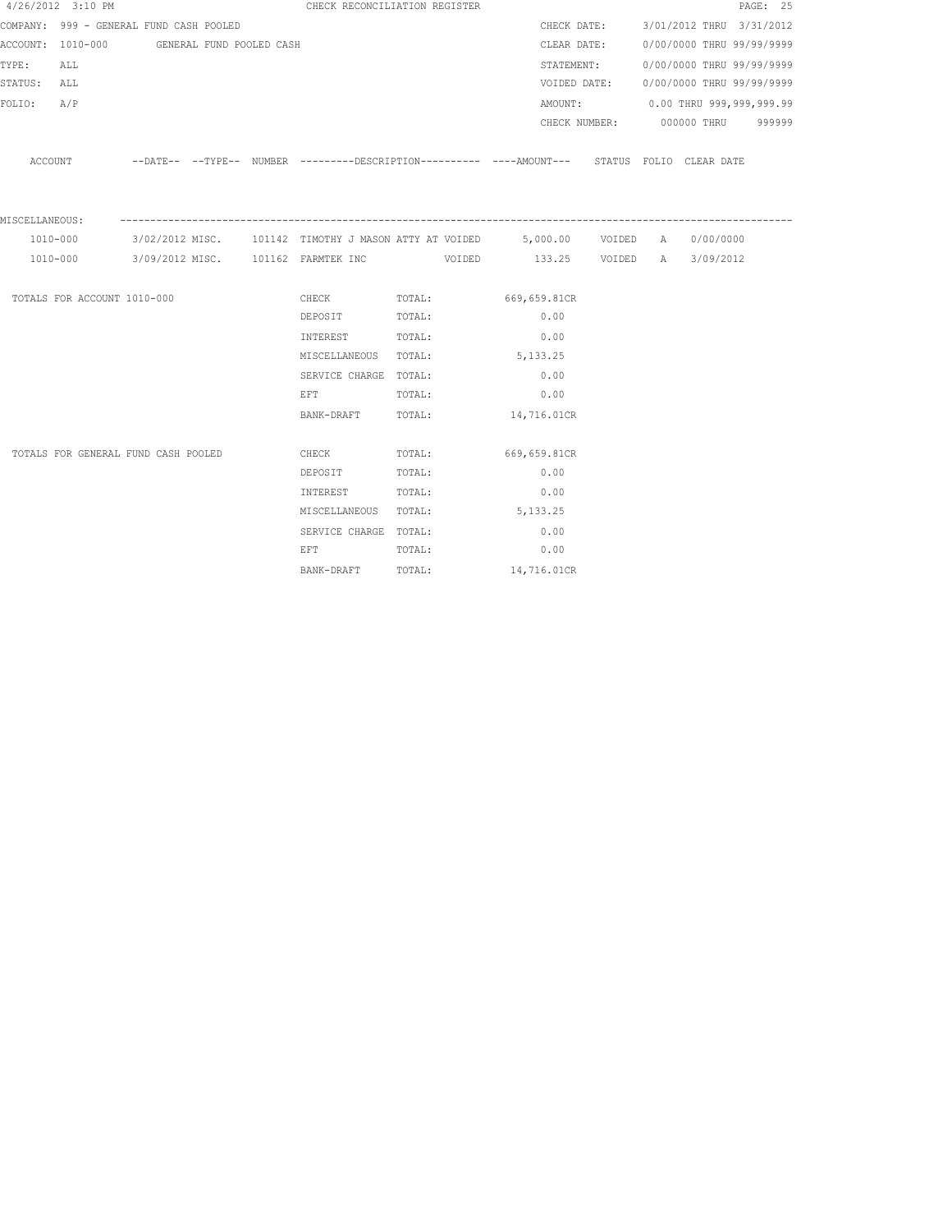4/26/2012 3:10 PM CHECK RECONCILIATION REGISTER

COMPANY: 999 - GENERAL FUND CASH POOLED
ACCOUNT: 1010-000 GENERAL FUND POOLED CASH
TYPE: ALL
STATUS: ALL
FOLIO: A/P

CHECK DATE: 3/01/2012 THRU 3/31/2012
CLEAR DATE: 0/00/0000 THRU 99/99/9999
STATEMENT: 0/00/0000 THRU 99/99/9999
VOIDED DATE: 0/00/0000 THRU 99/99/9999
AMOUNT: 0.00 THRU 999,999,999.99
CHECK NUMBER: 000000 THRU 999999

| ACCOUNT | --DATE-- | --TYPE-- | NUMBER | ---------DESCRIPTION---------- | ----AMOUNT--- | STATUS | FOLIO | CLEAR DATE |
|---|---|---|---|---|---|---|---|---|
| MISCELLANEOUS: | | | | | | | | |
| 1010-000 | 3/02/2012 | MISC. | 101142 | TIMOTHY J MASON ATTY AT VOIDED | 5,000.00 | VOIDED | A | 0/00/0000 |
| 1010-000 | 3/09/2012 | MISC. | 101162 | FARMTEK INC VOIDED | 133.25 | VOIDED | A | 3/09/2012 |

| | | | |
|---|---|---|---|
| TOTALS FOR ACCOUNT 1010-000 | CHECK | TOTAL: | 669,659.81CR |
| | DEPOSIT | TOTAL: | 0.00 |
| | INTEREST | TOTAL: | 0.00 |
| | MISCELLANEOUS | TOTAL: | 5,133.25 |
| | SERVICE CHARGE | TOTAL: | 0.00 |
| | EFT | TOTAL: | 0.00 |
| | BANK-DRAFT | TOTAL: | 14,716.01CR |
| TOTALS FOR GENERAL FUND CASH POOLED | CHECK | TOTAL: | 669,659.81CR |
| | DEPOSIT | TOTAL: | 0.00 |
| | INTEREST | TOTAL: | 0.00 |
| | MISCELLANEOUS | TOTAL: | 5,133.25 |
| | SERVICE CHARGE | TOTAL: | 0.00 |
| | EFT | TOTAL: | 0.00 |
| | BANK-DRAFT | TOTAL: | 14,716.01CR |